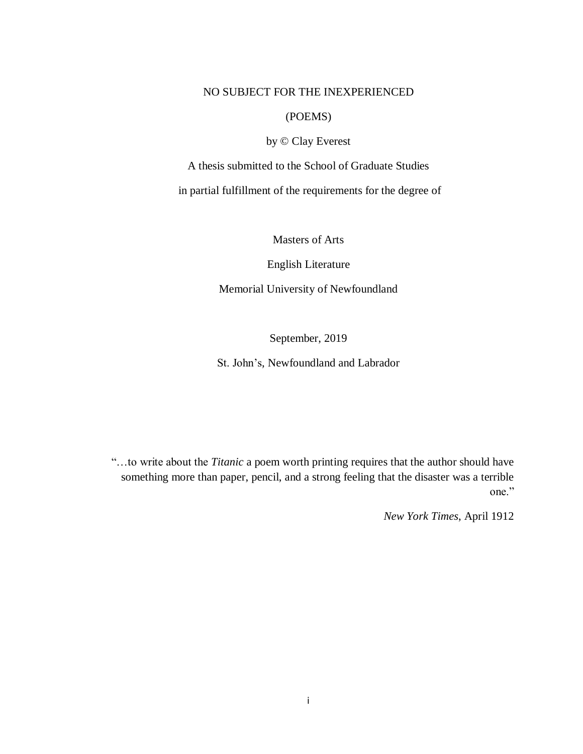# NO SUBJECT FOR THE INEXPERIENCED

(POEMS)

by © Clay Everest

A thesis submitted to the School of Graduate Studies

in partial fulfillment of the requirements for the degree of

Masters of Arts

English Literature

Memorial University of Newfoundland

September, 2019

St. John's, Newfoundland and Labrador

> "…to write about the *Titanic* a poem worth printing requires that the author should have something more than paper, pencil, and a strong feeling that the disaster was a terrible one."
>
> *New York Times*, April 1912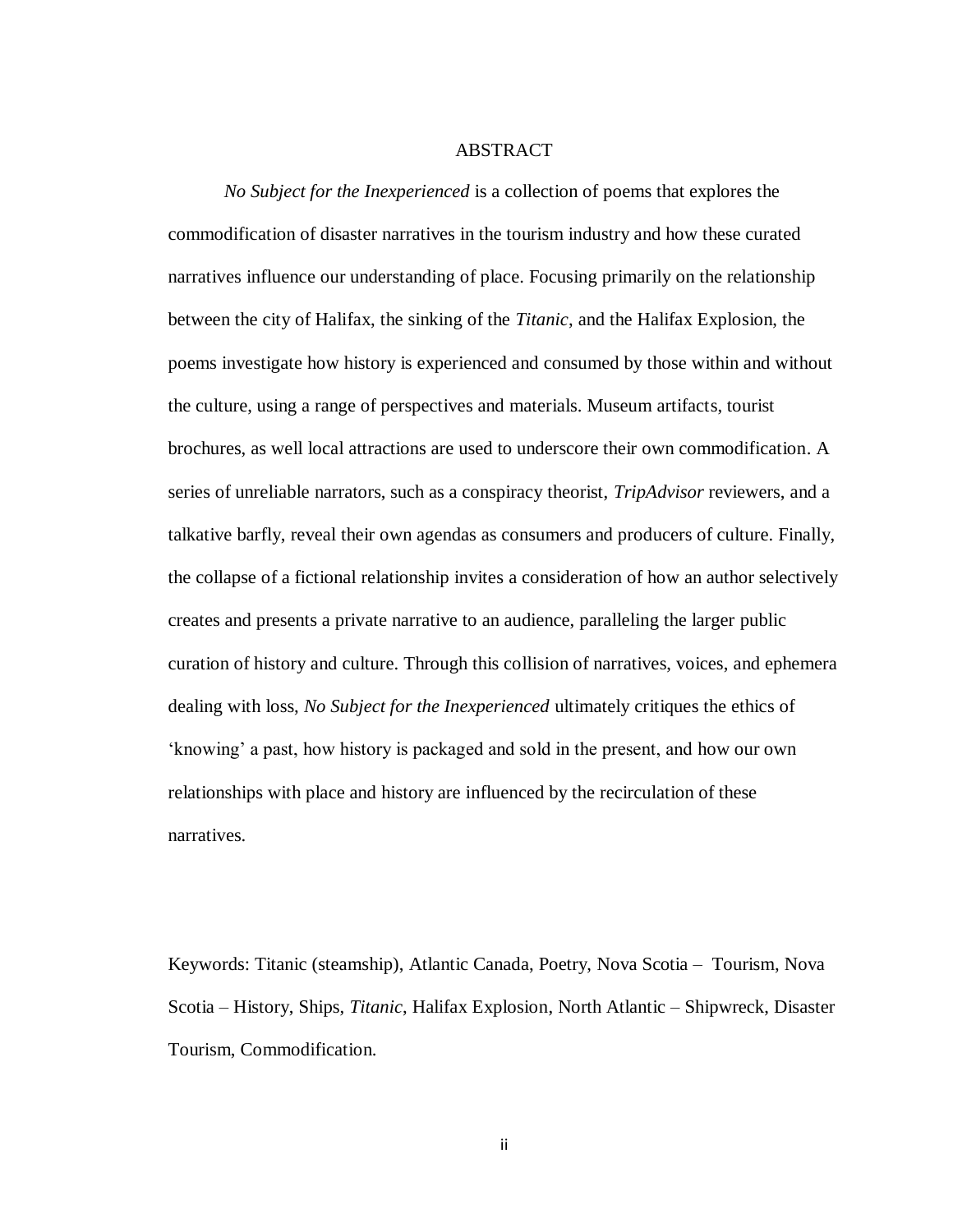# ABSTRACT

*No Subject for the Inexperienced* is a collection of poems that explores the commodification of disaster narratives in the tourism industry and how these curated narratives influence our understanding of place. Focusing primarily on the relationship between the city of Halifax, the sinking of the *Titanic*, and the Halifax Explosion, the poems investigate how history is experienced and consumed by those within and without the culture, using a range of perspectives and materials. Museum artifacts, tourist brochures, as well local attractions are used to underscore their own commodification. A series of unreliable narrators, such as a conspiracy theorist, *TripAdvisor* reviewers, and a talkative barfly, reveal their own agendas as consumers and producers of culture. Finally, the collapse of a fictional relationship invites a consideration of how an author selectively creates and presents a private narrative to an audience, paralleling the larger public curation of history and culture. Through this collision of narratives, voices, and ephemera dealing with loss, *No Subject for the Inexperienced* ultimately critiques the ethics of 'knowing' a past, how history is packaged and sold in the present, and how our own relationships with place and history are influenced by the recirculation of these narratives.

Keywords: Titanic (steamship), Atlantic Canada, Poetry, Nova Scotia – Tourism, Nova Scotia – History, Ships, *Titanic*, Halifax Explosion, North Atlantic – Shipwreck, Disaster Tourism, Commodification.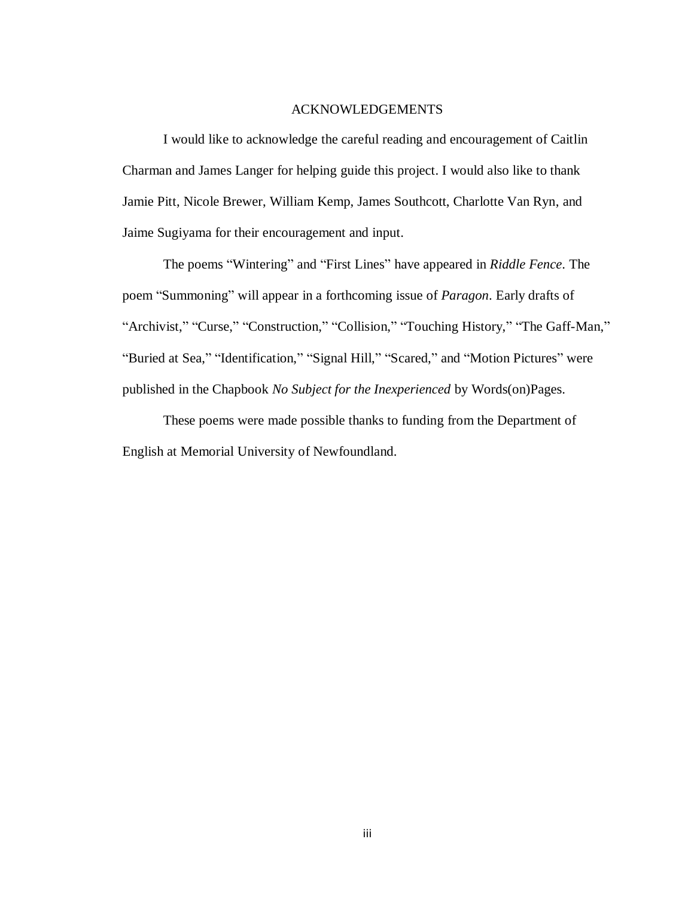# ACKNOWLEDGEMENTS

I would like to acknowledge the careful reading and encouragement of Caitlin Charman and James Langer for helping guide this project. I would also like to thank Jamie Pitt, Nicole Brewer, William Kemp, James Southcott, Charlotte Van Ryn, and Jaime Sugiyama for their encouragement and input.

The poems "Wintering" and "First Lines" have appeared in *Riddle Fence*. The poem "Summoning" will appear in a forthcoming issue of *Paragon*. Early drafts of "Archivist," "Curse," "Construction," "Collision," "Touching History," "The Gaff-Man," "Buried at Sea," "Identification," "Signal Hill," "Scared," and "Motion Pictures" were published in the Chapbook *No Subject for the Inexperienced* by Words(on)Pages.

These poems were made possible thanks to funding from the Department of English at Memorial University of Newfoundland.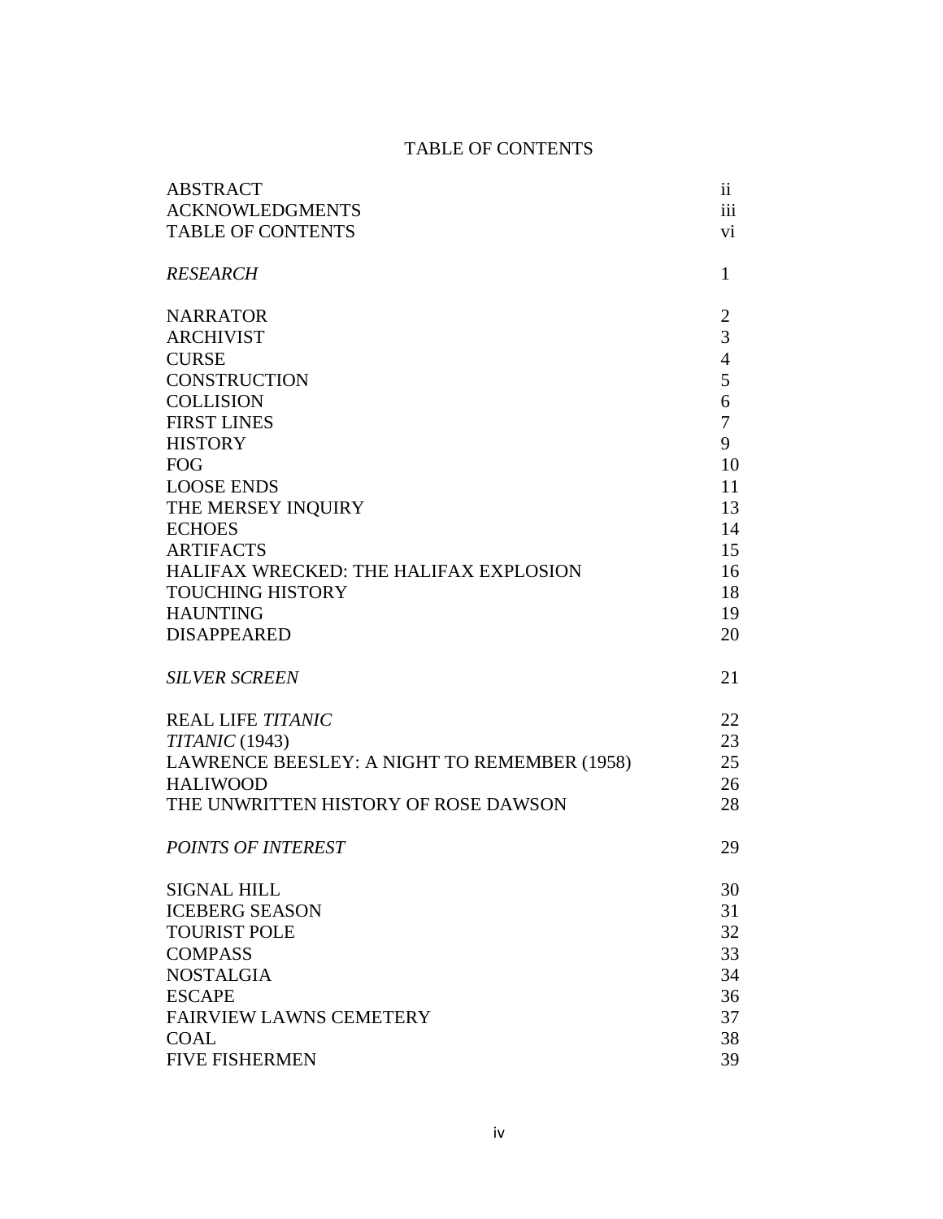# TABLE OF CONTENTS

| | |
|---|---|
| ABSTRACT | ii |
| ACKNOWLEDGMENTS | iii |
| TABLE OF CONTENTS | vi |
| | |
| *RESEARCH* | 1 |
| | |
| NARRATOR | 2 |
| ARCHIVIST | 3 |
| CURSE | 4 |
| CONSTRUCTION | 5 |
| COLLISION | 6 |
| FIRST LINES | 7 |
| HISTORY | 9 |
| FOG | 10 |
| LOOSE ENDS | 11 |
| THE MERSEY INQUIRY | 13 |
| ECHOES | 14 |
| ARTIFACTS | 15 |
| HALIFAX WRECKED: THE HALIFAX EXPLOSION | 16 |
| TOUCHING HISTORY | 18 |
| HAUNTING | 19 |
| DISAPPEARED | 20 |
| | |
| *SILVER SCREEN* | 21 |
| | |
| REAL LIFE *TITANIC* | 22 |
| *TITANIC* (1943) | 23 |
| LAWRENCE BEESLEY: A NIGHT TO REMEMBER (1958) | 25 |
| HALIWOOD | 26 |
| THE UNWRITTEN HISTORY OF ROSE DAWSON | 28 |
| | |
| *POINTS OF INTEREST* | 29 |
| | |
| SIGNAL HILL | 30 |
| ICEBERG SEASON | 31 |
| TOURIST POLE | 32 |
| COMPASS | 33 |
| NOSTALGIA | 34 |
| ESCAPE | 36 |
| FAIRVIEW LAWNS CEMETERY | 37 |
| COAL | 38 |
| FIVE FISHERMEN | 39 |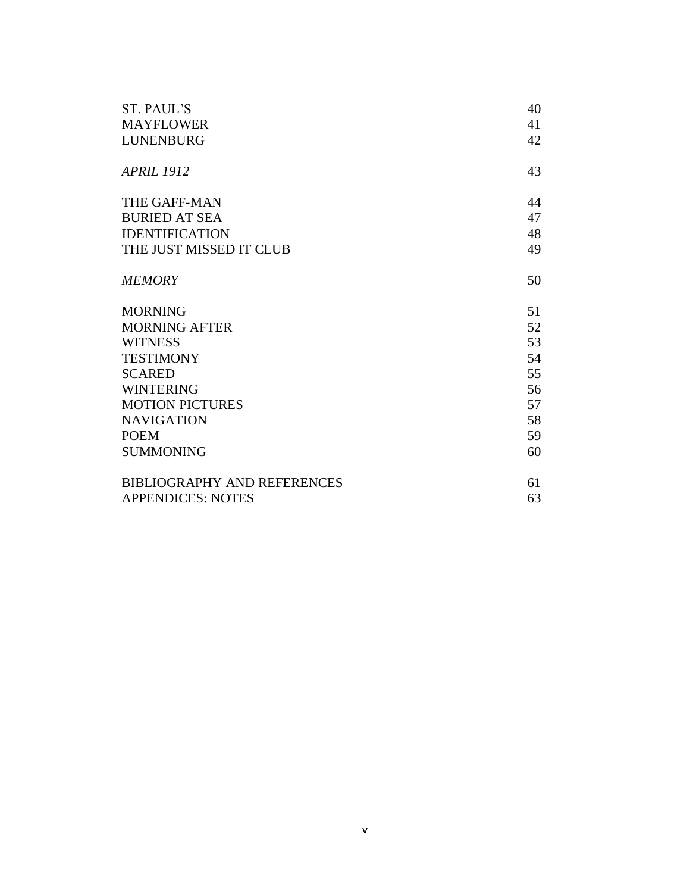| | |
|---|---|
| ST. PAUL'S | 40 |
| MAYFLOWER | 41 |
| LUNENBURG | 42 |
| *APRIL 1912* | 43 |
| THE GAFF-MAN | 44 |
| BURIED AT SEA | 47 |
| IDENTIFICATION | 48 |
| THE JUST MISSED IT CLUB | 49 |
| *MEMORY* | 50 |
| MORNING | 51 |
| MORNING AFTER | 52 |
| WITNESS | 53 |
| TESTIMONY | 54 |
| SCARED | 55 |
| WINTERING | 56 |
| MOTION PICTURES | 57 |
| NAVIGATION | 58 |
| POEM | 59 |
| SUMMONING | 60 |
| BIBLIOGRAPHY AND REFERENCES | 61 |
| APPENDICES: NOTES | 63 |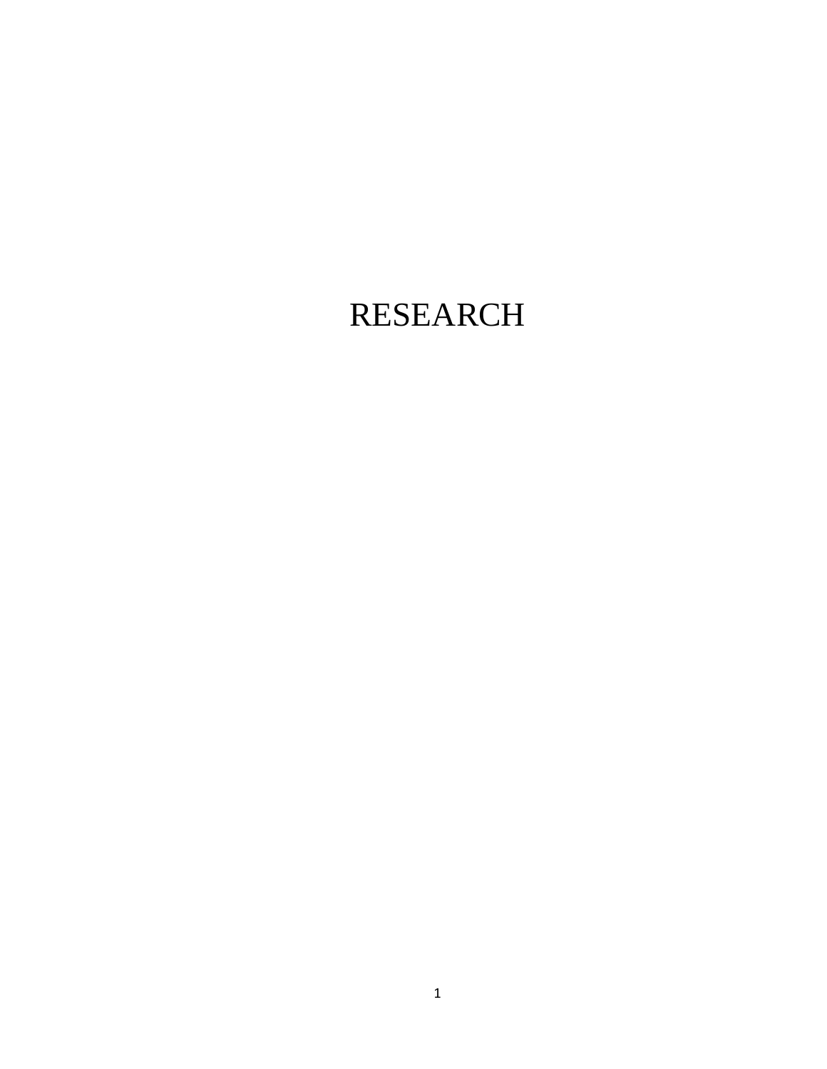# RESEARCH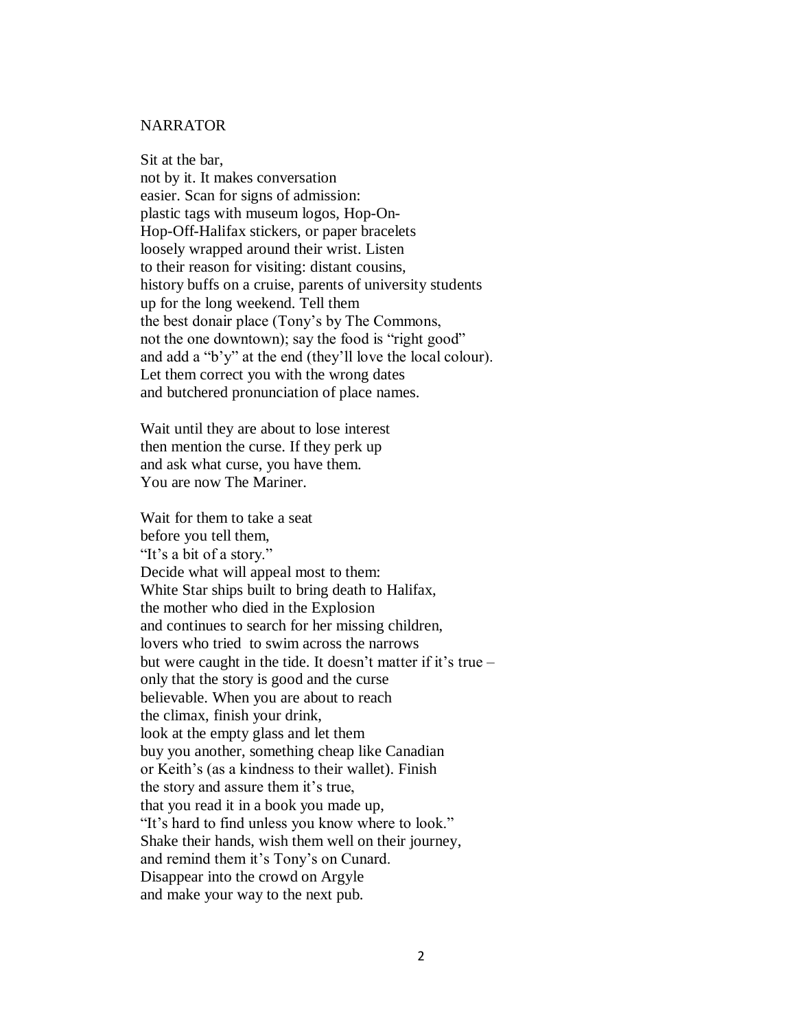NARRATOR

Sit at the bar,  
not by it. It makes conversation  
easier. Scan for signs of admission:  
plastic tags with museum logos, Hop-On-  
Hop-Off-Halifax stickers, or paper bracelets  
loosely wrapped around their wrist. Listen  
to their reason for visiting: distant cousins,  
history buffs on a cruise, parents of university students  
up for the long weekend. Tell them  
the best donair place (Tony's by The Commons,  
not the one downtown); say the food is "right good"  
and add a "b'y" at the end (they'll love the local colour).  
Let them correct you with the wrong dates  
and butchered pronunciation of place names.

Wait until they are about to lose interest  
then mention the curse. If they perk up  
and ask what curse, you have them.  
You are now The Mariner.

Wait for them to take a seat  
before you tell them,  
"It's a bit of a story."  
Decide what will appeal most to them:  
White Star ships built to bring death to Halifax,  
the mother who died in the Explosion  
and continues to search for her missing children,  
lovers who tried to swim across the narrows  
but were caught in the tide. It doesn't matter if it's true –  
only that the story is good and the curse  
believable. When you are about to reach  
the climax, finish your drink,  
look at the empty glass and let them  
buy you another, something cheap like Canadian  
or Keith's (as a kindness to their wallet). Finish  
the story and assure them it's true,  
that you read it in a book you made up,  
"It's hard to find unless you know where to look."  
Shake their hands, wish them well on their journey,  
and remind them it's Tony's on Cunard.  
Disappear into the crowd on Argyle  
and make your way to the next pub.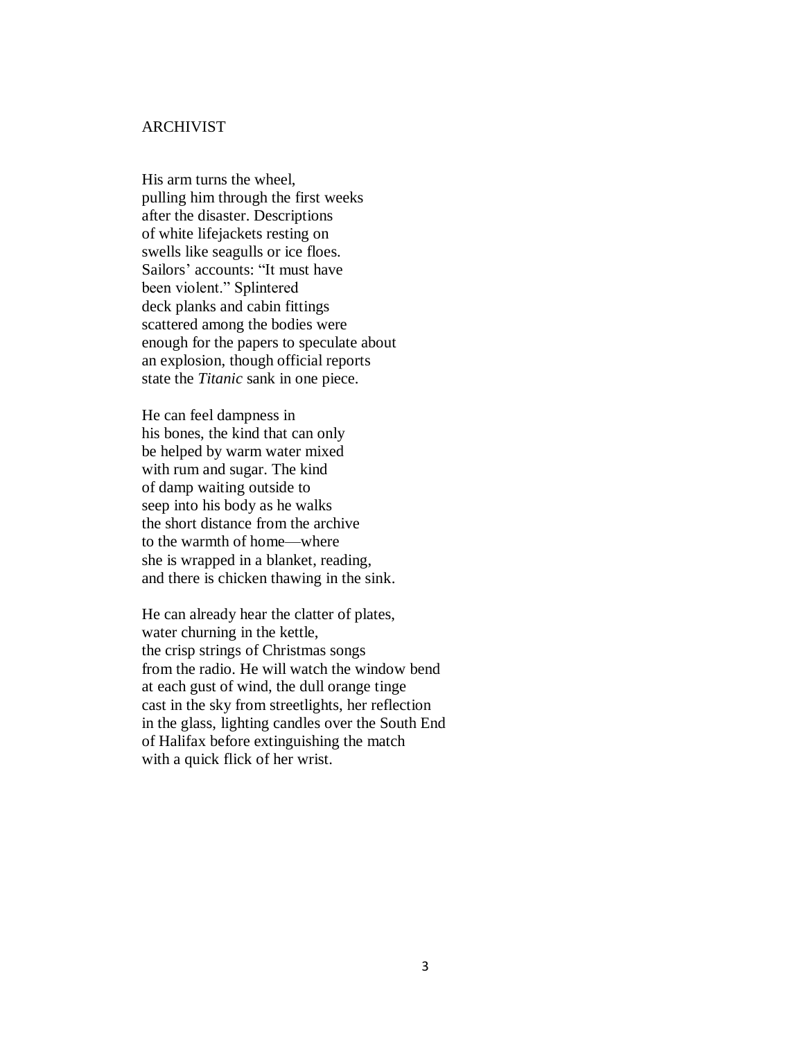## ARCHIVIST

His arm turns the wheel,  
pulling him through the first weeks  
after the disaster. Descriptions  
of white lifejackets resting on  
swells like seagulls or ice floes.  
Sailors' accounts: "It must have  
been violent." Splintered  
deck planks and cabin fittings  
scattered among the bodies were  
enough for the papers to speculate about  
an explosion, though official reports  
state the *Titanic* sank in one piece.

He can feel dampness in  
his bones, the kind that can only  
be helped by warm water mixed  
with rum and sugar. The kind  
of damp waiting outside to  
seep into his body as he walks  
the short distance from the archive  
to the warmth of home—where  
she is wrapped in a blanket, reading,  
and there is chicken thawing in the sink.

He can already hear the clatter of plates,  
water churning in the kettle,  
the crisp strings of Christmas songs  
from the radio. He will watch the window bend  
at each gust of wind, the dull orange tinge  
cast in the sky from streetlights, her reflection  
in the glass, lighting candles over the South End  
of Halifax before extinguishing the match  
with a quick flick of her wrist.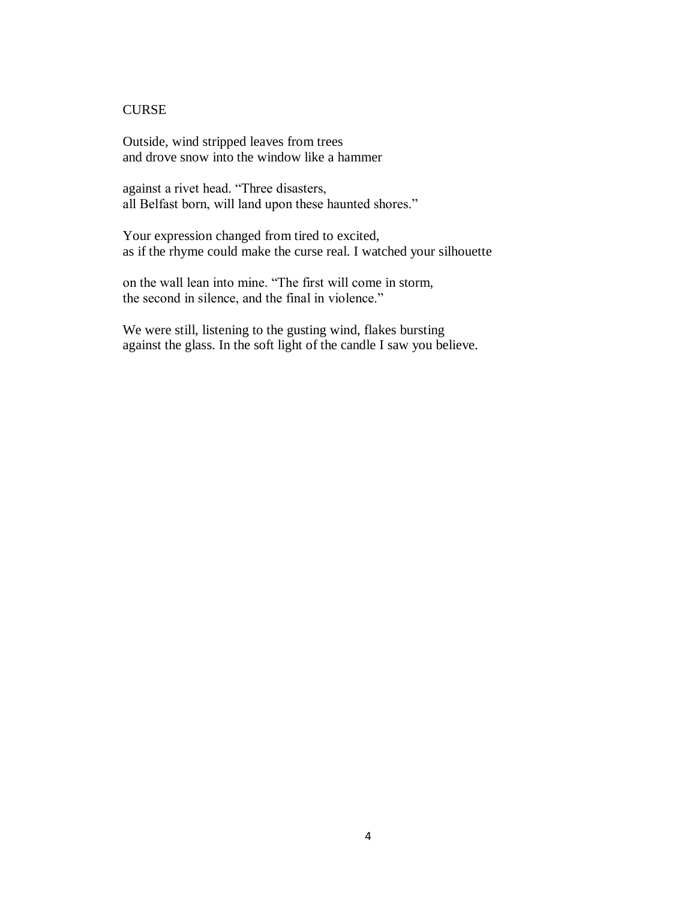# CURSE

Outside, wind stripped leaves from trees  
and drove snow into the window like a hammer

against a rivet head. “Three disasters,  
all Belfast born, will land upon these haunted shores.”

Your expression changed from tired to excited,  
as if the rhyme could make the curse real. I watched your silhouette

on the wall lean into mine. “The first will come in storm,  
the second in silence, and the final in violence.”

We were still, listening to the gusting wind, flakes bursting  
against the glass. In the soft light of the candle I saw you believe.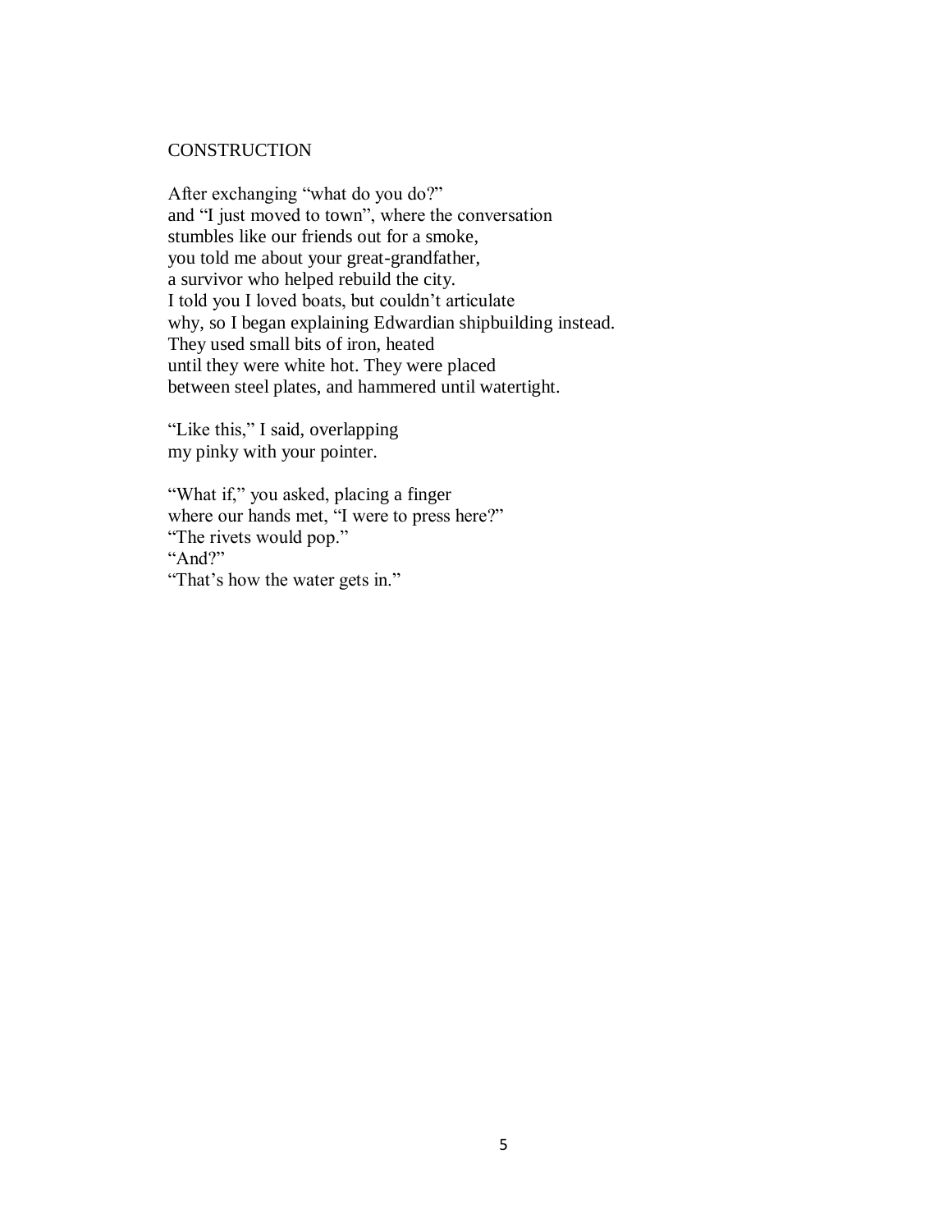## CONSTRUCTION

After exchanging "what do you do?"  
and "I just moved to town", where the conversation  
stumbles like our friends out for a smoke,  
you told me about your great-grandfather,  
a survivor who helped rebuild the city.  
I told you I loved boats, but couldn't articulate  
why, so I began explaining Edwardian shipbuilding instead.  
They used small bits of iron, heated  
until they were white hot. They were placed  
between steel plates, and hammered until watertight.

"Like this," I said, overlapping  
my pinky with your pointer.

"What if," you asked, placing a finger  
where our hands met, "I were to press here?"  
"The rivets would pop."  
"And?"  
"That's how the water gets in."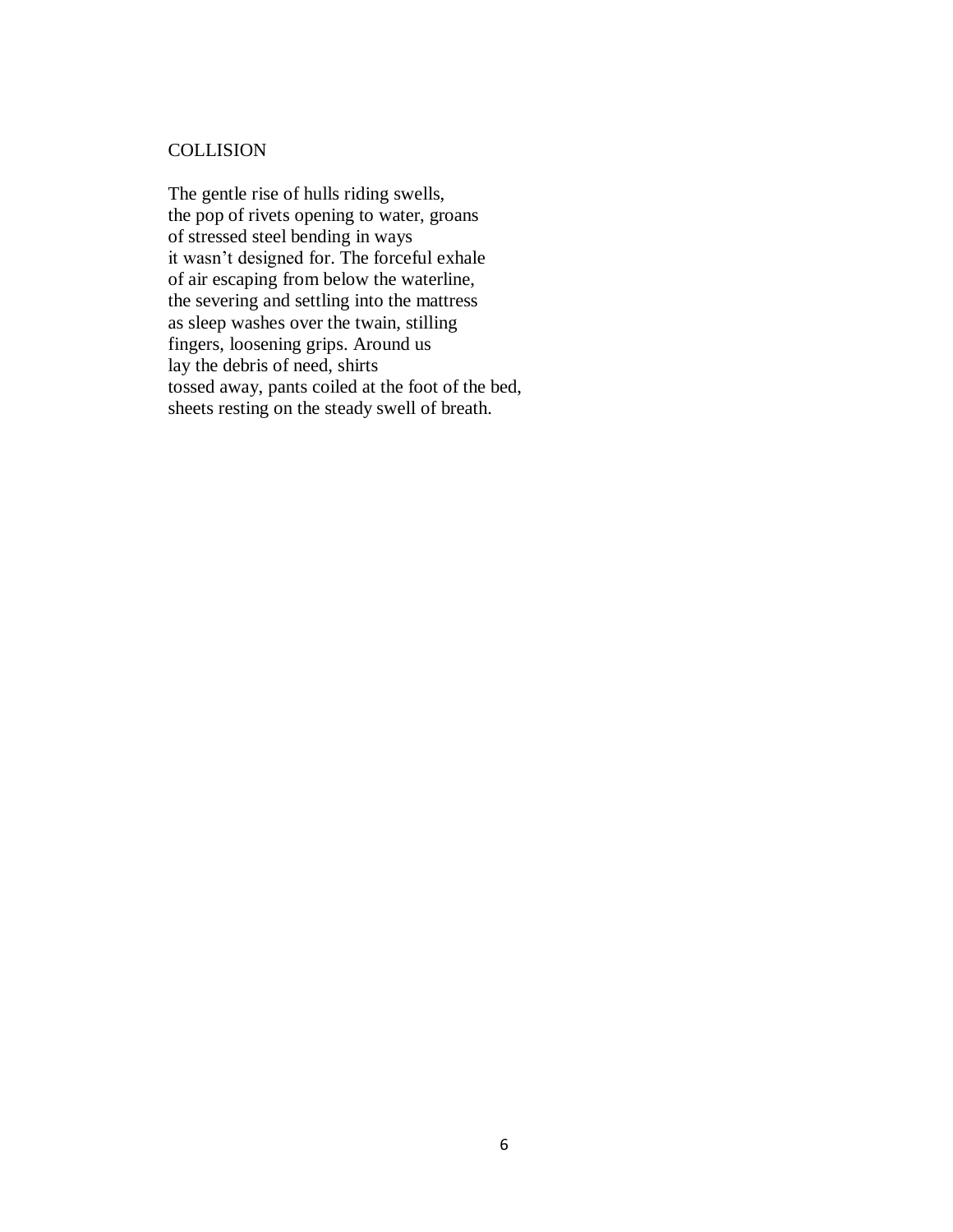## COLLISION

The gentle rise of hulls riding swells,  
the pop of rivets opening to water, groans  
of stressed steel bending in ways  
it wasn’t designed for. The forceful exhale  
of air escaping from below the waterline,  
the severing and settling into the mattress  
as sleep washes over the twain, stilling  
fingers, loosening grips. Around us  
lay the debris of need, shirts  
tossed away, pants coiled at the foot of the bed,  
sheets resting on the steady swell of breath.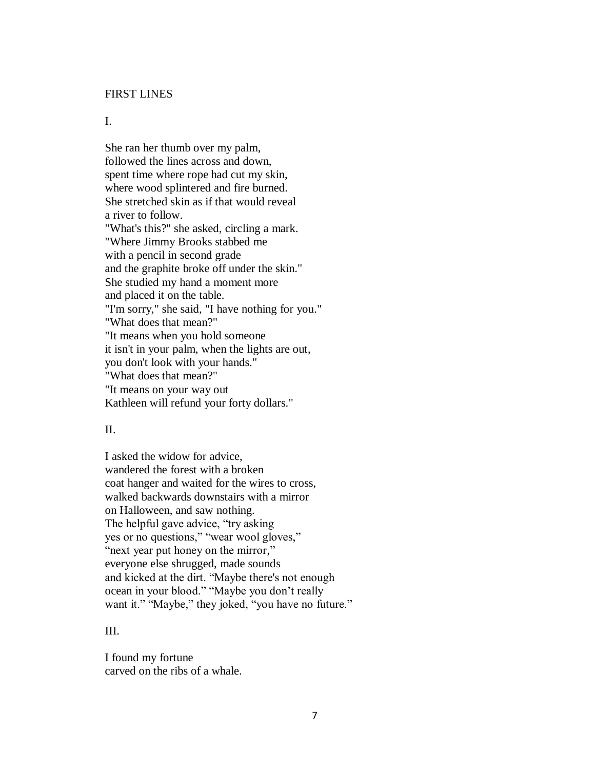## FIRST LINES

I.

She ran her thumb over my palm,  
followed the lines across and down,  
spent time where rope had cut my skin,  
where wood splintered and fire burned.  
She stretched skin as if that would reveal  
a river to follow.  
"What's this?" she asked, circling a mark.  
"Where Jimmy Brooks stabbed me  
with a pencil in second grade  
and the graphite broke off under the skin."  
She studied my hand a moment more  
and placed it on the table.  
"I'm sorry," she said, "I have nothing for you."  
"What does that mean?"  
"It means when you hold someone  
it isn't in your palm, when the lights are out,  
you don't look with your hands."  
"What does that mean?"  
"It means on your way out  
Kathleen will refund your forty dollars."

II.

I asked the widow for advice,  
wandered the forest with a broken  
coat hanger and waited for the wires to cross,  
walked backwards downstairs with a mirror  
on Halloween, and saw nothing.  
The helpful gave advice, “try asking  
yes or no questions,” “wear wool gloves,”  
“next year put honey on the mirror,”  
everyone else shrugged, made sounds  
and kicked at the dirt. “Maybe there's not enough  
ocean in your blood.” “Maybe you don’t really  
want it.” “Maybe,” they joked, “you have no future.”

III.

I found my fortune  
carved on the ribs of a whale.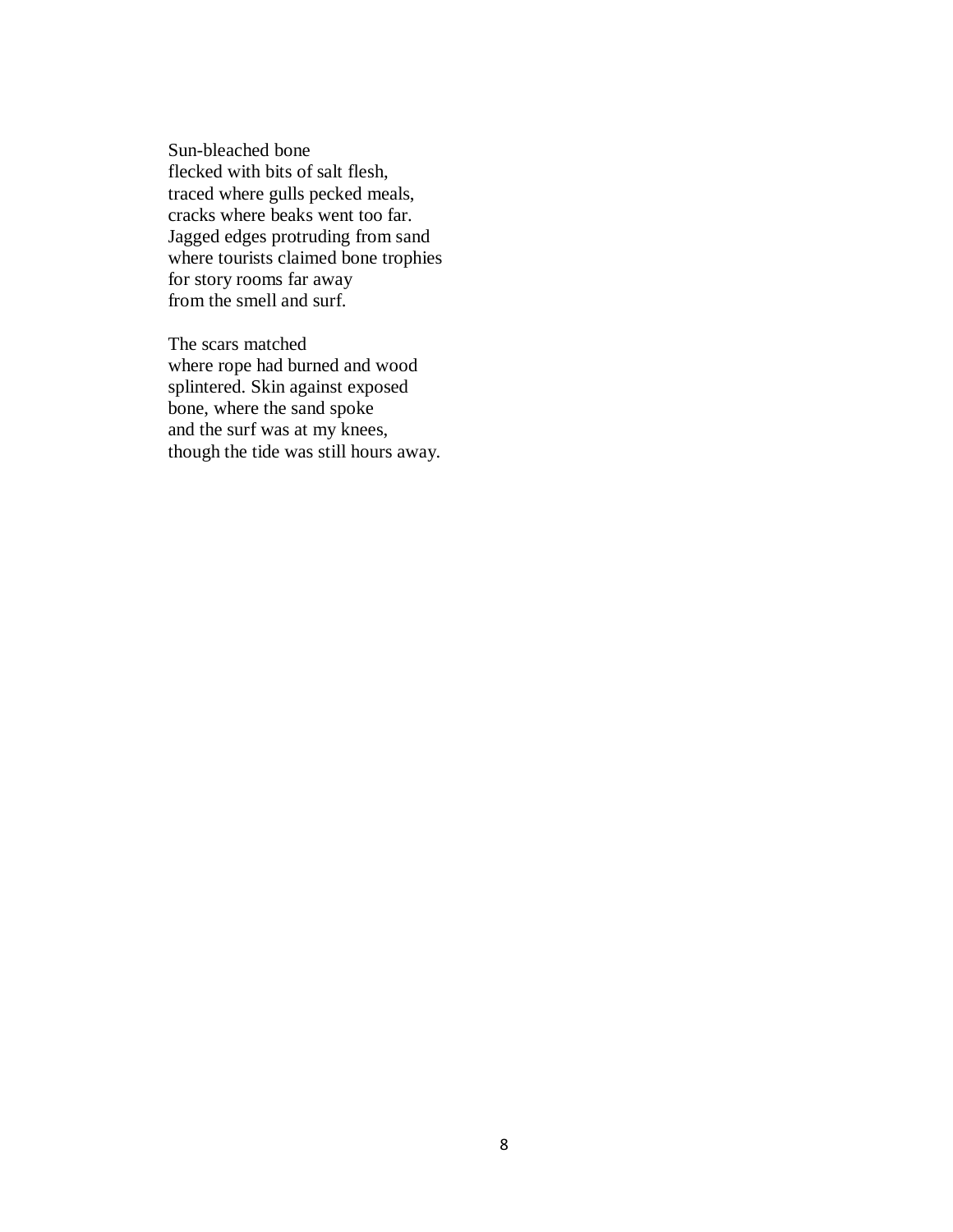Sun-bleached bone  
flecked with bits of salt flesh,  
traced where gulls pecked meals,  
cracks where beaks went too far.  
Jagged edges protruding from sand  
where tourists claimed bone trophies  
for story rooms far away  
from the smell and surf.

The scars matched  
where rope had burned and wood  
splintered. Skin against exposed  
bone, where the sand spoke  
and the surf was at my knees,  
though the tide was still hours away.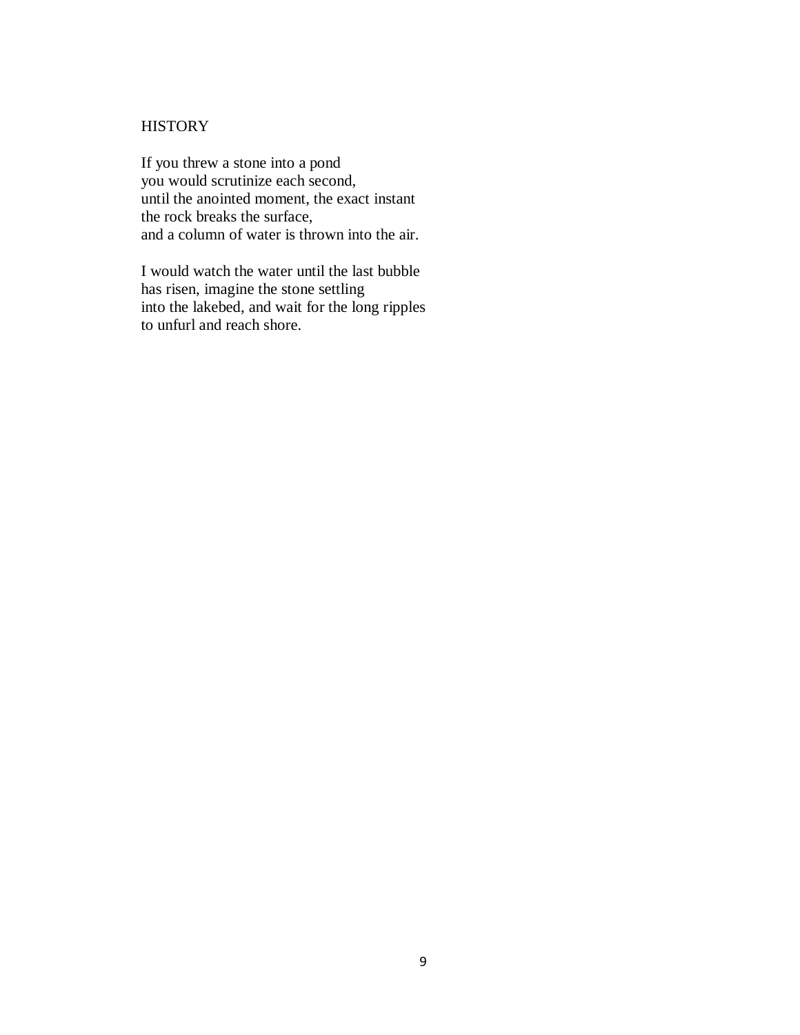## HISTORY

If you threw a stone into a pond  
you would scrutinize each second,  
until the anointed moment, the exact instant  
the rock breaks the surface,  
and a column of water is thrown into the air.

I would watch the water until the last bubble  
has risen, imagine the stone settling  
into the lakebed, and wait for the long ripples  
to unfurl and reach shore.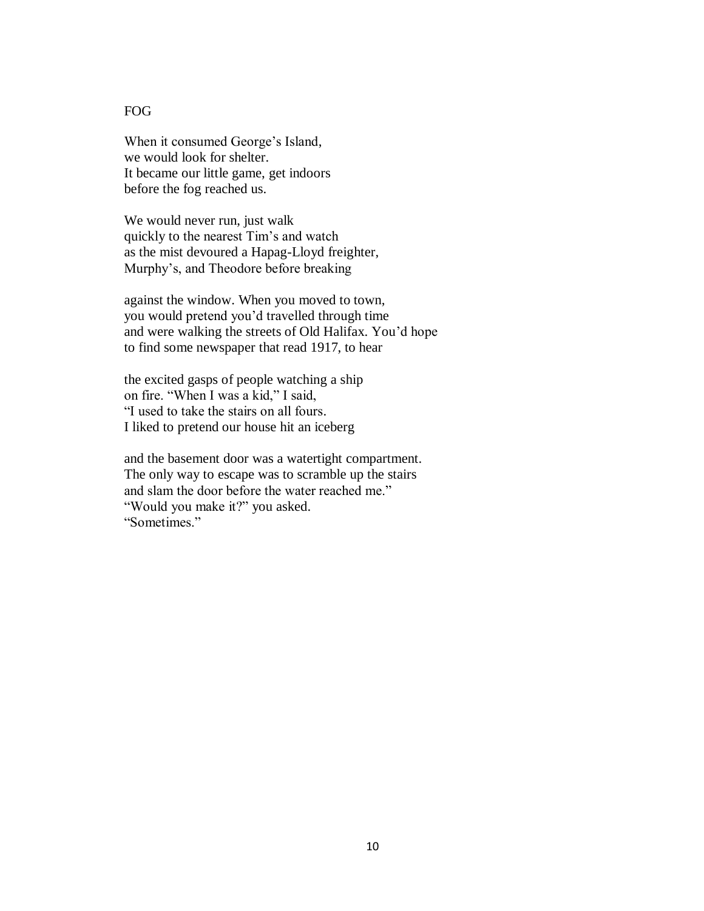# FOG

When it consumed George's Island,
we would look for shelter.
It became our little game, get indoors
before the fog reached us.

We would never run, just walk
quickly to the nearest Tim's and watch
as the mist devoured a Hapag-Lloyd freighter,
Murphy's, and Theodore before breaking

against the window. When you moved to town,
you would pretend you'd travelled through time
and were walking the streets of Old Halifax. You'd hope
to find some newspaper that read 1917, to hear

the excited gasps of people watching a ship
on fire. "When I was a kid," I said,
"I used to take the stairs on all fours.
I liked to pretend our house hit an iceberg

and the basement door was a watertight compartment.
The only way to escape was to scramble up the stairs
and slam the door before the water reached me."
"Would you make it?" you asked.
"Sometimes."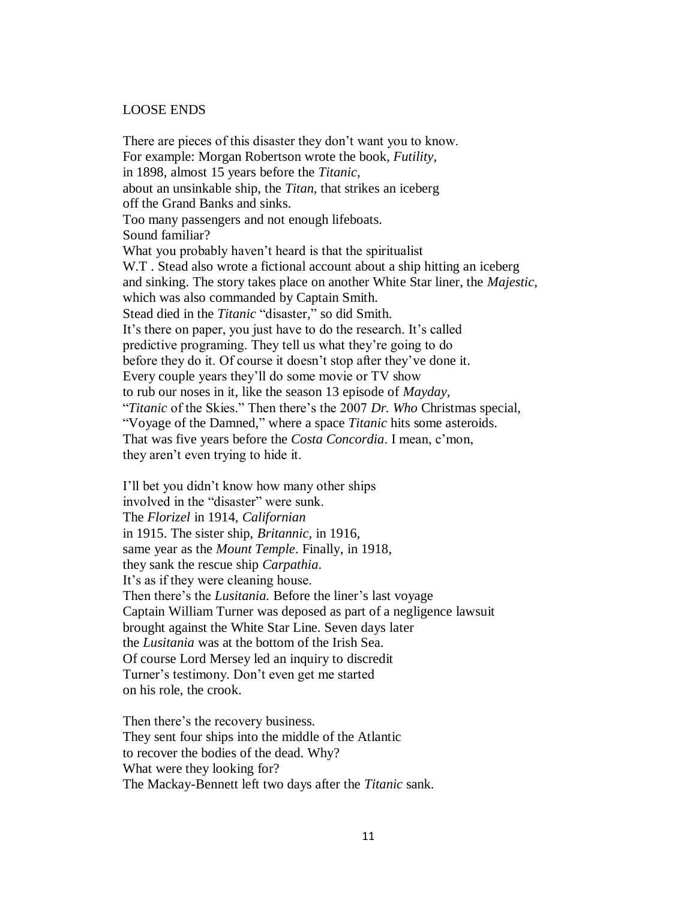## LOOSE ENDS

There are pieces of this disaster they don't want you to know.  
For example: Morgan Robertson wrote the book, *Futility*,  
in 1898, almost 15 years before the *Titanic*,  
about an unsinkable ship, the *Titan*, that strikes an iceberg  
off the Grand Banks and sinks.  
Too many passengers and not enough lifeboats.  
Sound familiar?  
What you probably haven't heard is that the spiritualist  
W.T . Stead also wrote a fictional account about a ship hitting an iceberg  
and sinking. The story takes place on another White Star liner, the *Majestic*,  
which was also commanded by Captain Smith.  
Stead died in the *Titanic* "disaster," so did Smith.  
It's there on paper, you just have to do the research. It's called  
predictive programing. They tell us what they're going to do  
before they do it. Of course it doesn't stop after they've done it.  
Every couple years they'll do some movie or TV show  
to rub our noses in it, like the season 13 episode of *Mayday*,  
"*Titanic* of the Skies." Then there's the 2007 *Dr. Who* Christmas special,  
"Voyage of the Damned," where a space *Titanic* hits some asteroids.  
That was five years before the *Costa Concordia*. I mean, c'mon,  
they aren't even trying to hide it.

I'll bet you didn't know how many other ships  
involved in the "disaster" were sunk.  
The *Florizel* in 1914, *Californian*  
in 1915. The sister ship, *Britannic*, in 1916,  
same year as the *Mount Temple*. Finally, in 1918,  
they sank the rescue ship *Carpathia*.  
It's as if they were cleaning house.  
Then there's the *Lusitania.* Before the liner's last voyage  
Captain William Turner was deposed as part of a negligence lawsuit  
brought against the White Star Line. Seven days later  
the *Lusitania* was at the bottom of the Irish Sea.  
Of course Lord Mersey led an inquiry to discredit  
Turner's testimony. Don't even get me started  
on his role, the crook.

Then there's the recovery business.  
They sent four ships into the middle of the Atlantic  
to recover the bodies of the dead. Why?  
What were they looking for?  
The Mackay-Bennett left two days after the *Titanic* sank.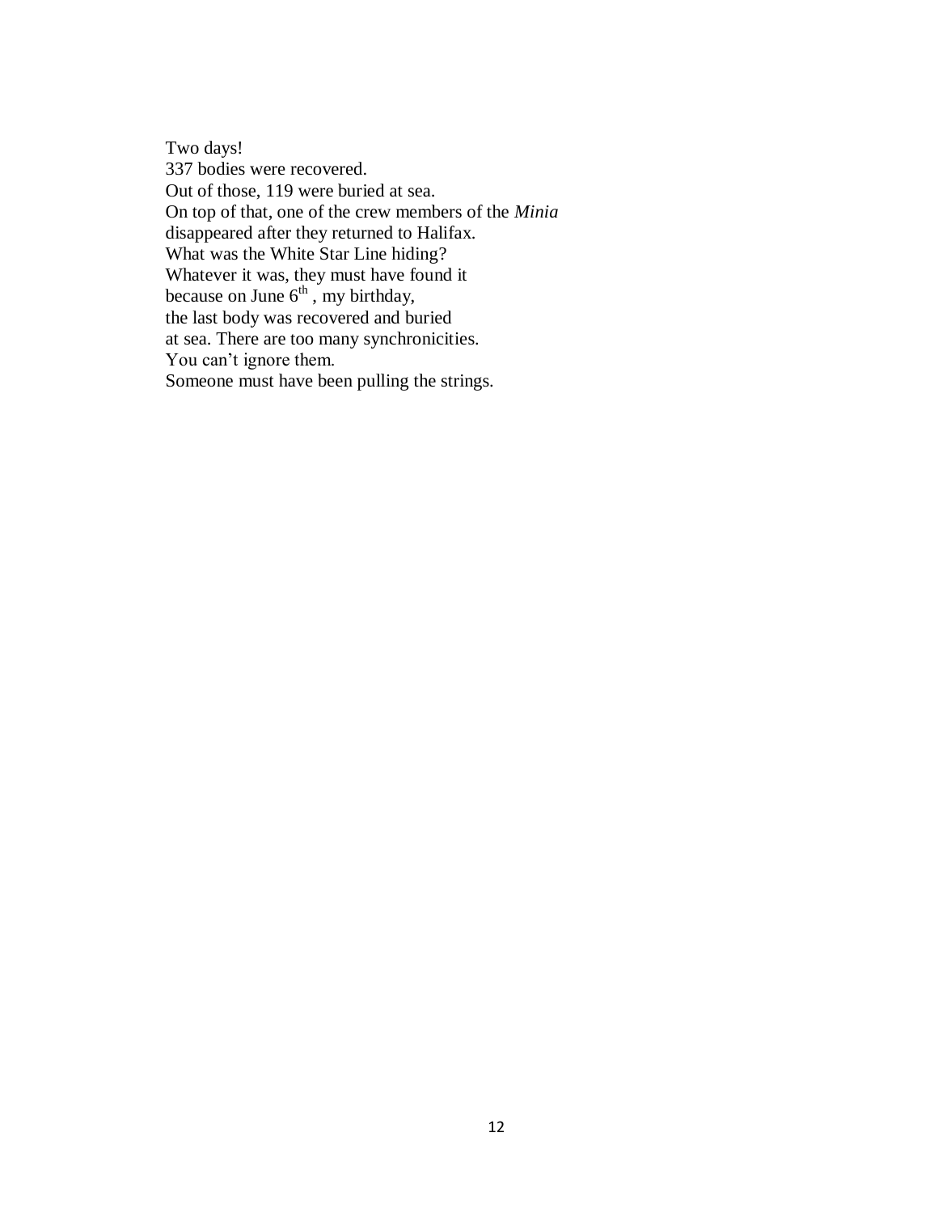Two days!  
337 bodies were recovered.  
Out of those, 119 were buried at sea.  
On top of that, one of the crew members of the *Minia*  
disappeared after they returned to Halifax.  
What was the White Star Line hiding?  
Whatever it was, they must have found it  
because on June 6th , my birthday,  
the last body was recovered and buried  
at sea. There are too many synchronicities.  
You can't ignore them.  
Someone must have been pulling the strings.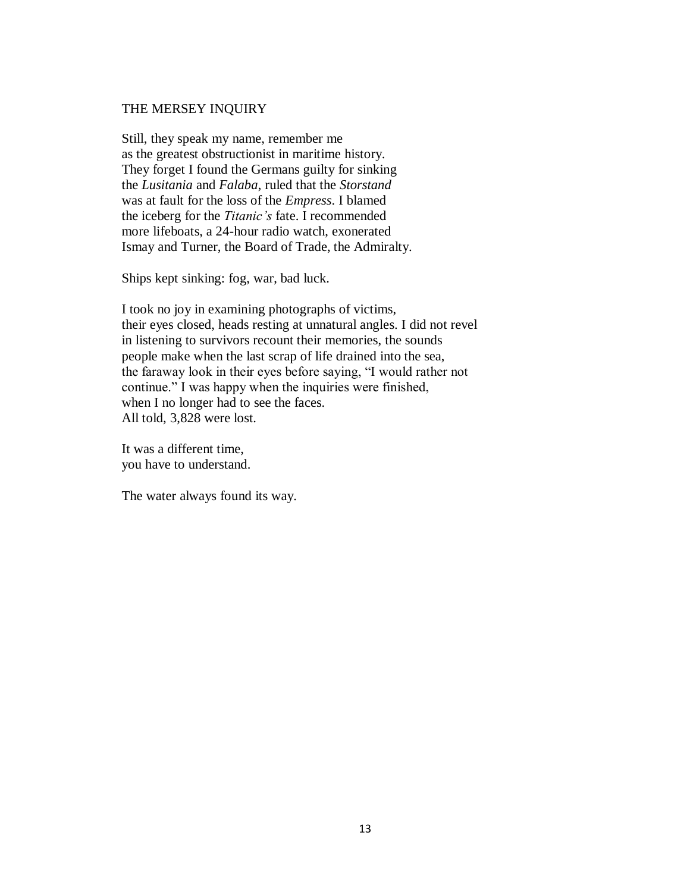## THE MERSEY INQUIRY

Still, they speak my name, remember me  
as the greatest obstructionist in maritime history.  
They forget I found the Germans guilty for sinking  
the *Lusitania* and *Falaba*, ruled that the *Storstand*  
was at fault for the loss of the *Empress*. I blamed  
the iceberg for the *Titanic's* fate. I recommended  
more lifeboats, a 24-hour radio watch, exonerated  
Ismay and Turner, the Board of Trade, the Admiralty.

Ships kept sinking: fog, war, bad luck.

I took no joy in examining photographs of victims,  
their eyes closed, heads resting at unnatural angles. I did not revel  
in listening to survivors recount their memories, the sounds  
people make when the last scrap of life drained into the sea,  
the faraway look in their eyes before saying, "I would rather not  
continue." I was happy when the inquiries were finished,  
when I no longer had to see the faces.  
All told, 3,828 were lost.

It was a different time,  
you have to understand.

The water always found its way.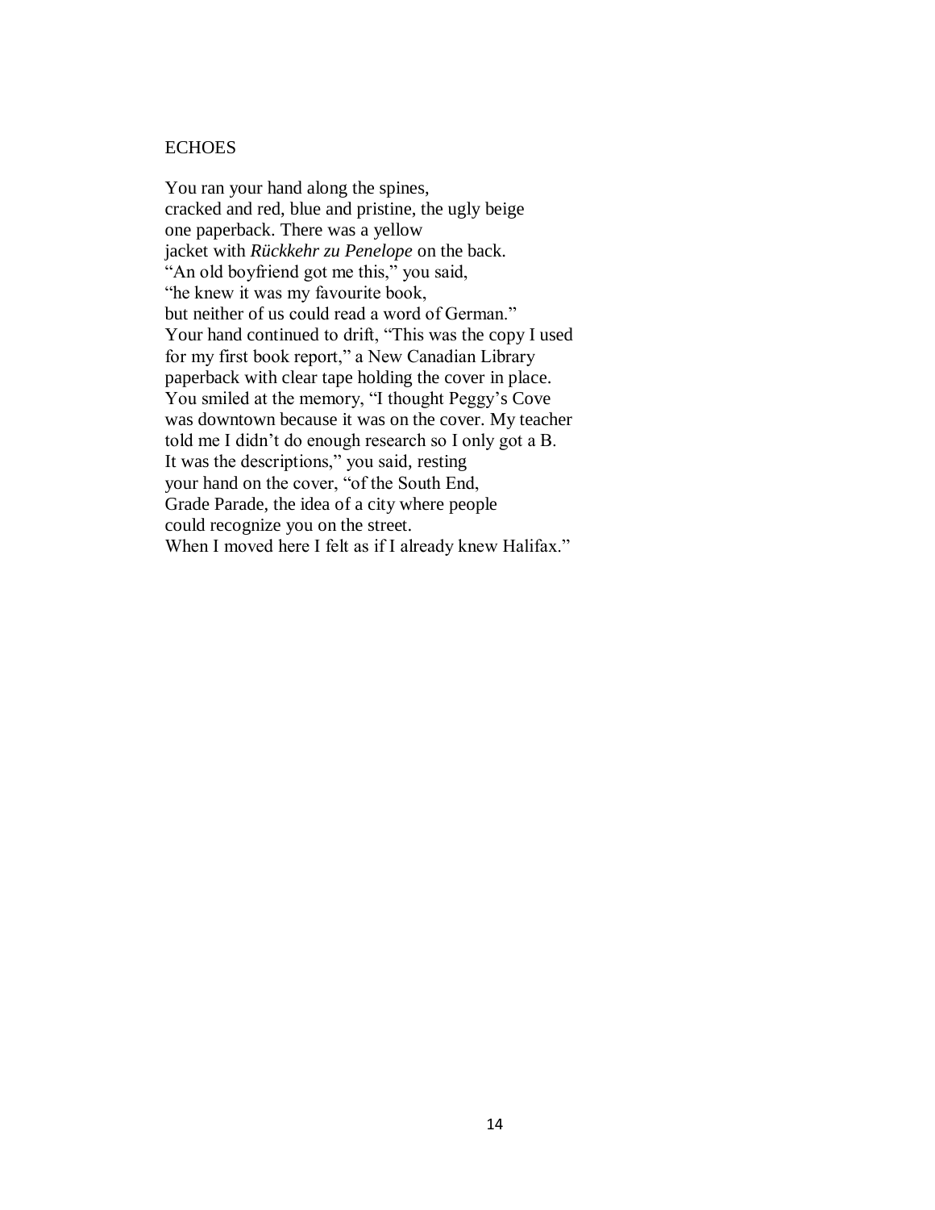## ECHOES

You ran your hand along the spines,  
cracked and red, blue and pristine, the ugly beige  
one paperback. There was a yellow  
jacket with *Rückkehr zu Penelope* on the back.  
"An old boyfriend got me this," you said,  
"he knew it was my favourite book,  
but neither of us could read a word of German."  
Your hand continued to drift, "This was the copy I used  
for my first book report," a New Canadian Library  
paperback with clear tape holding the cover in place.  
You smiled at the memory, "I thought Peggy's Cove  
was downtown because it was on the cover. My teacher  
told me I didn't do enough research so I only got a B.  
It was the descriptions," you said, resting  
your hand on the cover, "of the South End,  
Grade Parade, the idea of a city where people  
could recognize you on the street.  
When I moved here I felt as if I already knew Halifax."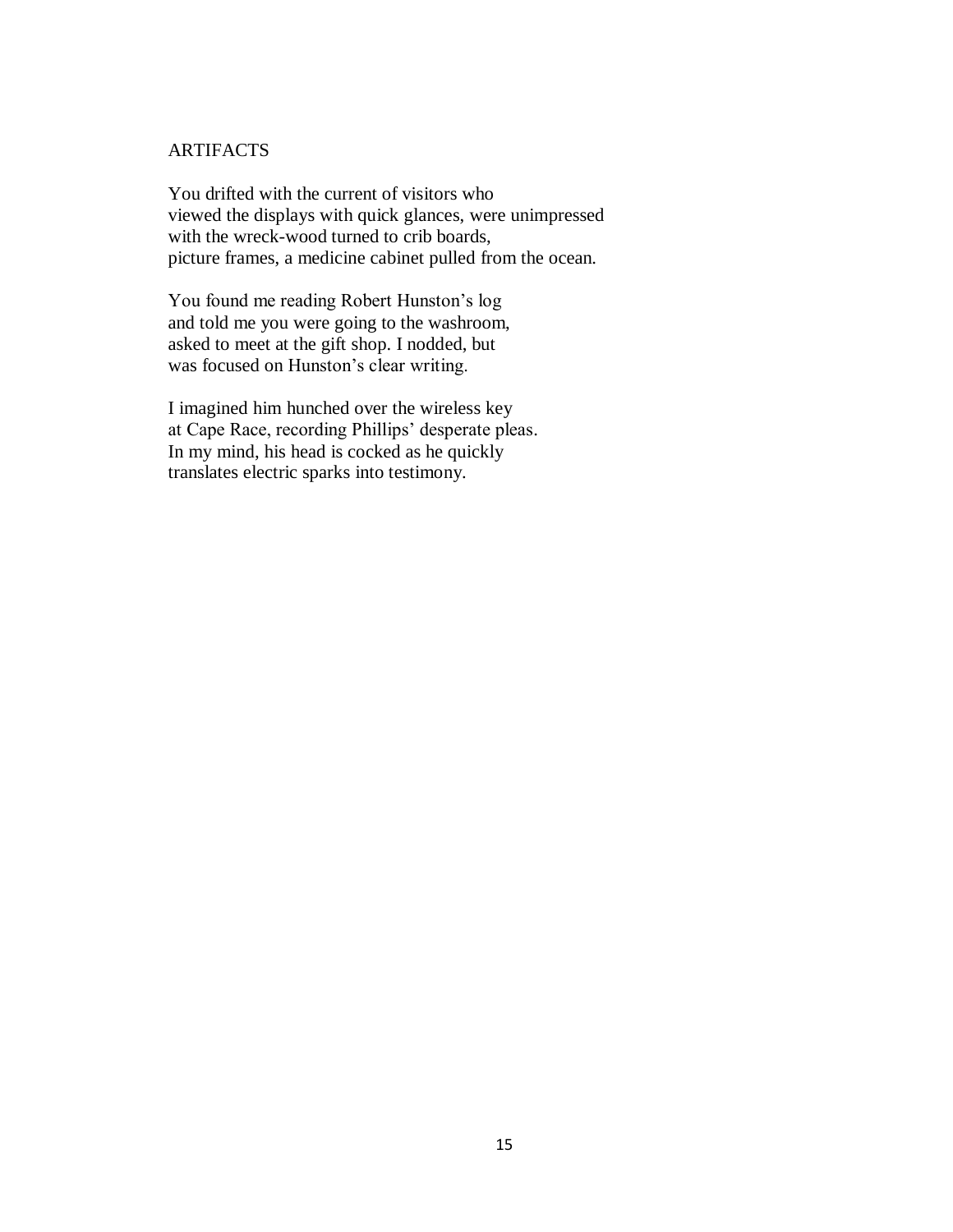## ARTIFACTS

You drifted with the current of visitors who  
viewed the displays with quick glances, were unimpressed  
with the wreck-wood turned to crib boards,  
picture frames, a medicine cabinet pulled from the ocean.

You found me reading Robert Hunston's log  
and told me you were going to the washroom,  
asked to meet at the gift shop. I nodded, but  
was focused on Hunston's clear writing.

I imagined him hunched over the wireless key  
at Cape Race, recording Phillips' desperate pleas.  
In my mind, his head is cocked as he quickly  
translates electric sparks into testimony.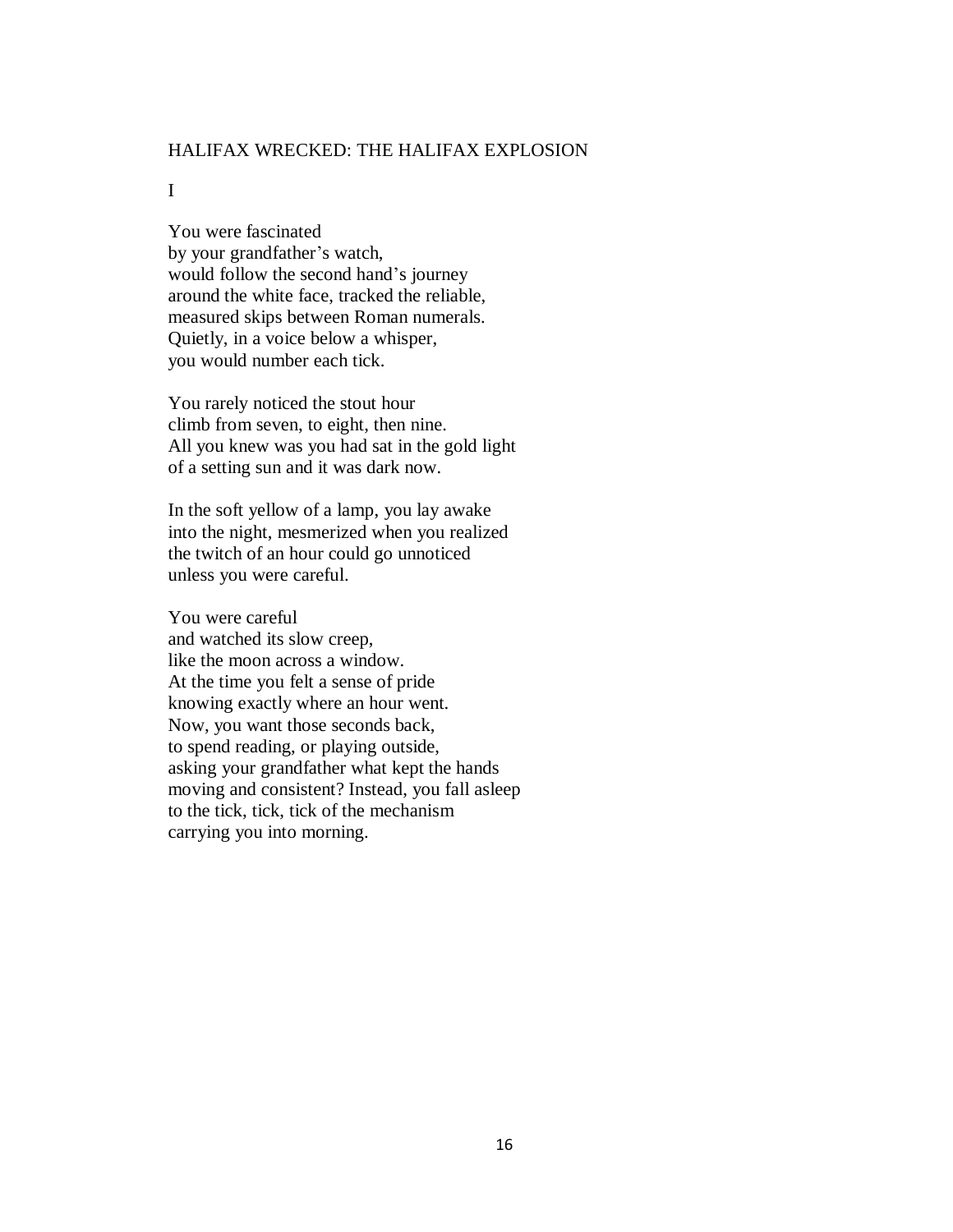## HALIFAX WRECKED: THE HALIFAX EXPLOSION

I

You were fascinated  
by your grandfather’s watch,  
would follow the second hand’s journey  
around the white face, tracked the reliable,  
measured skips between Roman numerals.  
Quietly, in a voice below a whisper,  
you would number each tick.

You rarely noticed the stout hour  
climb from seven, to eight, then nine.  
All you knew was you had sat in the gold light  
of a setting sun and it was dark now.

In the soft yellow of a lamp, you lay awake  
into the night, mesmerized when you realized  
the twitch of an hour could go unnoticed  
unless you were careful.

You were careful  
and watched its slow creep,  
like the moon across a window.  
At the time you felt a sense of pride  
knowing exactly where an hour went.  
Now, you want those seconds back,  
to spend reading, or playing outside,  
asking your grandfather what kept the hands  
moving and consistent? Instead, you fall asleep  
to the tick, tick, tick of the mechanism  
carrying you into morning.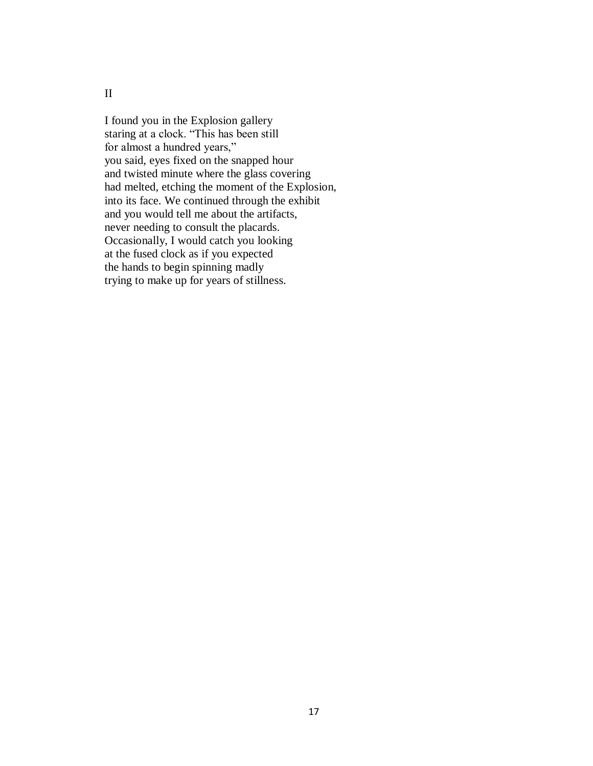II

I found you in the Explosion gallery  
staring at a clock. “This has been still  
for almost a hundred years,”  
you said, eyes fixed on the snapped hour  
and twisted minute where the glass covering  
had melted, etching the moment of the Explosion,  
into its face. We continued through the exhibit  
and you would tell me about the artifacts,  
never needing to consult the placards.  
Occasionally, I would catch you looking  
at the fused clock as if you expected  
the hands to begin spinning madly  
trying to make up for years of stillness.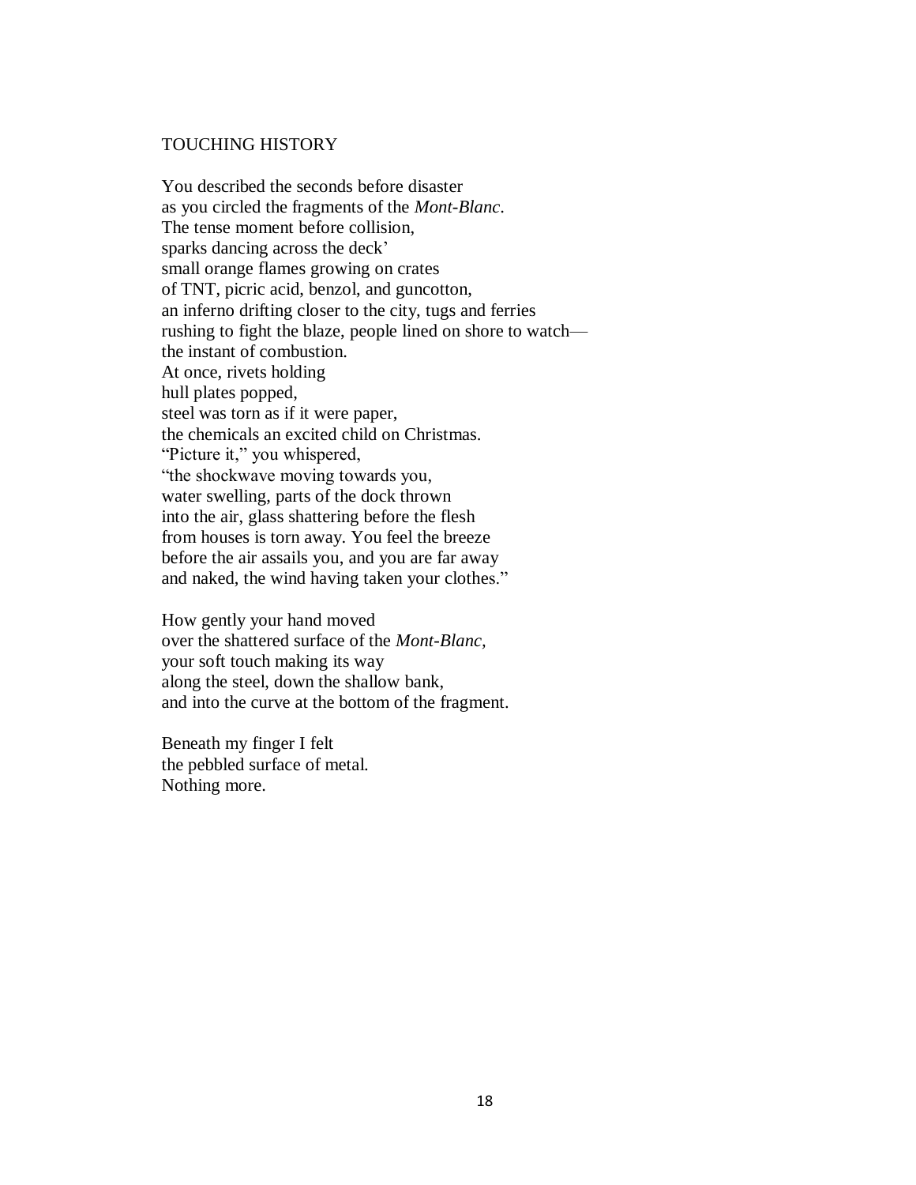# TOUCHING HISTORY

You described the seconds before disaster  
as you circled the fragments of the *Mont-Blanc*.  
The tense moment before collision,  
sparks dancing across the deck'  
small orange flames growing on crates  
of TNT, picric acid, benzol, and guncotton,  
an inferno drifting closer to the city, tugs and ferries  
rushing to fight the blaze, people lined on shore to watch—  
the instant of combustion.  
At once, rivets holding  
hull plates popped,  
steel was torn as if it were paper,  
the chemicals an excited child on Christmas.  
"Picture it," you whispered,  
"the shockwave moving towards you,  
water swelling, parts of the dock thrown  
into the air, glass shattering before the flesh  
from houses is torn away. You feel the breeze  
before the air assails you, and you are far away  
and naked, the wind having taken your clothes."

How gently your hand moved  
over the shattered surface of the *Mont-Blanc,*  
your soft touch making its way  
along the steel, down the shallow bank,  
and into the curve at the bottom of the fragment.

Beneath my finger I felt  
the pebbled surface of metal.  
Nothing more.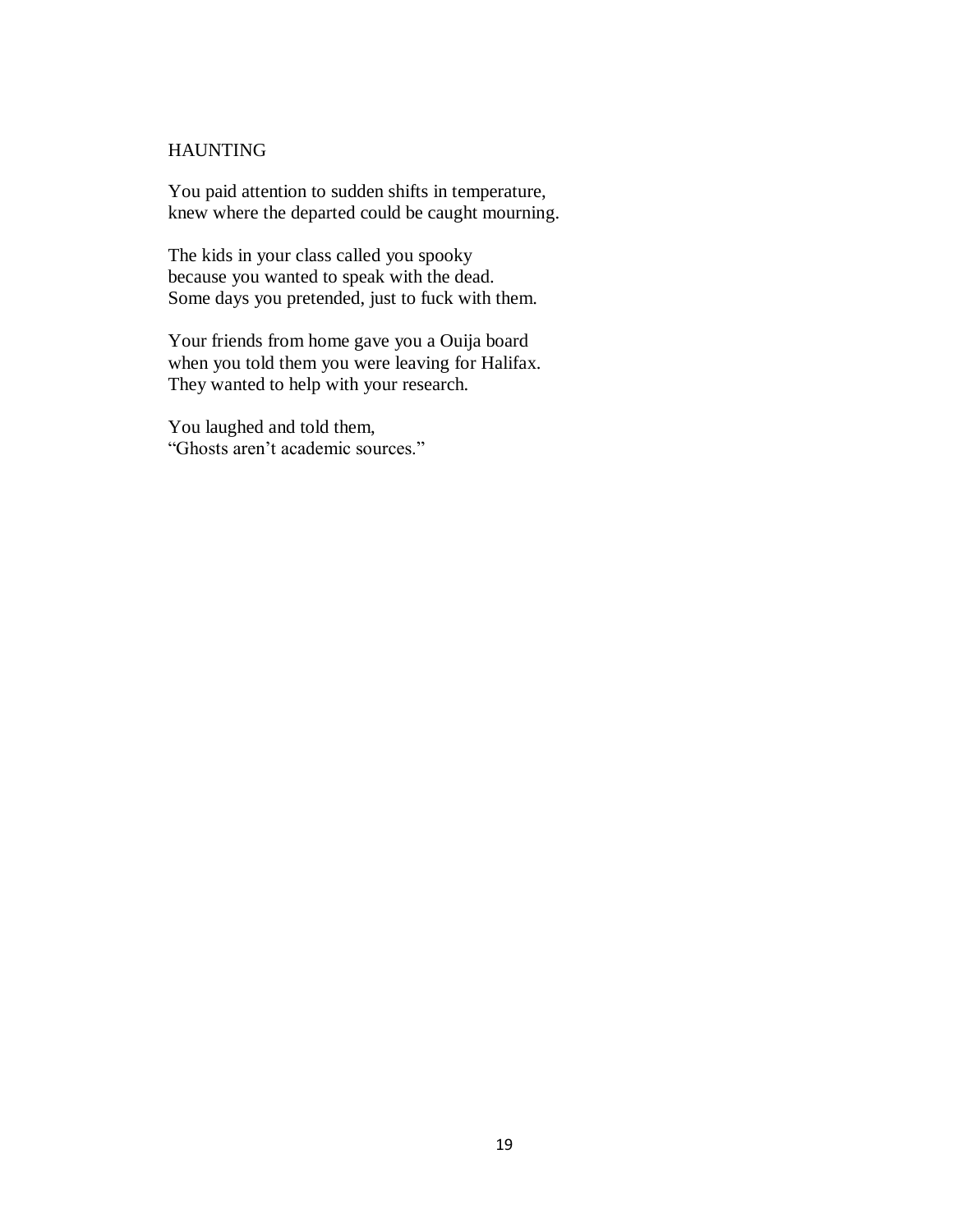# HAUNTING

You paid attention to sudden shifts in temperature,  
knew where the departed could be caught mourning.

The kids in your class called you spooky  
because you wanted to speak with the dead.  
Some days you pretended, just to fuck with them.

Your friends from home gave you a Ouija board  
when you told them you were leaving for Halifax.  
They wanted to help with your research.

You laughed and told them,  
"Ghosts aren't academic sources."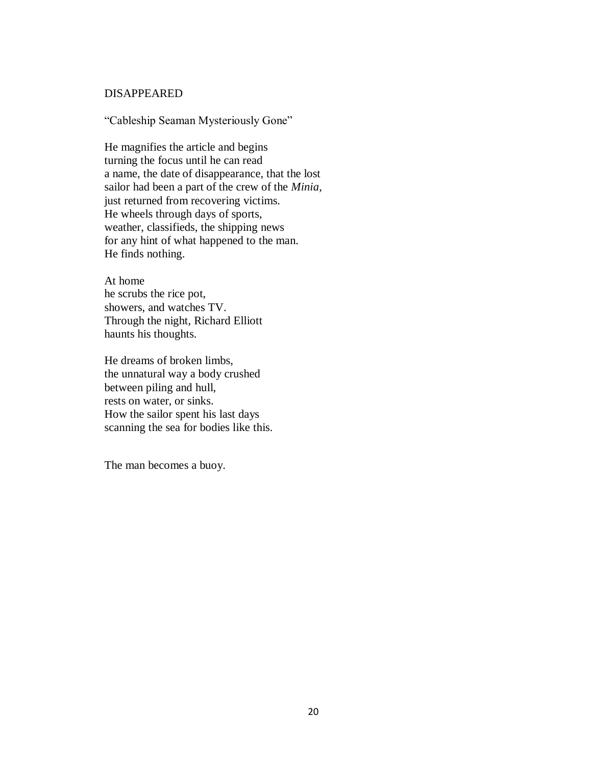## DISAPPEARED

"Cableship Seaman Mysteriously Gone"

He magnifies the article and begins
turning the focus until he can read
a name, the date of disappearance, that the lost
sailor had been a part of the crew of the *Minia*,
just returned from recovering victims.
He wheels through days of sports,
weather, classifieds, the shipping news
for any hint of what happened to the man.
He finds nothing.

At home
he scrubs the rice pot,
showers, and watches TV.
Through the night, Richard Elliott
haunts his thoughts.

He dreams of broken limbs,
the unnatural way a body crushed
between piling and hull,
rests on water, or sinks.
How the sailor spent his last days
scanning the sea for bodies like this.

The man becomes a buoy.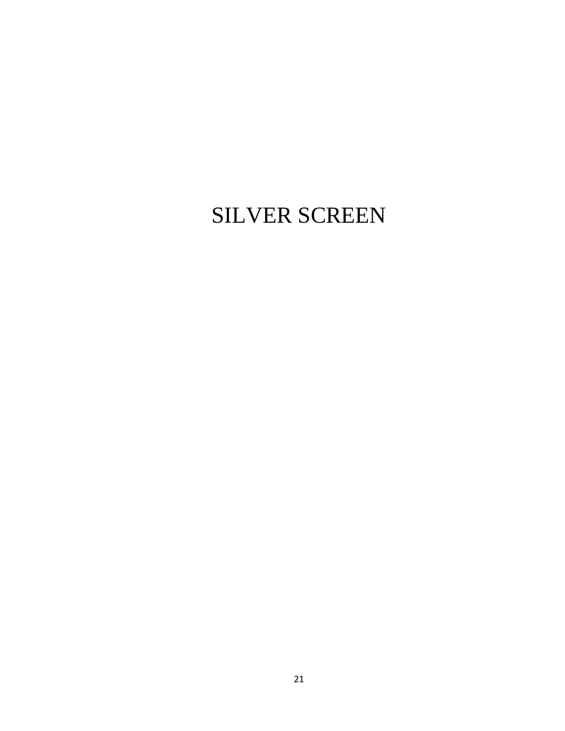# SILVER SCREEN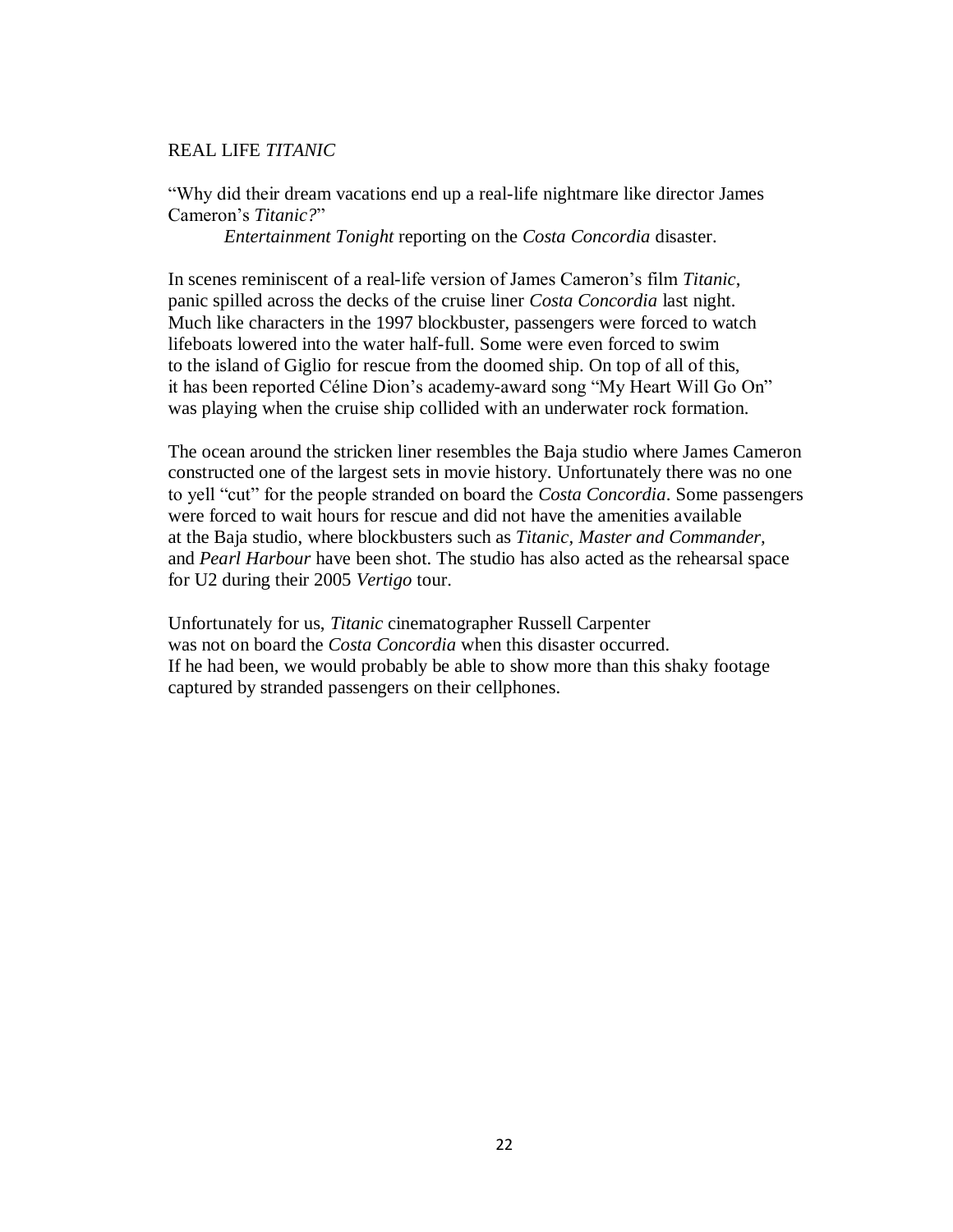## REAL LIFE *TITANIC*

"Why did their dream vacations end up a real-life nightmare like director James Cameron's *Titanic?*"

*Entertainment Tonight* reporting on the *Costa Concordia* disaster.

In scenes reminiscent of a real-life version of James Cameron's film *Titanic*, panic spilled across the decks of the cruise liner *Costa Concordia* last night. Much like characters in the 1997 blockbuster, passengers were forced to watch lifeboats lowered into the water half-full. Some were even forced to swim to the island of Giglio for rescue from the doomed ship. On top of all of this, it has been reported Céline Dion's academy-award song "My Heart Will Go On" was playing when the cruise ship collided with an underwater rock formation.

The ocean around the stricken liner resembles the Baja studio where James Cameron constructed one of the largest sets in movie history. Unfortunately there was no one to yell "cut" for the people stranded on board the *Costa Concordia*. Some passengers were forced to wait hours for rescue and did not have the amenities available at the Baja studio, where blockbusters such as *Titanic, Master and Commander,* and *Pearl Harbour* have been shot. The studio has also acted as the rehearsal space for U2 during their 2005 *Vertigo* tour.

Unfortunately for us, *Titanic* cinematographer Russell Carpenter was not on board the *Costa Concordia* when this disaster occurred. If he had been, we would probably be able to show more than this shaky footage captured by stranded passengers on their cellphones.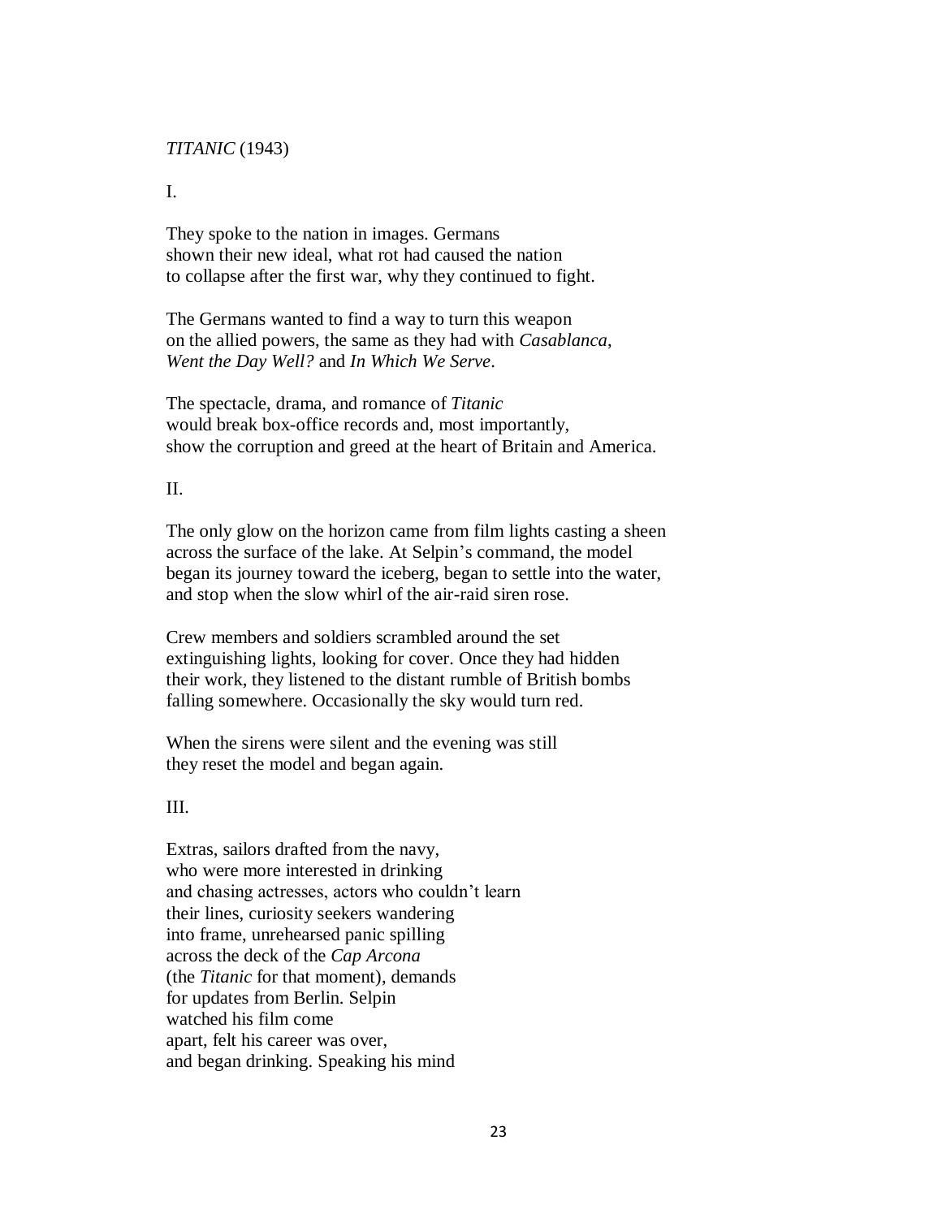*TITANIC* (1943)

I.

They spoke to the nation in images. Germans  
shown their new ideal, what rot had caused the nation  
to collapse after the first war, why they continued to fight.

The Germans wanted to find a way to turn this weapon  
on the allied powers, the same as they had with *Casablanca*,  
*Went the Day Well?* and *In Which We Serve*.

The spectacle, drama, and romance of *Titanic*  
would break box-office records and, most importantly,  
show the corruption and greed at the heart of Britain and America.

II.

The only glow on the horizon came from film lights casting a sheen  
across the surface of the lake. At Selpin's command, the model  
began its journey toward the iceberg, began to settle into the water,  
and stop when the slow whirl of the air-raid siren rose.

Crew members and soldiers scrambled around the set  
extinguishing lights, looking for cover. Once they had hidden  
their work, they listened to the distant rumble of British bombs  
falling somewhere. Occasionally the sky would turn red.

When the sirens were silent and the evening was still  
they reset the model and began again.

III.

Extras, sailors drafted from the navy,  
who were more interested in drinking  
and chasing actresses, actors who couldn't learn  
their lines, curiosity seekers wandering  
into frame, unrehearsed panic spilling  
across the deck of the *Cap Arcona*  
(the *Titanic* for that moment), demands  
for updates from Berlin. Selpin  
watched his film come  
apart, felt his career was over,  
and began drinking. Speaking his mind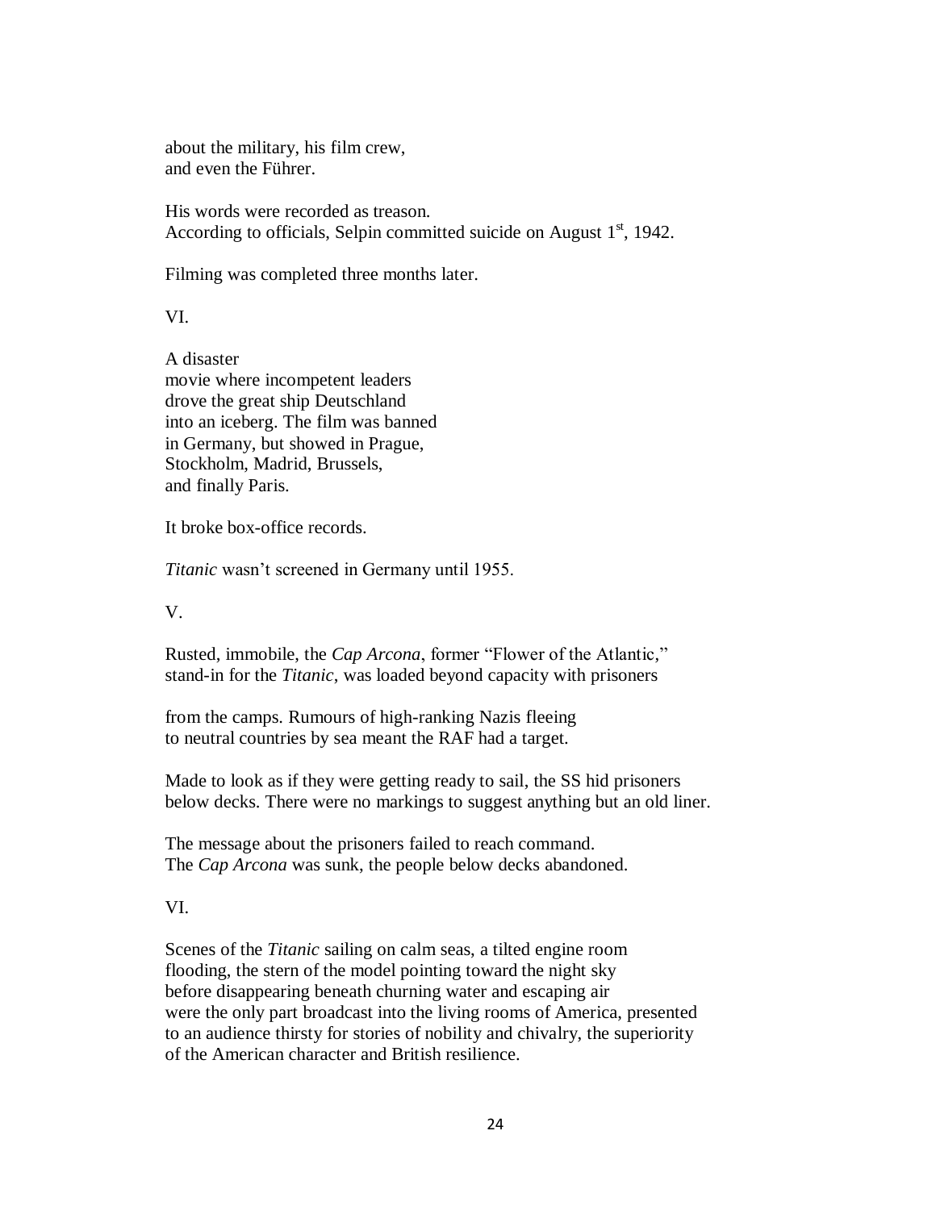about the military, his film crew,
and even the Führer.

His words were recorded as treason.
According to officials, Selpin committed suicide on August 1st, 1942.

Filming was completed three months later.

VI.

A disaster
movie where incompetent leaders
drove the great ship Deutschland
into an iceberg. The film was banned
in Germany, but showed in Prague,
Stockholm, Madrid, Brussels,
and finally Paris.

It broke box-office records.

*Titanic* wasn't screened in Germany until 1955.

V.

Rusted, immobile, the *Cap Arcona*, former "Flower of the Atlantic,"
stand-in for the *Titanic*, was loaded beyond capacity with prisoners

from the camps. Rumours of high-ranking Nazis fleeing
to neutral countries by sea meant the RAF had a target.

Made to look as if they were getting ready to sail, the SS hid prisoners
below decks. There were no markings to suggest anything but an old liner.

The message about the prisoners failed to reach command.
The *Cap Arcona* was sunk, the people below decks abandoned.

VI.

Scenes of the *Titanic* sailing on calm seas, a tilted engine room
flooding, the stern of the model pointing toward the night sky
before disappearing beneath churning water and escaping air
were the only part broadcast into the living rooms of America, presented
to an audience thirsty for stories of nobility and chivalry, the superiority
of the American character and British resilience.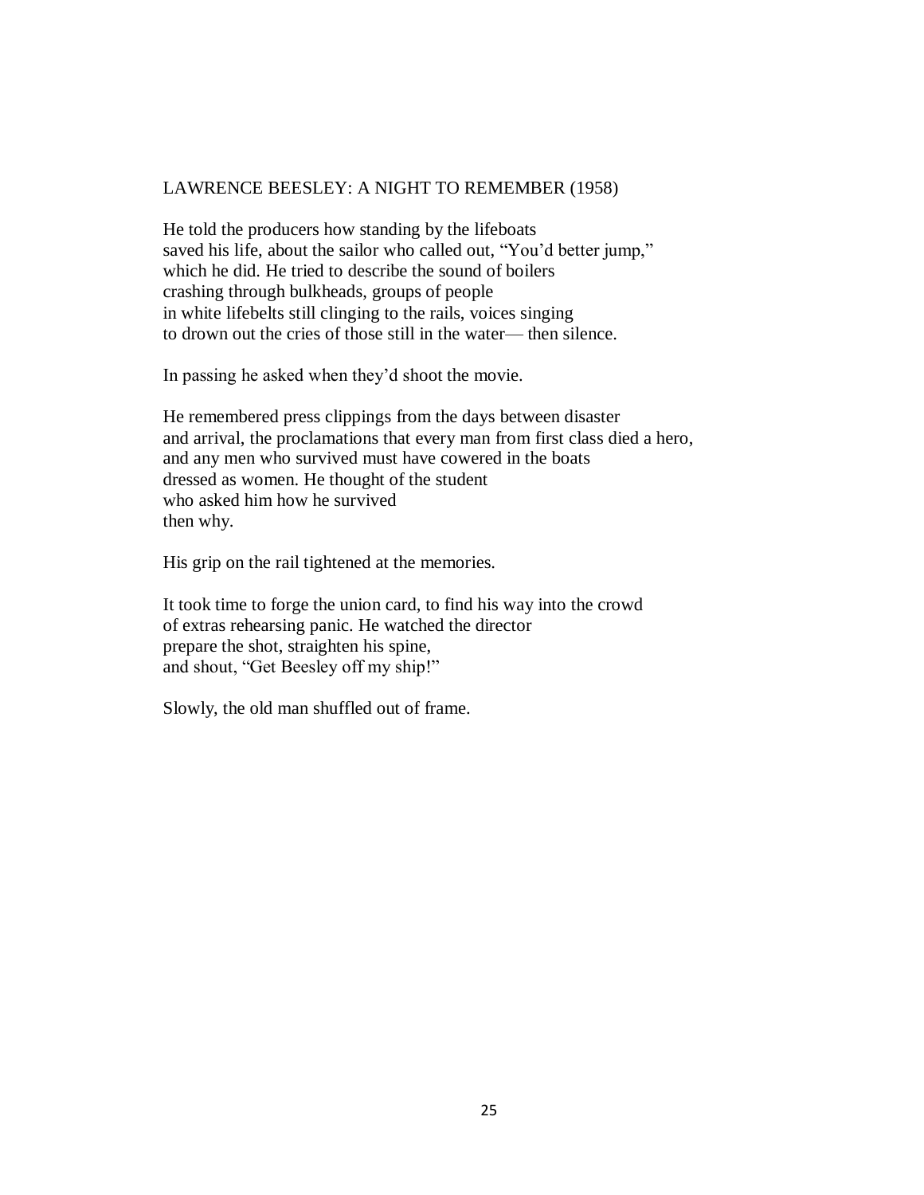## LAWRENCE BEESLEY: A NIGHT TO REMEMBER (1958)

He told the producers how standing by the lifeboats  
saved his life, about the sailor who called out, “You’d better jump,”  
which he did. He tried to describe the sound of boilers  
crashing through bulkheads, groups of people  
in white lifebelts still clinging to the rails, voices singing  
to drown out the cries of those still in the water— then silence.

In passing he asked when they’d shoot the movie.

He remembered press clippings from the days between disaster  
and arrival, the proclamations that every man from first class died a hero,  
and any men who survived must have cowered in the boats  
dressed as women. He thought of the student  
who asked him how he survived  
then why.

His grip on the rail tightened at the memories.

It took time to forge the union card, to find his way into the crowd  
of extras rehearsing panic. He watched the director  
prepare the shot, straighten his spine,  
and shout, “Get Beesley off my ship!”

Slowly, the old man shuffled out of frame.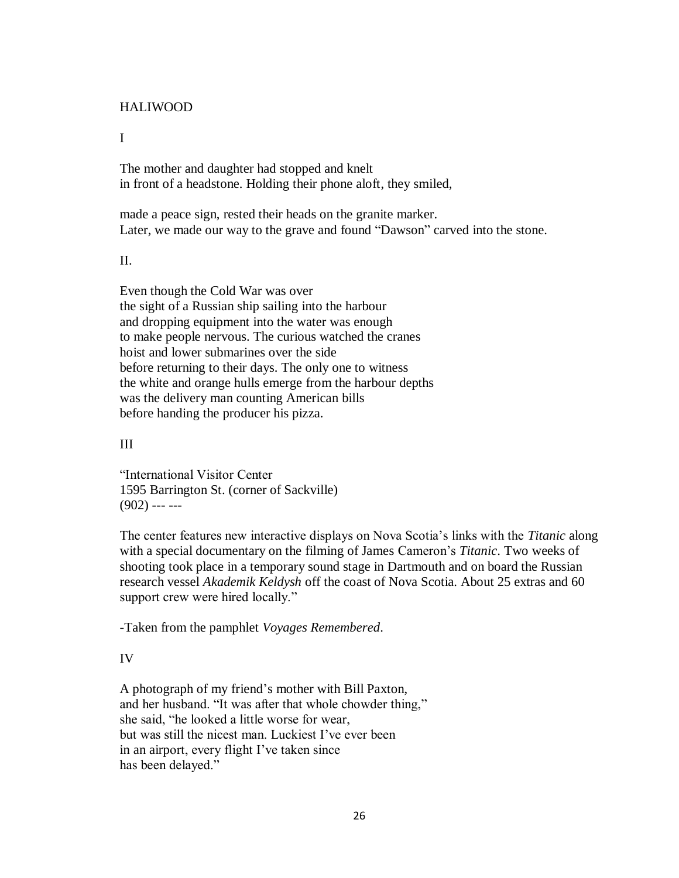# HALIWOOD

## I

The mother and daughter had stopped and knelt  
in front of a headstone. Holding their phone aloft, they smiled,

made a peace sign, rested their heads on the granite marker.  
Later, we made our way to the grave and found "Dawson" carved into the stone.

## II.

Even though the Cold War was over  
the sight of a Russian ship sailing into the harbour  
and dropping equipment into the water was enough  
to make people nervous. The curious watched the cranes  
hoist and lower submarines over the side  
before returning to their days. The only one to witness  
the white and orange hulls emerge from the harbour depths  
was the delivery man counting American bills  
before handing the producer his pizza.

## III

"International Visitor Center  
1595 Barrington St. (corner of Sackville)  
(902) --- ---

The center features new interactive displays on Nova Scotia's links with the *Titanic* along with a special documentary on the filming of James Cameron's *Titanic*. Two weeks of shooting took place in a temporary sound stage in Dartmouth and on board the Russian research vessel *Akademik Keldysh* off the coast of Nova Scotia. About 25 extras and 60 support crew were hired locally."

-Taken from the pamphlet *Voyages Remembered*.

## IV

A photograph of my friend's mother with Bill Paxton,  
and her husband. "It was after that whole chowder thing,"  
she said, "he looked a little worse for wear,  
but was still the nicest man. Luckiest I've ever been  
in an airport, every flight I've taken since  
has been delayed."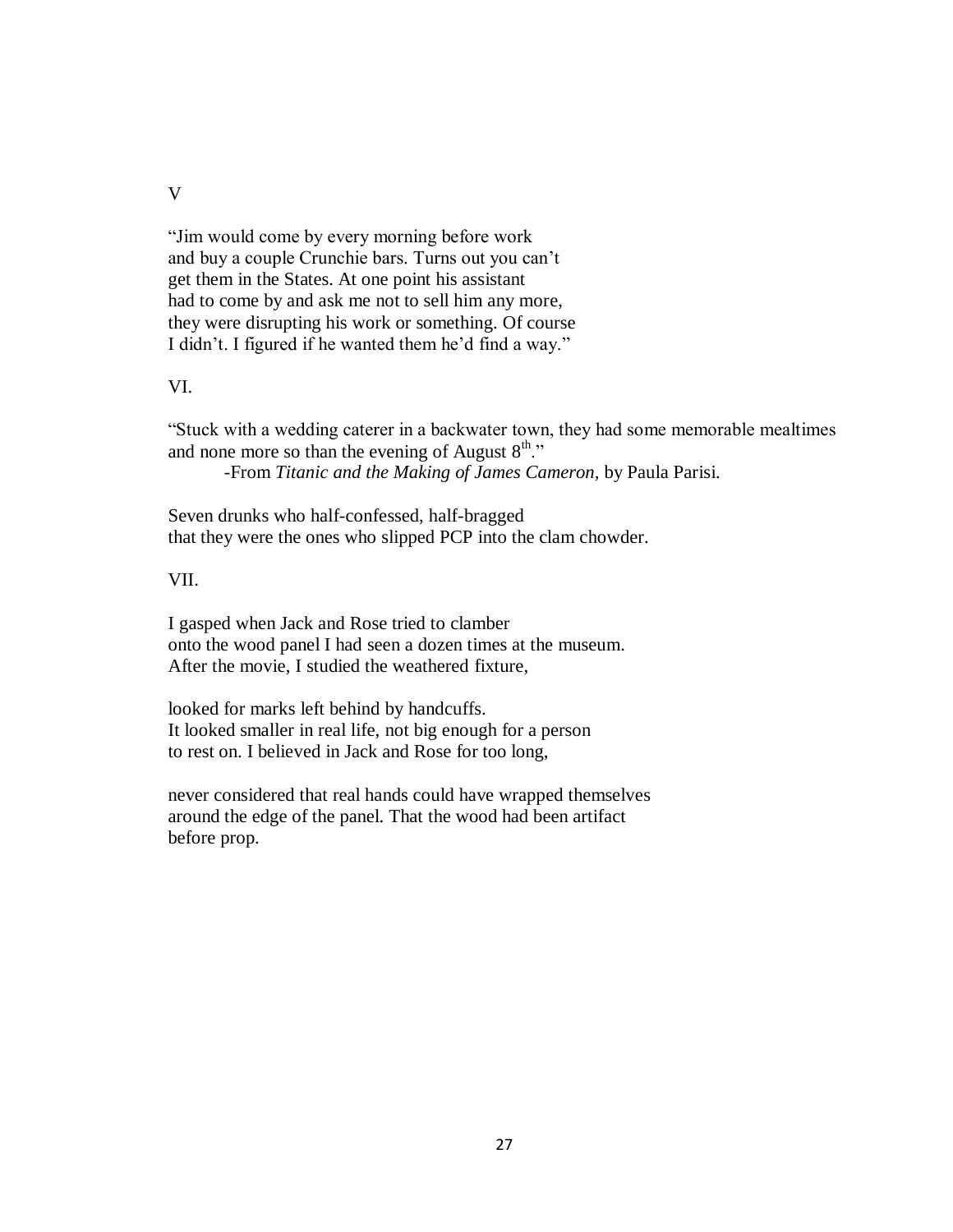V

“Jim would come by every morning before work
and buy a couple Crunchie bars. Turns out you can’t
get them in the States. At one point his assistant
had to come by and ask me not to sell him any more,
they were disrupting his work or something. Of course
I didn’t. I figured if he wanted them he’d find a way.”

VI.

“Stuck with a wedding caterer in a backwater town, they had some memorable mealtimes
and none more so than the evening of August 8th.”

-From *Titanic and the Making of James Cameron*, by Paula Parisi.

Seven drunks who half-confessed, half-bragged
that they were the ones who slipped PCP into the clam chowder.

VII.

I gasped when Jack and Rose tried to clamber
onto the wood panel I had seen a dozen times at the museum.
After the movie, I studied the weathered fixture,

looked for marks left behind by handcuffs.
It looked smaller in real life, not big enough for a person
to rest on. I believed in Jack and Rose for too long,

never considered that real hands could have wrapped themselves
around the edge of the panel. That the wood had been artifact
before prop.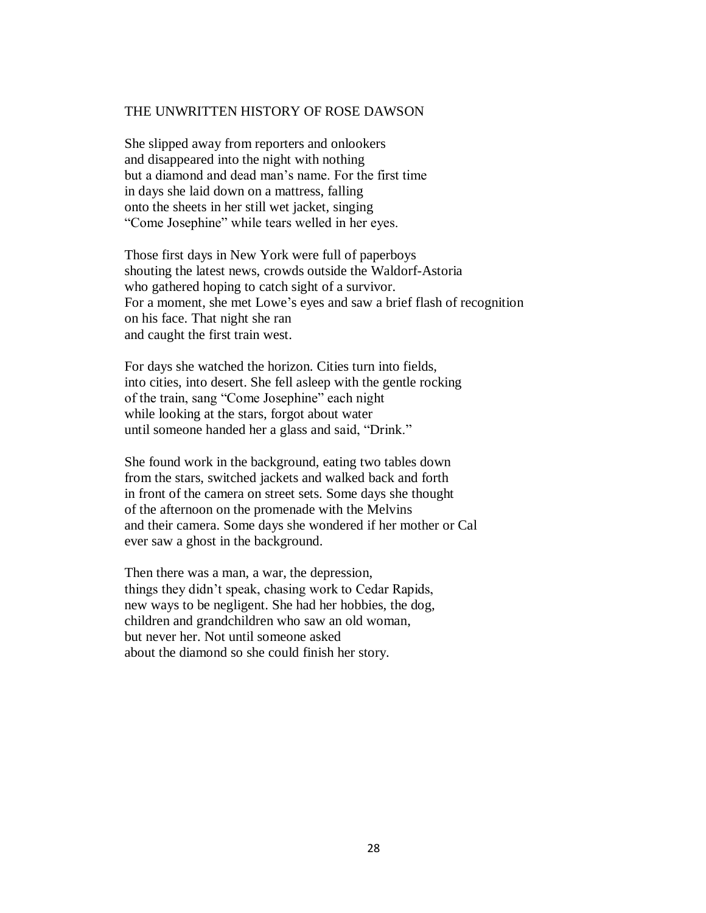## THE UNWRITTEN HISTORY OF ROSE DAWSON

She slipped away from reporters and onlookers  
and disappeared into the night with nothing  
but a diamond and dead man's name. For the first time  
in days she laid down on a mattress, falling  
onto the sheets in her still wet jacket, singing  
"Come Josephine" while tears welled in her eyes.

Those first days in New York were full of paperboys  
shouting the latest news, crowds outside the Waldorf-Astoria  
who gathered hoping to catch sight of a survivor.  
For a moment, she met Lowe's eyes and saw a brief flash of recognition  
on his face. That night she ran  
and caught the first train west.

For days she watched the horizon. Cities turn into fields,  
into cities, into desert. She fell asleep with the gentle rocking  
of the train, sang "Come Josephine" each night  
while looking at the stars, forgot about water  
until someone handed her a glass and said, "Drink."

She found work in the background, eating two tables down  
from the stars, switched jackets and walked back and forth  
in front of the camera on street sets. Some days she thought  
of the afternoon on the promenade with the Melvins  
and their camera. Some days she wondered if her mother or Cal  
ever saw a ghost in the background.

Then there was a man, a war, the depression,  
things they didn't speak, chasing work to Cedar Rapids,  
new ways to be negligent. She had her hobbies, the dog,  
children and grandchildren who saw an old woman,  
but never her. Not until someone asked  
about the diamond so she could finish her story.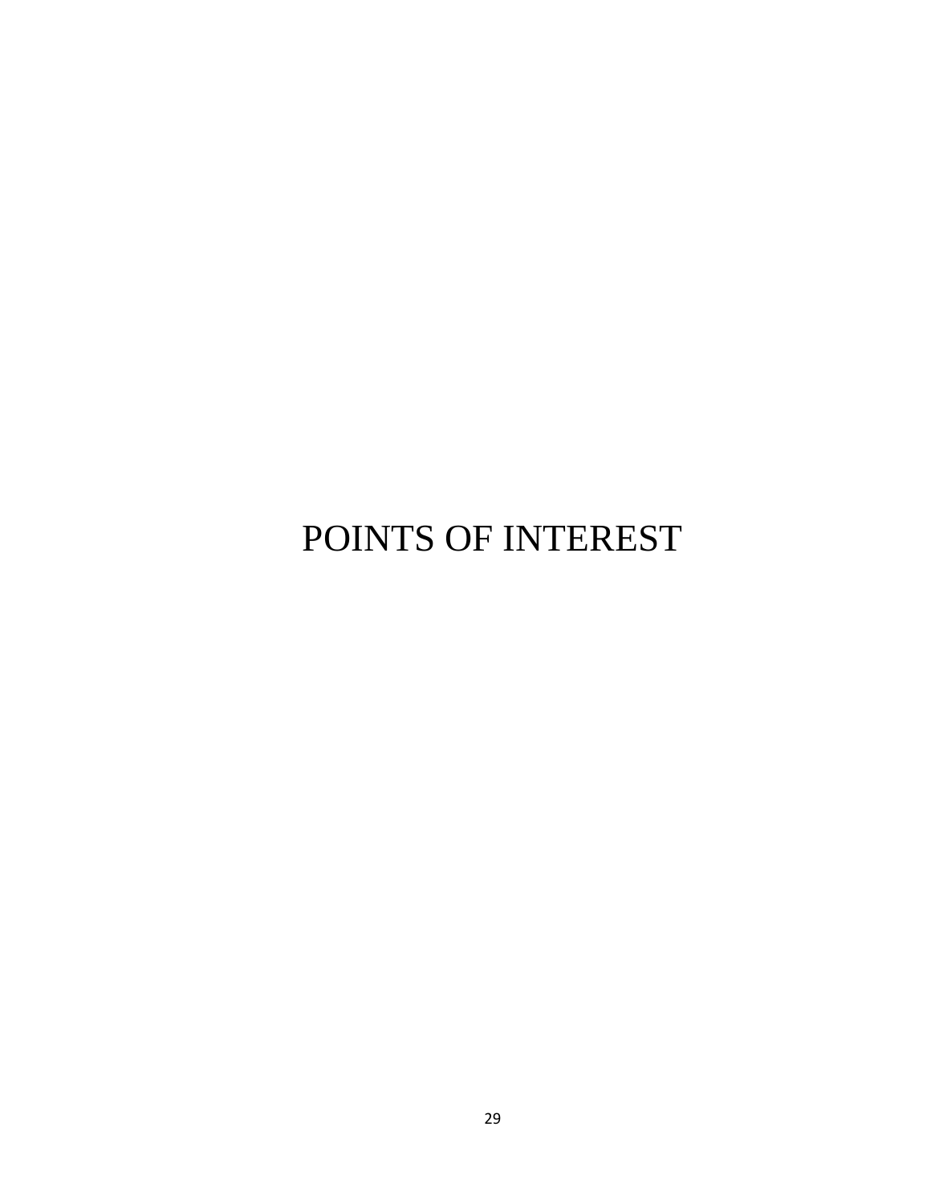# POINTS OF INTEREST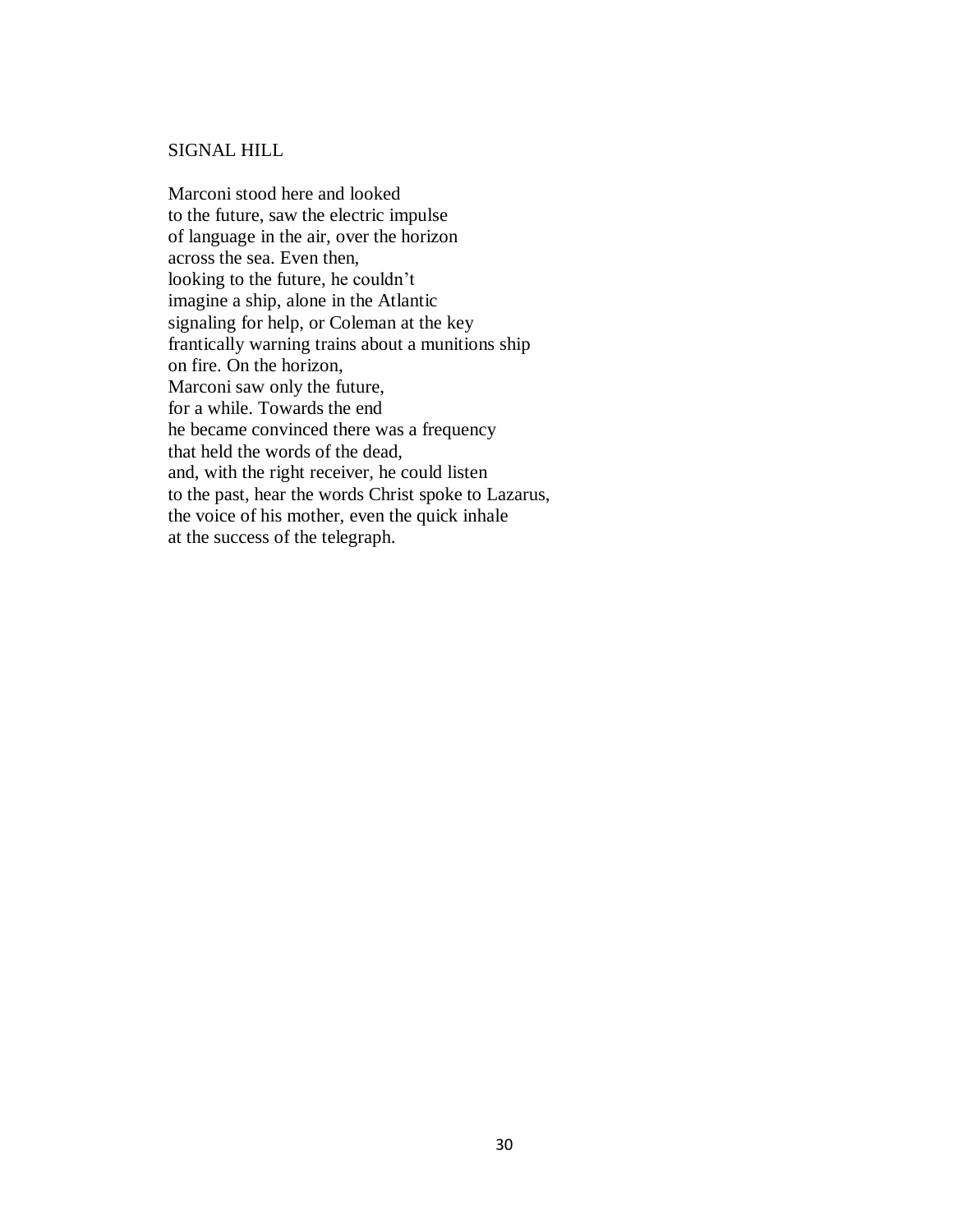## SIGNAL HILL

Marconi stood here and looked  
to the future, saw the electric impulse  
of language in the air, over the horizon  
across the sea. Even then,  
looking to the future, he couldn’t  
imagine a ship, alone in the Atlantic  
signaling for help, or Coleman at the key  
frantically warning trains about a munitions ship  
on fire. On the horizon,  
Marconi saw only the future,  
for a while. Towards the end  
he became convinced there was a frequency  
that held the words of the dead,  
and, with the right receiver, he could listen  
to the past, hear the words Christ spoke to Lazarus,  
the voice of his mother, even the quick inhale  
at the success of the telegraph.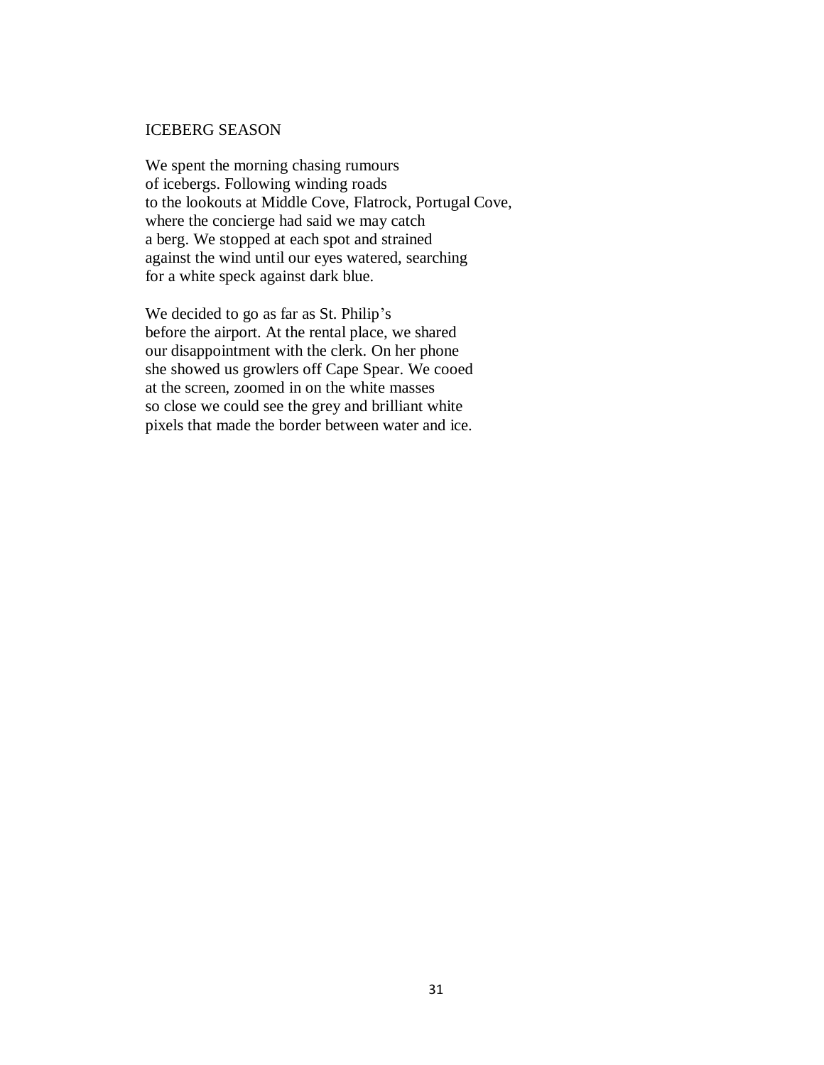## ICEBERG SEASON

We spent the morning chasing rumours  
of icebergs. Following winding roads  
to the lookouts at Middle Cove, Flatrock, Portugal Cove,  
where the concierge had said we may catch  
a berg. We stopped at each spot and strained  
against the wind until our eyes watered, searching  
for a white speck against dark blue.

We decided to go as far as St. Philip's  
before the airport. At the rental place, we shared  
our disappointment with the clerk. On her phone  
she showed us growlers off Cape Spear. We cooed  
at the screen, zoomed in on the white masses  
so close we could see the grey and brilliant white  
pixels that made the border between water and ice.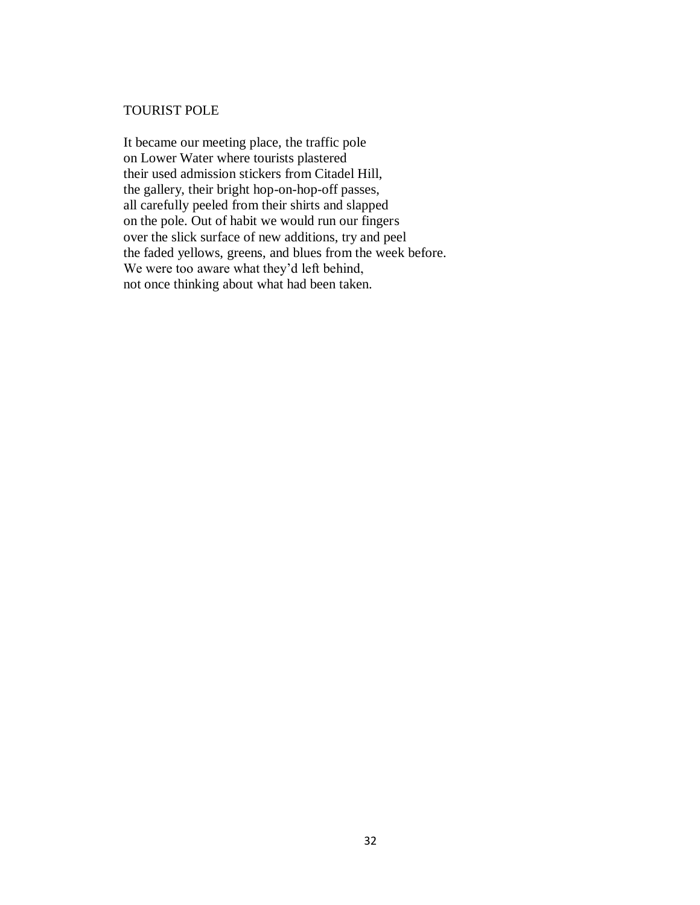## TOURIST POLE

It became our meeting place, the traffic pole  
on Lower Water where tourists plastered  
their used admission stickers from Citadel Hill,  
the gallery, their bright hop-on-hop-off passes,  
all carefully peeled from their shirts and slapped  
on the pole. Out of habit we would run our fingers  
over the slick surface of new additions, try and peel  
the faded yellows, greens, and blues from the week before.  
We were too aware what they'd left behind,  
not once thinking about what had been taken.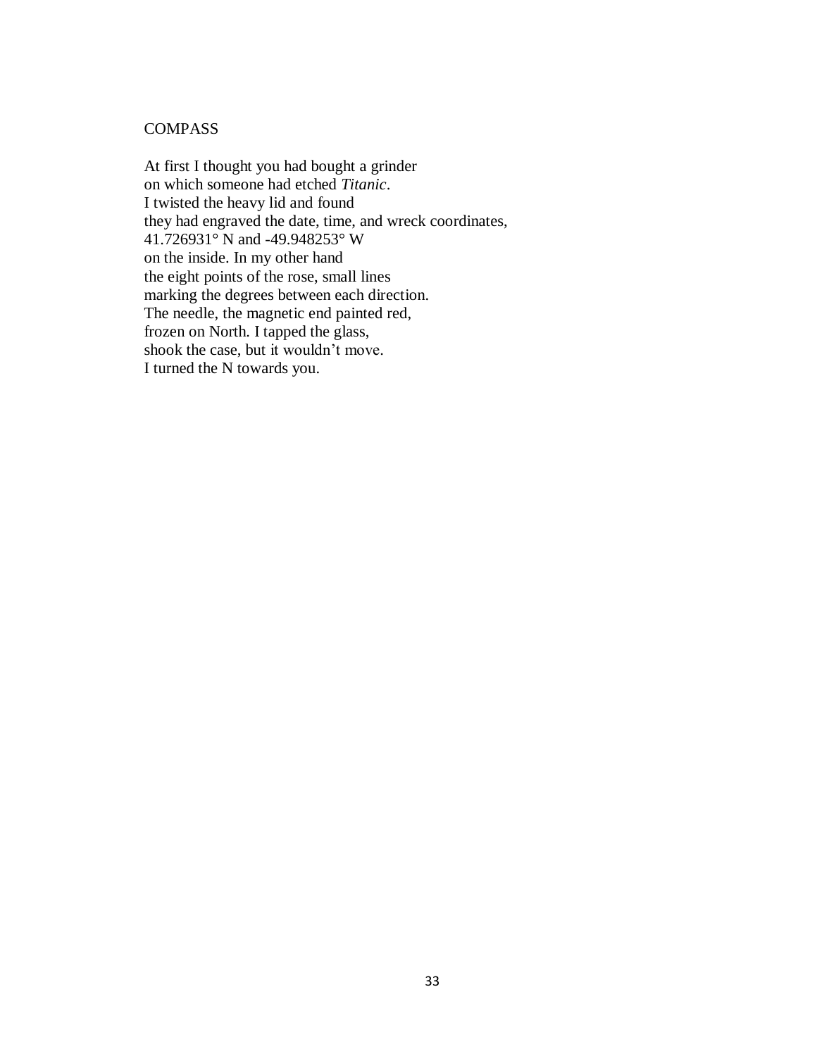## COMPASS

At first I thought you had bought a grinder  
on which someone had etched *Titanic*.  
I twisted the heavy lid and found  
they had engraved the date, time, and wreck coordinates,  
41.726931° N and -49.948253° W  
on the inside. In my other hand  
the eight points of the rose, small lines  
marking the degrees between each direction.  
The needle, the magnetic end painted red,  
frozen on North. I tapped the glass,  
shook the case, but it wouldn't move.  
I turned the N towards you.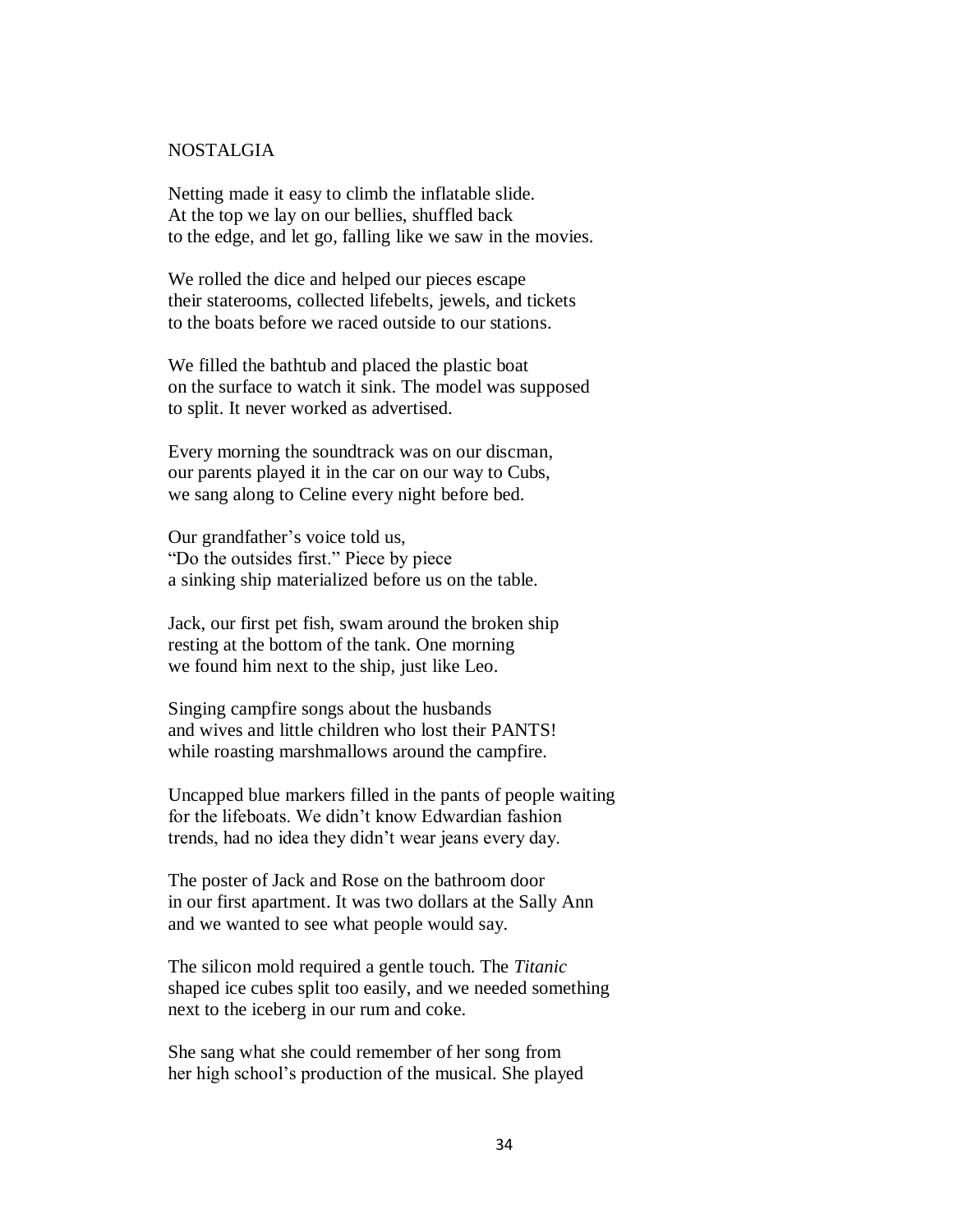# NOSTALGIA

Netting made it easy to climb the inflatable slide.
At the top we lay on our bellies, shuffled back
to the edge, and let go, falling like we saw in the movies.

We rolled the dice and helped our pieces escape
their staterooms, collected lifebelts, jewels, and tickets
to the boats before we raced outside to our stations.

We filled the bathtub and placed the plastic boat
on the surface to watch it sink. The model was supposed
to split. It never worked as advertised.

Every morning the soundtrack was on our discman,
our parents played it in the car on our way to Cubs,
we sang along to Celine every night before bed.

Our grandfather's voice told us,
"Do the outsides first." Piece by piece
a sinking ship materialized before us on the table.

Jack, our first pet fish, swam around the broken ship
resting at the bottom of the tank. One morning
we found him next to the ship, just like Leo.

Singing campfire songs about the husbands
and wives and little children who lost their PANTS!
while roasting marshmallows around the campfire.

Uncapped blue markers filled in the pants of people waiting
for the lifeboats. We didn't know Edwardian fashion
trends, had no idea they didn't wear jeans every day.

The poster of Jack and Rose on the bathroom door
in our first apartment. It was two dollars at the Sally Ann
and we wanted to see what people would say.

The silicon mold required a gentle touch. The *Titanic*
shaped ice cubes split too easily, and we needed something
next to the iceberg in our rum and coke.

She sang what she could remember of her song from
her high school's production of the musical. She played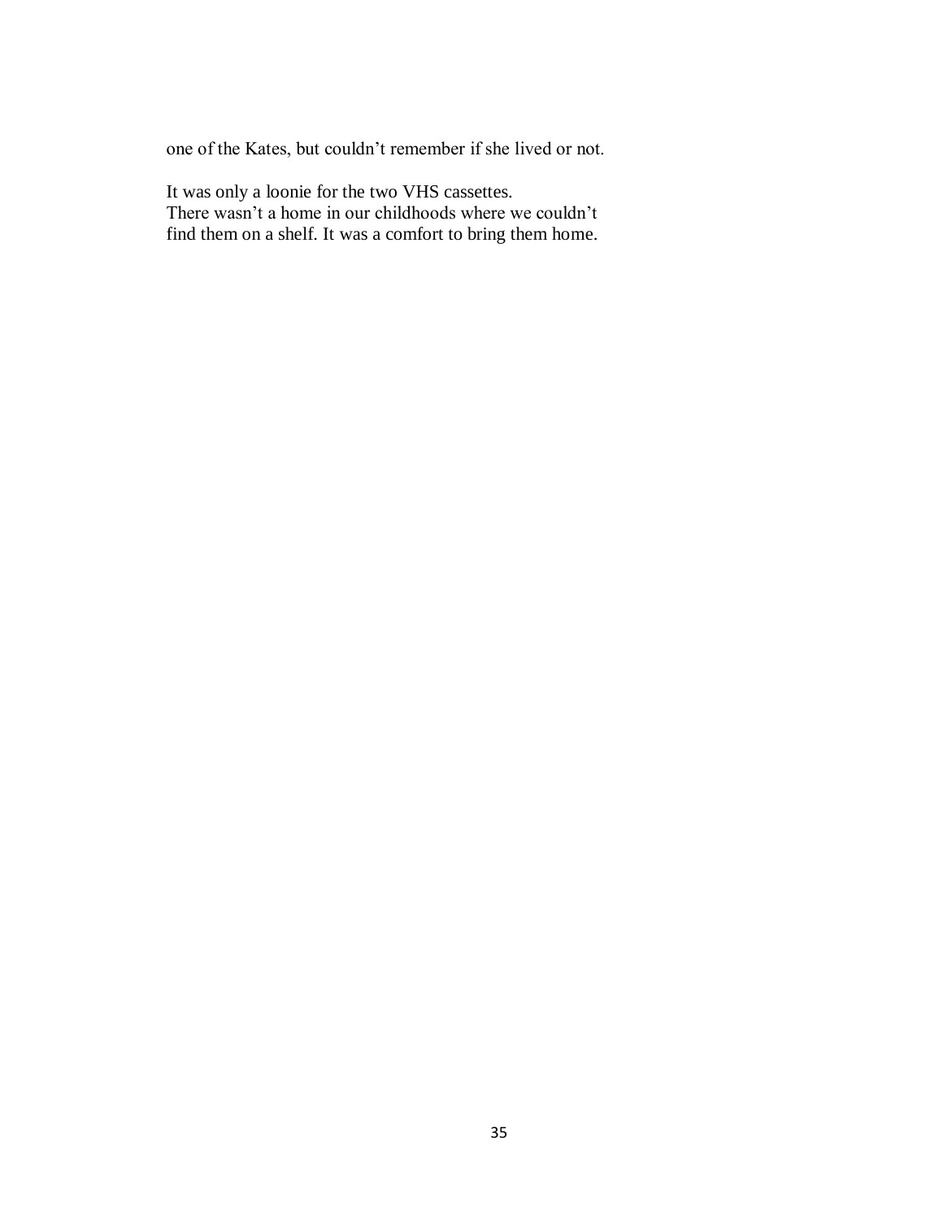one of the Kates, but couldn't remember if she lived or not.

It was only a loonie for the two VHS cassettes.  
There wasn't a home in our childhoods where we couldn't  
find them on a shelf. It was a comfort to bring them home.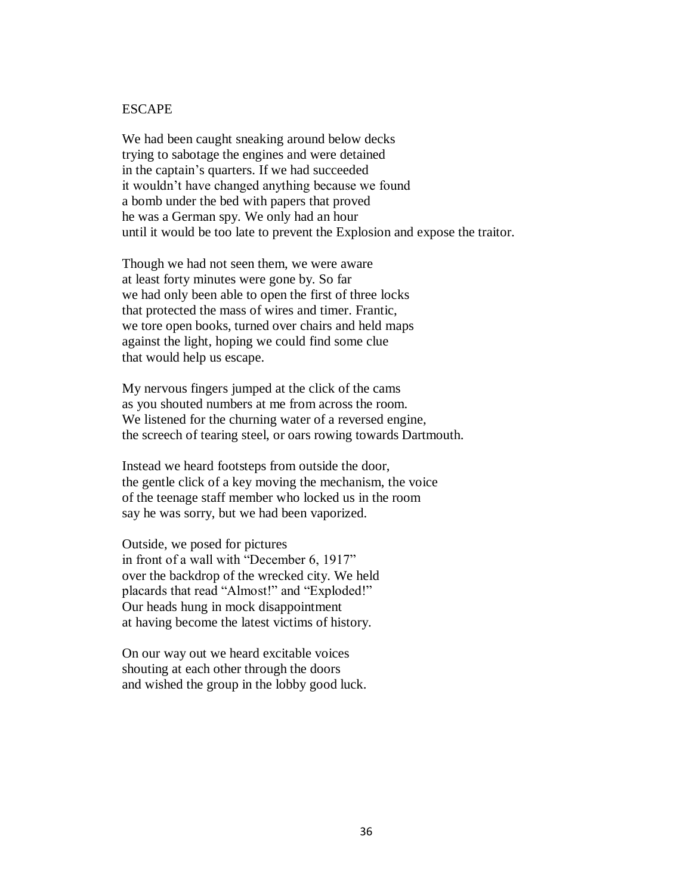# ESCAPE

We had been caught sneaking around below decks
trying to sabotage the engines and were detained
in the captain's quarters. If we had succeeded
it wouldn't have changed anything because we found
a bomb under the bed with papers that proved
he was a German spy. We only had an hour
until it would be too late to prevent the Explosion and expose the traitor.

Though we had not seen them, we were aware
at least forty minutes were gone by. So far
we had only been able to open the first of three locks
that protected the mass of wires and timer. Frantic,
we tore open books, turned over chairs and held maps
against the light, hoping we could find some clue
that would help us escape.

My nervous fingers jumped at the click of the cams
as you shouted numbers at me from across the room.
We listened for the churning water of a reversed engine,
the screech of tearing steel, or oars rowing towards Dartmouth.

Instead we heard footsteps from outside the door,
the gentle click of a key moving the mechanism, the voice
of the teenage staff member who locked us in the room
say he was sorry, but we had been vaporized.

Outside, we posed for pictures
in front of a wall with "December 6, 1917"
over the backdrop of the wrecked city. We held
placards that read "Almost!" and "Exploded!"
Our heads hung in mock disappointment
at having become the latest victims of history.

On our way out we heard excitable voices
shouting at each other through the doors
and wished the group in the lobby good luck.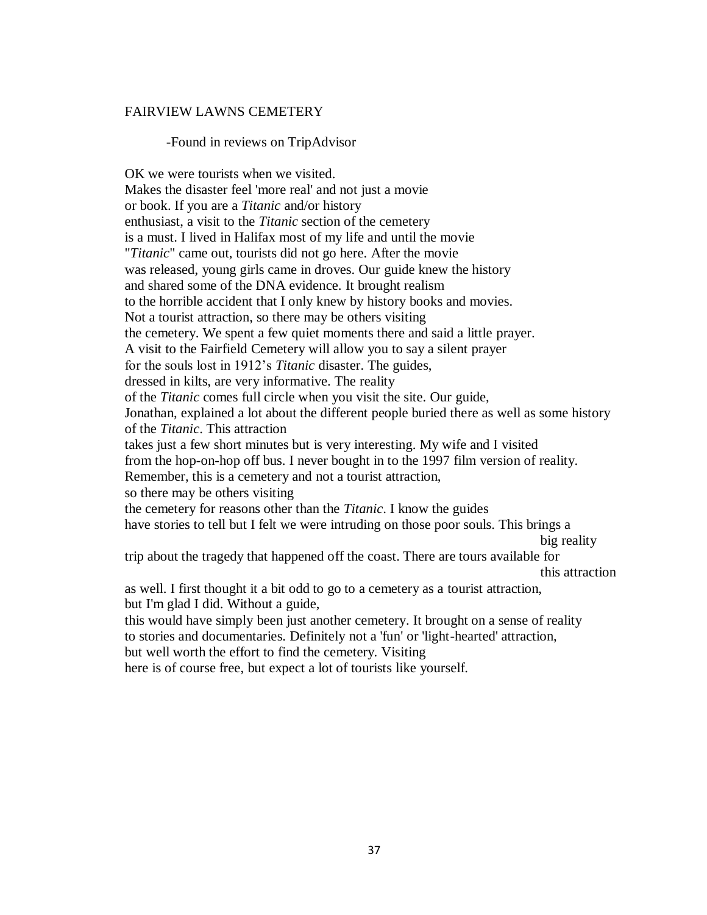FAIRVIEW LAWNS CEMETERY

-Found in reviews on TripAdvisor

OK we were tourists when we visited.  
Makes the disaster feel 'more real' and not just a movie  
or book. If you are a *Titanic* and/or history  
enthusiast, a visit to the *Titanic* section of the cemetery  
is a must. I lived in Halifax most of my life and until the movie  
"*Titanic*" came out, tourists did not go here. After the movie  
was released, young girls came in droves. Our guide knew the history  
and shared some of the DNA evidence. It brought realism  
to the horrible accident that I only knew by history books and movies.  
Not a tourist attraction, so there may be others visiting  
the cemetery. We spent a few quiet moments there and said a little prayer.  
A visit to the Fairfield Cemetery will allow you to say a silent prayer  
for the souls lost in 1912's *Titanic* disaster. The guides,  
dressed in kilts, are very informative. The reality  
of the *Titanic* comes full circle when you visit the site. Our guide,  
Jonathan, explained a lot about the different people buried there as well as some history  
of the *Titanic*. This attraction  
takes just a few short minutes but is very interesting. My wife and I visited  
from the hop-on-hop off bus. I never bought in to the 1997 film version of reality.  
Remember, this is a cemetery and not a tourist attraction,  
so there may be others visiting  
the cemetery for reasons other than the *Titanic*. I know the guides  
have stories to tell but I felt we were intruding on those poor souls. This brings a  
big reality  
trip about the tragedy that happened off the coast. There are tours available for  
this attraction  
as well. I first thought it a bit odd to go to a cemetery as a tourist attraction,  
but I'm glad I did. Without a guide,  
this would have simply been just another cemetery. It brought on a sense of reality  
to stories and documentaries. Definitely not a 'fun' or 'light-hearted' attraction,  
but well worth the effort to find the cemetery. Visiting  
here is of course free, but expect a lot of tourists like yourself.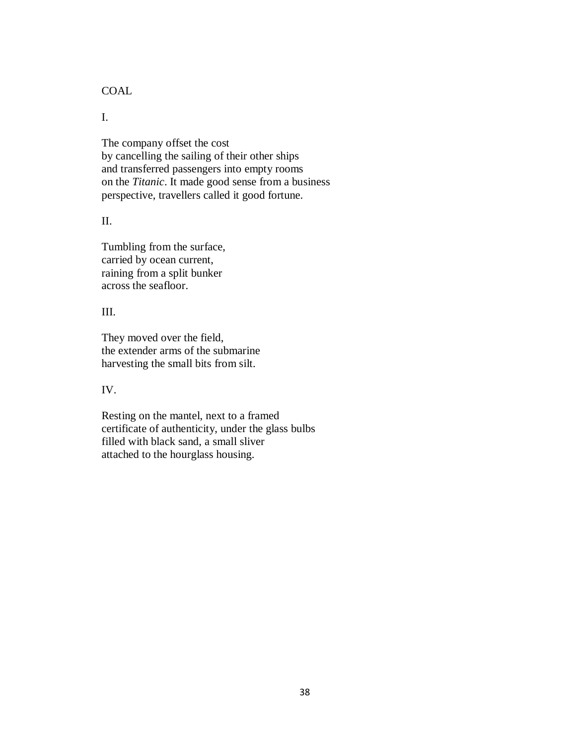# COAL

## I.

The company offset the cost  
by cancelling the sailing of their other ships  
and transferred passengers into empty rooms  
on the *Titanic*. It made good sense from a business  
perspective, travellers called it good fortune.

## II.

Tumbling from the surface,  
carried by ocean current,  
raining from a split bunker  
across the seafloor.

## III.

They moved over the field,  
the extender arms of the submarine  
harvesting the small bits from silt.

## IV.

Resting on the mantel, next to a framed  
certificate of authenticity, under the glass bulbs  
filled with black sand, a small sliver  
attached to the hourglass housing.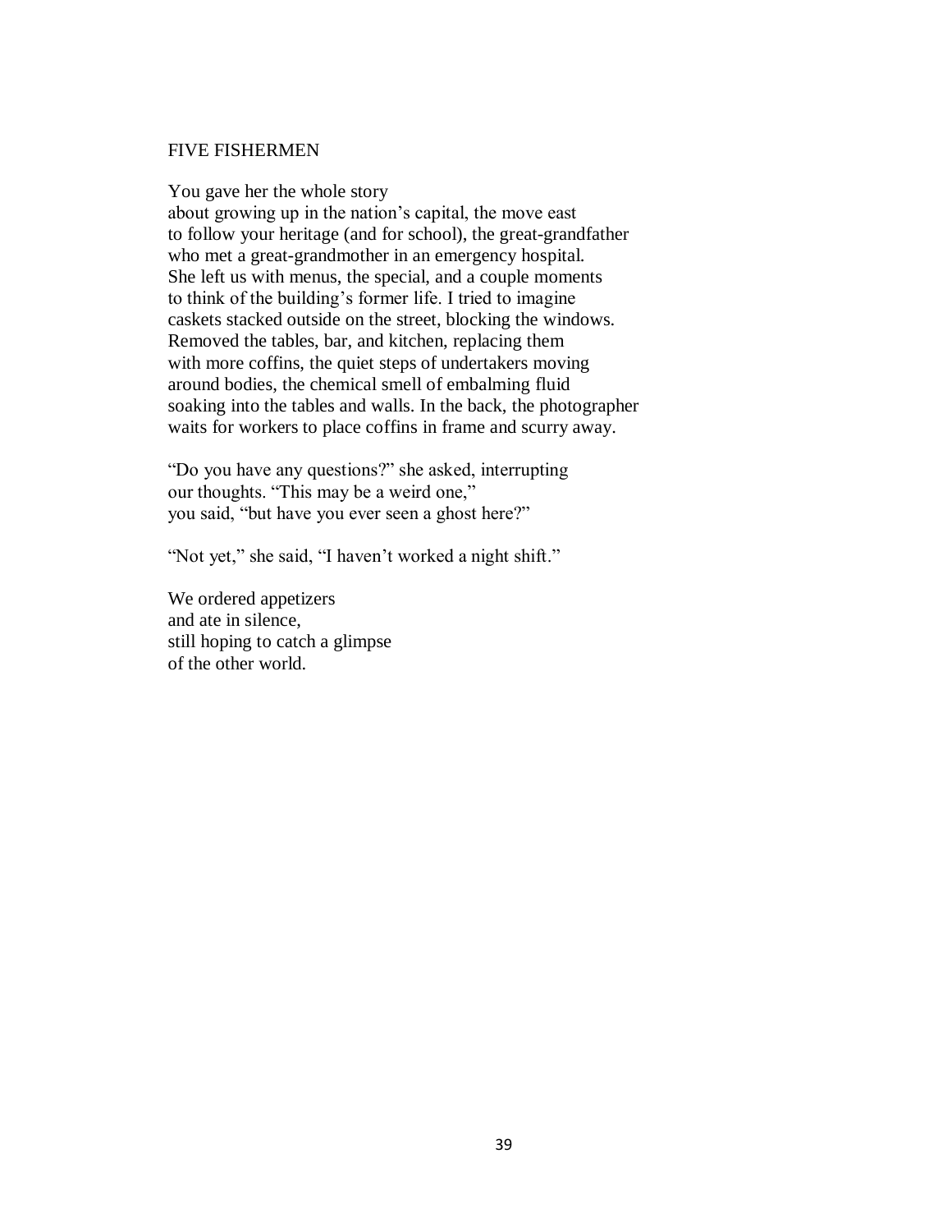## FIVE FISHERMEN

You gave her the whole story  
about growing up in the nation's capital, the move east  
to follow your heritage (and for school), the great-grandfather  
who met a great-grandmother in an emergency hospital.  
She left us with menus, the special, and a couple moments  
to think of the building's former life. I tried to imagine  
caskets stacked outside on the street, blocking the windows.  
Removed the tables, bar, and kitchen, replacing them  
with more coffins, the quiet steps of undertakers moving  
around bodies, the chemical smell of embalming fluid  
soaking into the tables and walls. In the back, the photographer  
waits for workers to place coffins in frame and scurry away.

"Do you have any questions?" she asked, interrupting  
our thoughts. "This may be a weird one,"  
you said, "but have you ever seen a ghost here?"

"Not yet," she said, "I haven't worked a night shift."

We ordered appetizers  
and ate in silence,  
still hoping to catch a glimpse  
of the other world.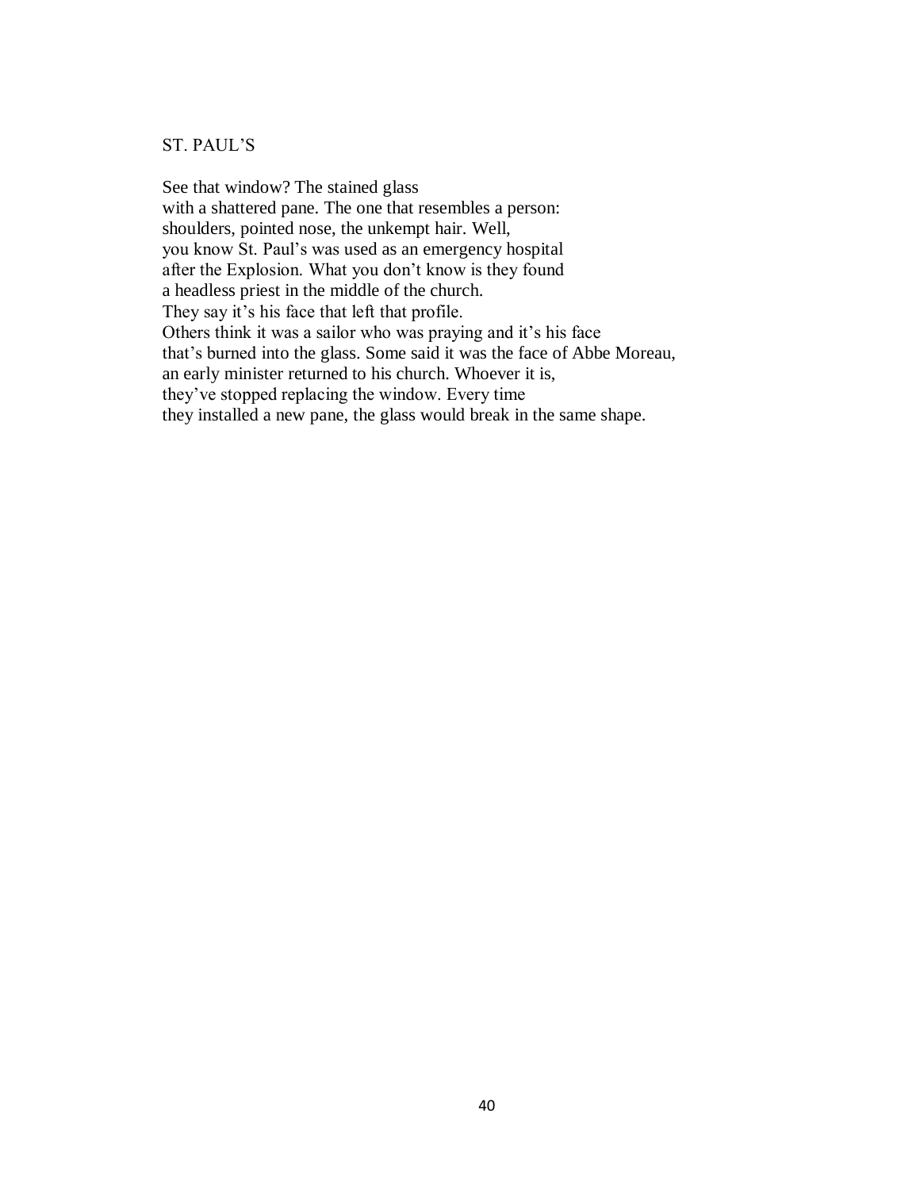## ST. PAUL'S

See that window? The stained glass  
with a shattered pane. The one that resembles a person:  
shoulders, pointed nose, the unkempt hair. Well,  
you know St. Paul's was used as an emergency hospital  
after the Explosion. What you don't know is they found  
a headless priest in the middle of the church.  
They say it's his face that left that profile.  
Others think it was a sailor who was praying and it's his face  
that's burned into the glass. Some said it was the face of Abbe Moreau,  
an early minister returned to his church. Whoever it is,  
they've stopped replacing the window. Every time  
they installed a new pane, the glass would break in the same shape.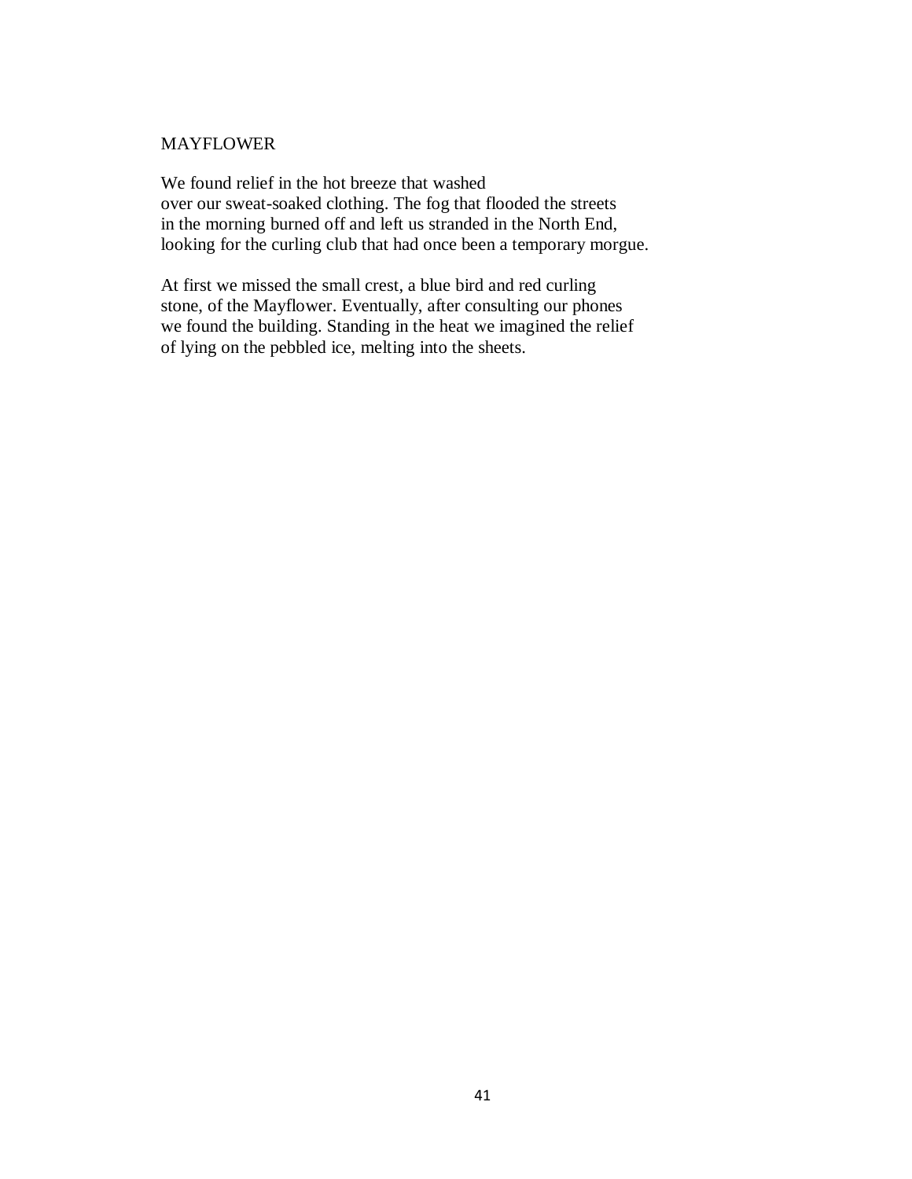## MAYFLOWER

We found relief in the hot breeze that washed  
over our sweat-soaked clothing. The fog that flooded the streets  
in the morning burned off and left us stranded in the North End,  
looking for the curling club that had once been a temporary morgue.

At first we missed the small crest, a blue bird and red curling  
stone, of the Mayflower. Eventually, after consulting our phones  
we found the building. Standing in the heat we imagined the relief  
of lying on the pebbled ice, melting into the sheets.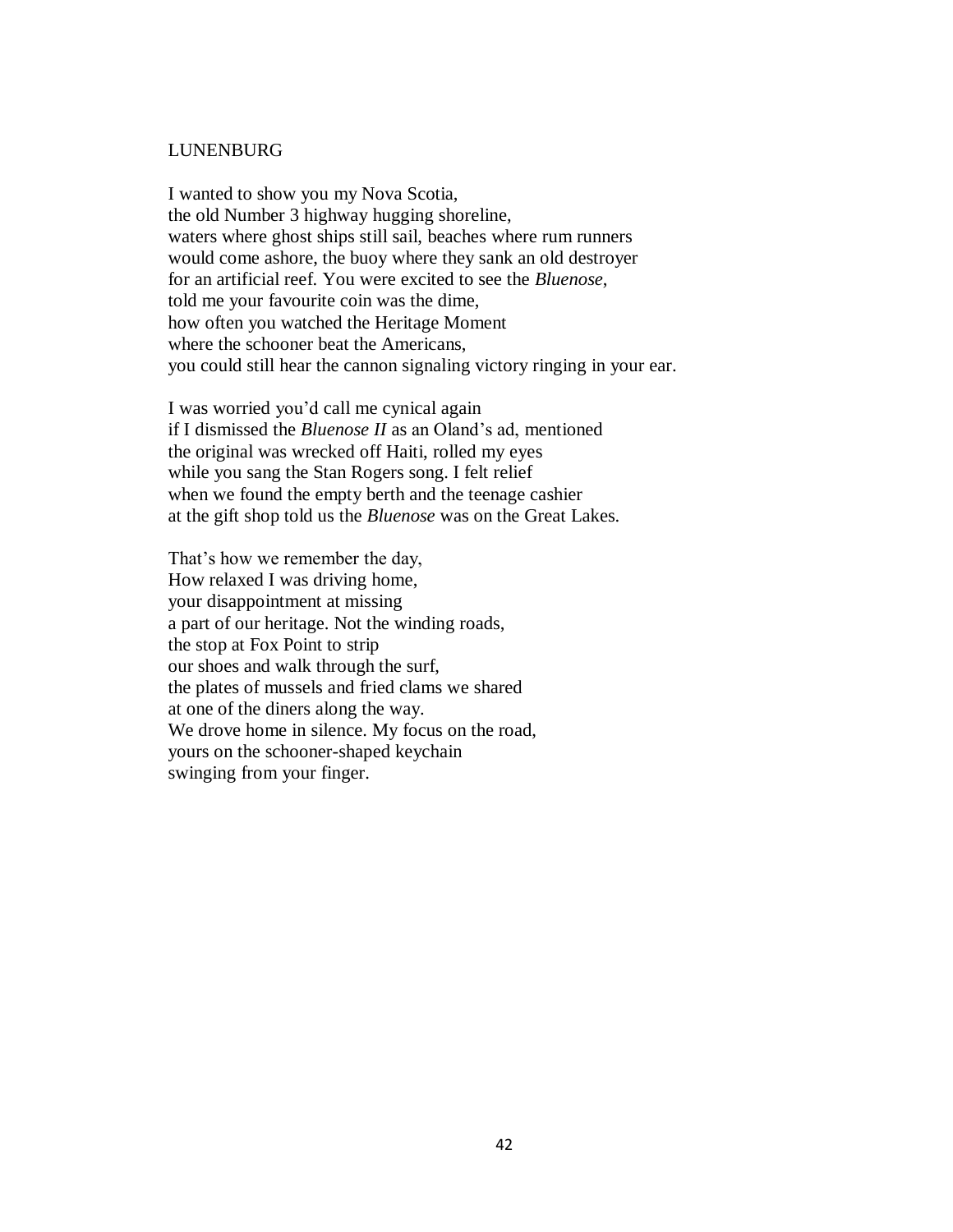## LUNENBURG

I wanted to show you my Nova Scotia,  
the old Number 3 highway hugging shoreline,  
waters where ghost ships still sail, beaches where rum runners  
would come ashore, the buoy where they sank an old destroyer  
for an artificial reef. You were excited to see the *Bluenose*,  
told me your favourite coin was the dime,  
how often you watched the Heritage Moment  
where the schooner beat the Americans,  
you could still hear the cannon signaling victory ringing in your ear.

I was worried you'd call me cynical again  
if I dismissed the *Bluenose II* as an Oland's ad, mentioned  
the original was wrecked off Haiti, rolled my eyes  
while you sang the Stan Rogers song. I felt relief  
when we found the empty berth and the teenage cashier  
at the gift shop told us the *Bluenose* was on the Great Lakes.

That's how we remember the day,  
How relaxed I was driving home,  
your disappointment at missing  
a part of our heritage. Not the winding roads,  
the stop at Fox Point to strip  
our shoes and walk through the surf,  
the plates of mussels and fried clams we shared  
at one of the diners along the way.  
We drove home in silence. My focus on the road,  
yours on the schooner-shaped keychain  
swinging from your finger.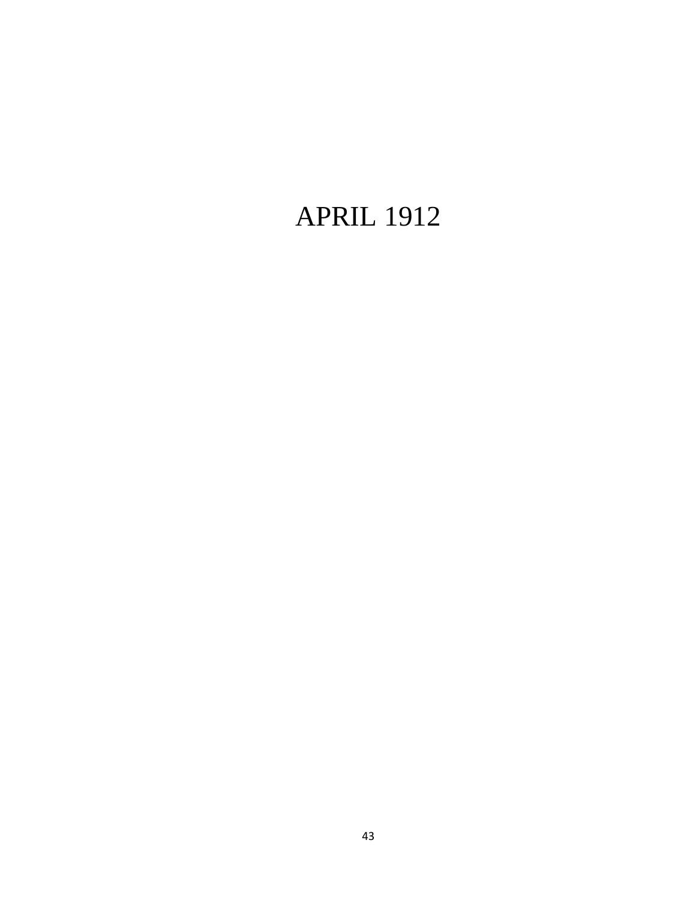# APRIL 1912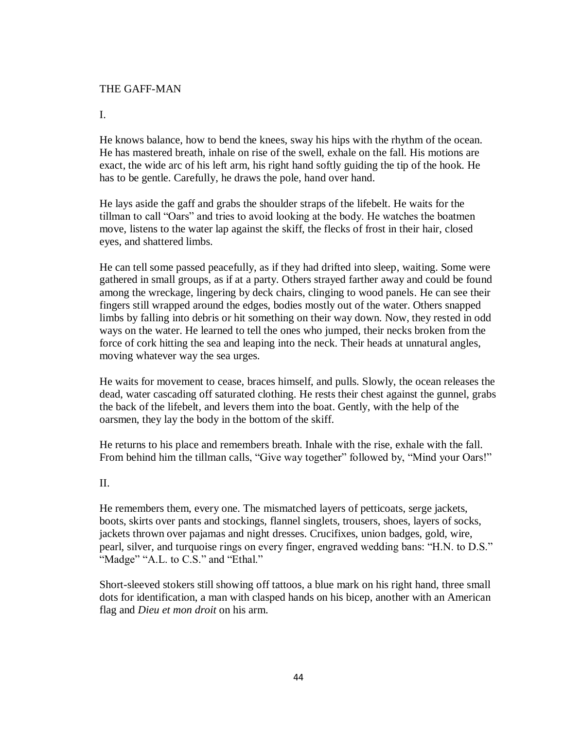## THE GAFF-MAN

I.

He knows balance, how to bend the knees, sway his hips with the rhythm of the ocean. He has mastered breath, inhale on rise of the swell, exhale on the fall. His motions are exact, the wide arc of his left arm, his right hand softly guiding the tip of the hook. He has to be gentle. Carefully, he draws the pole, hand over hand.

He lays aside the gaff and grabs the shoulder straps of the lifebelt. He waits for the tillman to call "Oars" and tries to avoid looking at the body. He watches the boatmen move, listens to the water lap against the skiff, the flecks of frost in their hair, closed eyes, and shattered limbs.

He can tell some passed peacefully, as if they had drifted into sleep, waiting. Some were gathered in small groups, as if at a party. Others strayed farther away and could be found among the wreckage, lingering by deck chairs, clinging to wood panels. He can see their fingers still wrapped around the edges, bodies mostly out of the water. Others snapped limbs by falling into debris or hit something on their way down. Now, they rested in odd ways on the water. He learned to tell the ones who jumped, their necks broken from the force of cork hitting the sea and leaping into the neck. Their heads at unnatural angles, moving whatever way the sea urges.

He waits for movement to cease, braces himself, and pulls. Slowly, the ocean releases the dead, water cascading off saturated clothing. He rests their chest against the gunnel, grabs the back of the lifebelt, and levers them into the boat. Gently, with the help of the oarsmen, they lay the body in the bottom of the skiff.

He returns to his place and remembers breath. Inhale with the rise, exhale with the fall. From behind him the tillman calls, "Give way together" followed by, "Mind your Oars!"

II.

He remembers them, every one. The mismatched layers of petticoats, serge jackets, boots, skirts over pants and stockings, flannel singlets, trousers, shoes, layers of socks, jackets thrown over pajamas and night dresses. Crucifixes, union badges, gold, wire, pearl, silver, and turquoise rings on every finger, engraved wedding bans: "H.N. to D.S." "Madge" "A.L. to C.S." and "Ethal."

Short-sleeved stokers still showing off tattoos, a blue mark on his right hand, three small dots for identification, a man with clasped hands on his bicep, another with an American flag and *Dieu et mon droit* on his arm.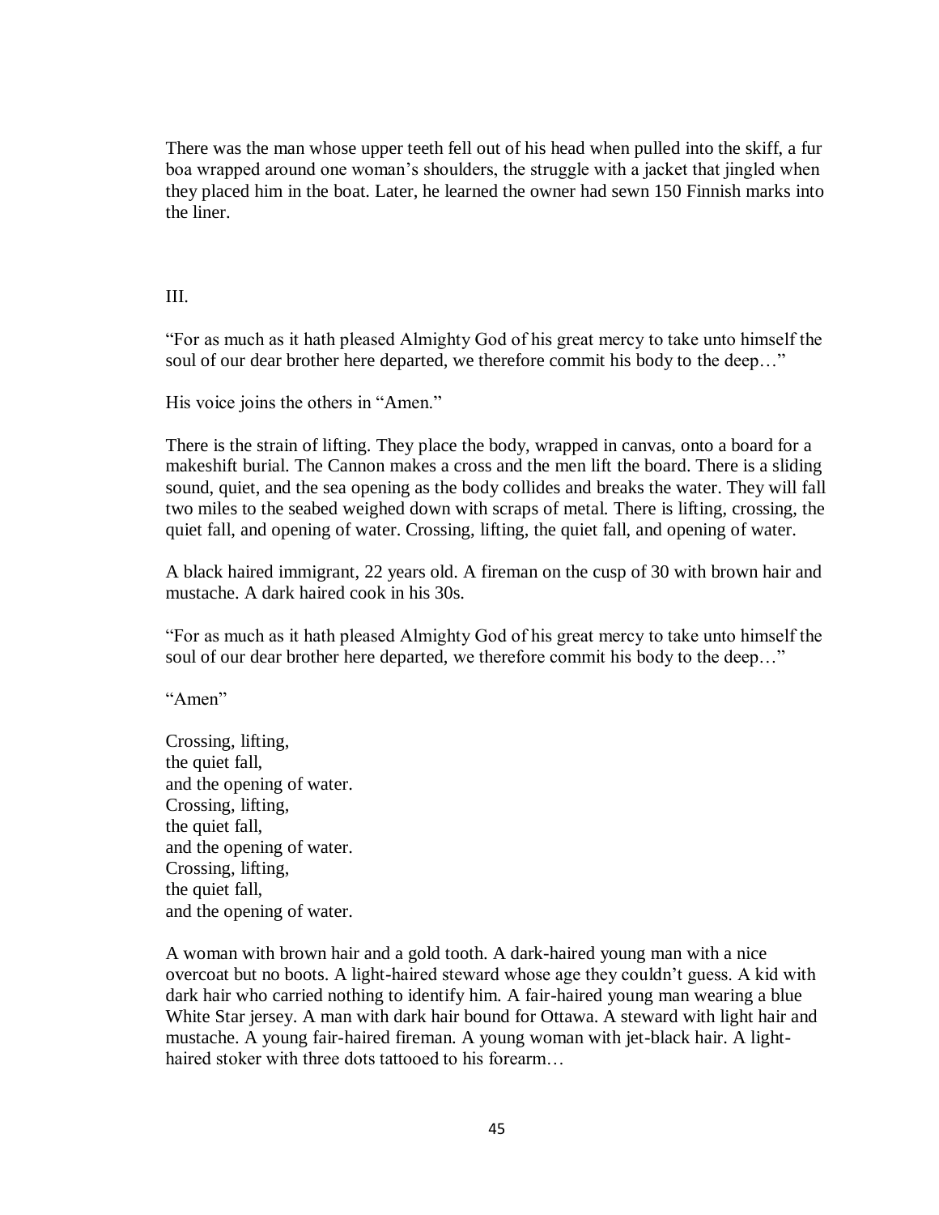There was the man whose upper teeth fell out of his head when pulled into the skiff, a fur boa wrapped around one woman's shoulders, the struggle with a jacket that jingled when they placed him in the boat. Later, he learned the owner had sewn 150 Finnish marks into the liner.

III.

"For as much as it hath pleased Almighty God of his great mercy to take unto himself the soul of our dear brother here departed, we therefore commit his body to the deep…"

His voice joins the others in "Amen."

There is the strain of lifting. They place the body, wrapped in canvas, onto a board for a makeshift burial. The Cannon makes a cross and the men lift the board. There is a sliding sound, quiet, and the sea opening as the body collides and breaks the water. They will fall two miles to the seabed weighed down with scraps of metal. There is lifting, crossing, the quiet fall, and opening of water. Crossing, lifting, the quiet fall, and opening of water.

A black haired immigrant, 22 years old. A fireman on the cusp of 30 with brown hair and mustache. A dark haired cook in his 30s.

"For as much as it hath pleased Almighty God of his great mercy to take unto himself the soul of our dear brother here departed, we therefore commit his body to the deep…"

"Amen"

Crossing, lifting,  
the quiet fall,  
and the opening of water.  
Crossing, lifting,  
the quiet fall,  
and the opening of water.  
Crossing, lifting,  
the quiet fall,  
and the opening of water.

A woman with brown hair and a gold tooth. A dark-haired young man with a nice overcoat but no boots. A light-haired steward whose age they couldn't guess. A kid with dark hair who carried nothing to identify him. A fair-haired young man wearing a blue White Star jersey. A man with dark hair bound for Ottawa. A steward with light hair and mustache. A young fair-haired fireman. A young woman with jet-black hair. A light-haired stoker with three dots tattooed to his forearm…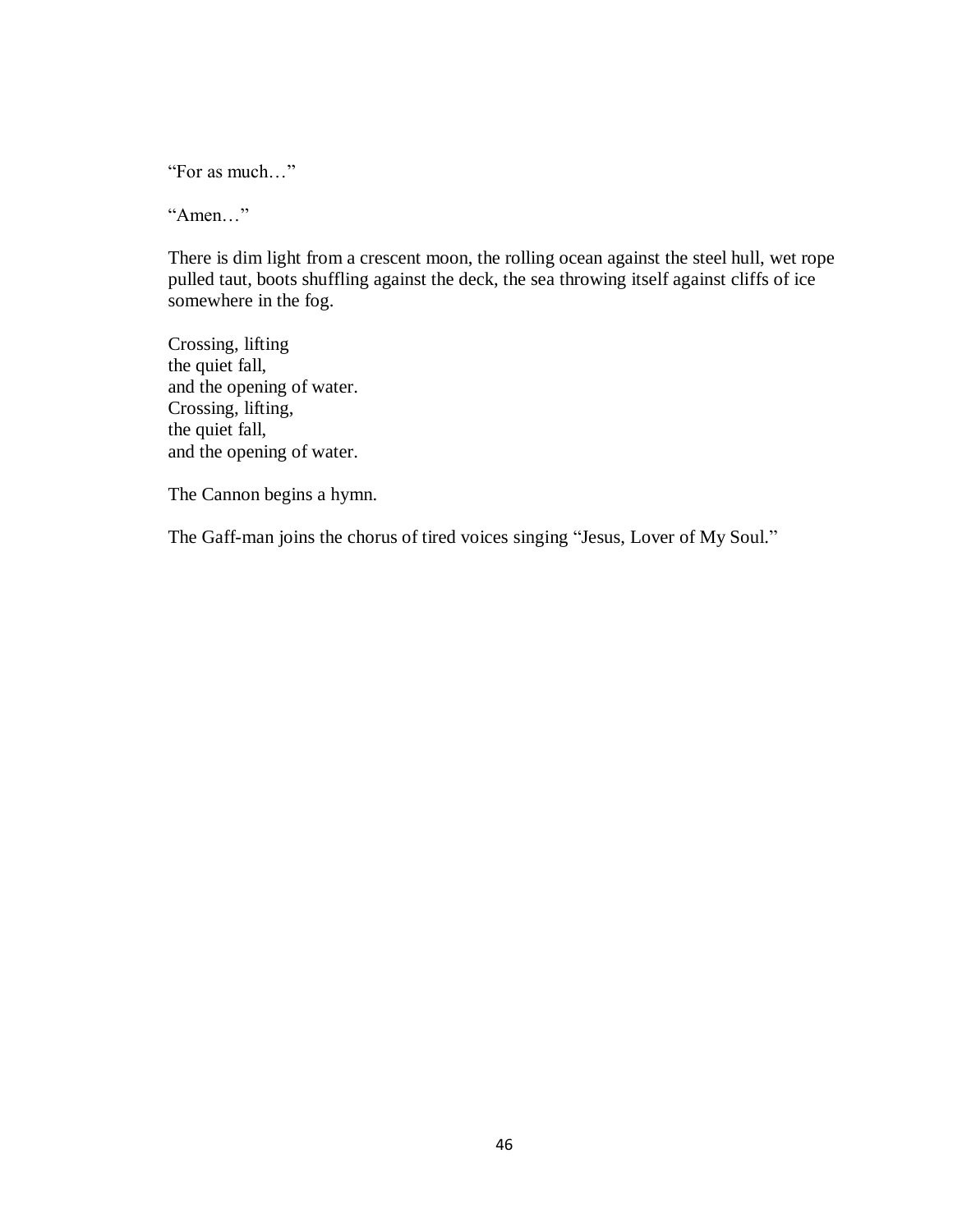"For as much…"

"Amen…"

There is dim light from a crescent moon, the rolling ocean against the steel hull, wet rope pulled taut, boots shuffling against the deck, the sea throwing itself against cliffs of ice somewhere in the fog.

Crossing, lifting  
the quiet fall,  
and the opening of water.  
Crossing, lifting,  
the quiet fall,  
and the opening of water.

The Cannon begins a hymn.

The Gaff-man joins the chorus of tired voices singing "Jesus, Lover of My Soul."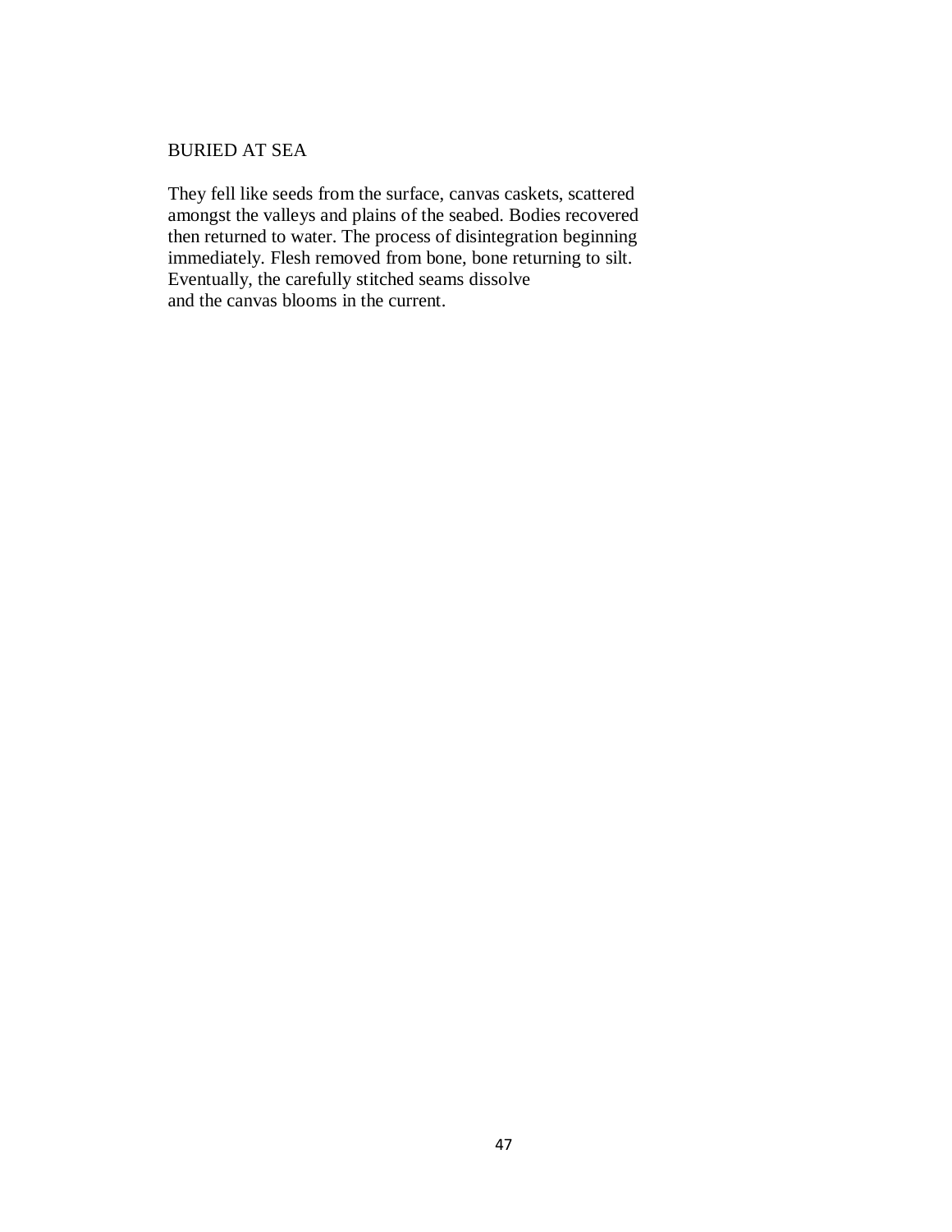## BURIED AT SEA

They fell like seeds from the surface, canvas caskets, scattered
amongst the valleys and plains of the seabed. Bodies recovered
then returned to water. The process of disintegration beginning
immediately. Flesh removed from bone, bone returning to silt.
Eventually, the carefully stitched seams dissolve
and the canvas blooms in the current.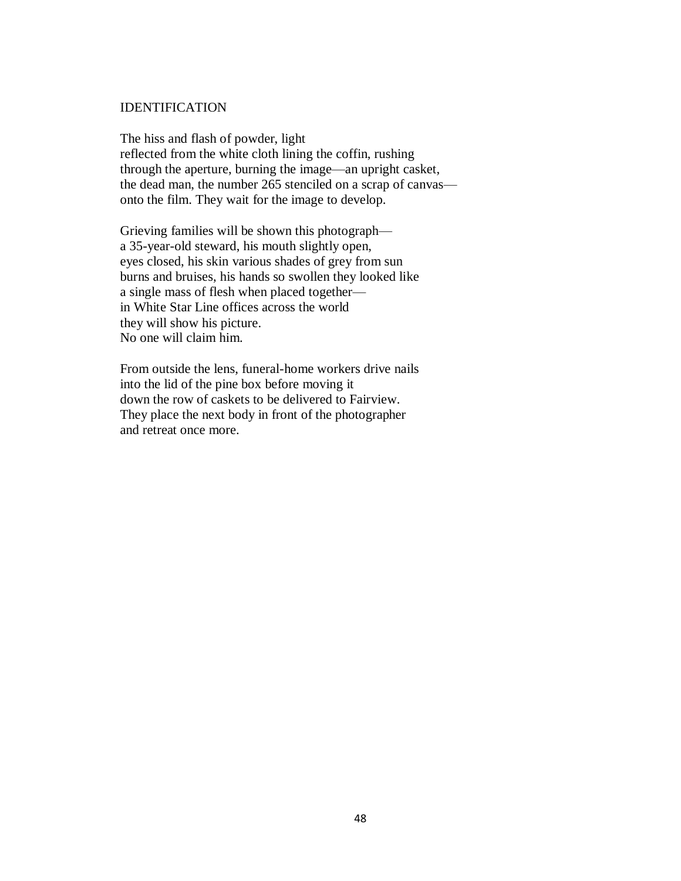## IDENTIFICATION

The hiss and flash of powder, light  
reflected from the white cloth lining the coffin, rushing  
through the aperture, burning the image—an upright casket,  
the dead man, the number 265 stenciled on a scrap of canvas—  
onto the film. They wait for the image to develop.

Grieving families will be shown this photograph—  
a 35-year-old steward, his mouth slightly open,  
eyes closed, his skin various shades of grey from sun  
burns and bruises, his hands so swollen they looked like  
a single mass of flesh when placed together—  
in White Star Line offices across the world  
they will show his picture.  
No one will claim him.

From outside the lens, funeral-home workers drive nails  
into the lid of the pine box before moving it  
down the row of caskets to be delivered to Fairview.  
They place the next body in front of the photographer  
and retreat once more.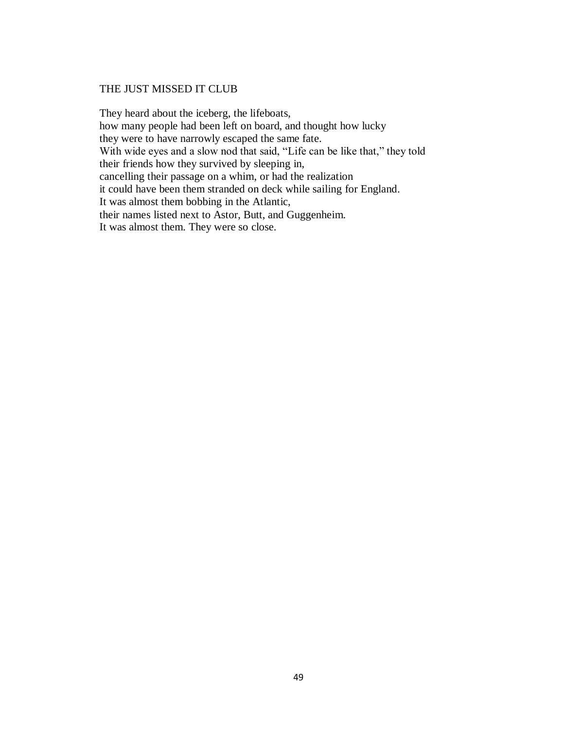## THE JUST MISSED IT CLUB

They heard about the iceberg, the lifeboats,  
how many people had been left on board, and thought how lucky  
they were to have narrowly escaped the same fate.  
With wide eyes and a slow nod that said, “Life can be like that,” they told  
their friends how they survived by sleeping in,  
cancelling their passage on a whim, or had the realization  
it could have been them stranded on deck while sailing for England.  
It was almost them bobbing in the Atlantic,  
their names listed next to Astor, Butt, and Guggenheim.  
It was almost them. They were so close.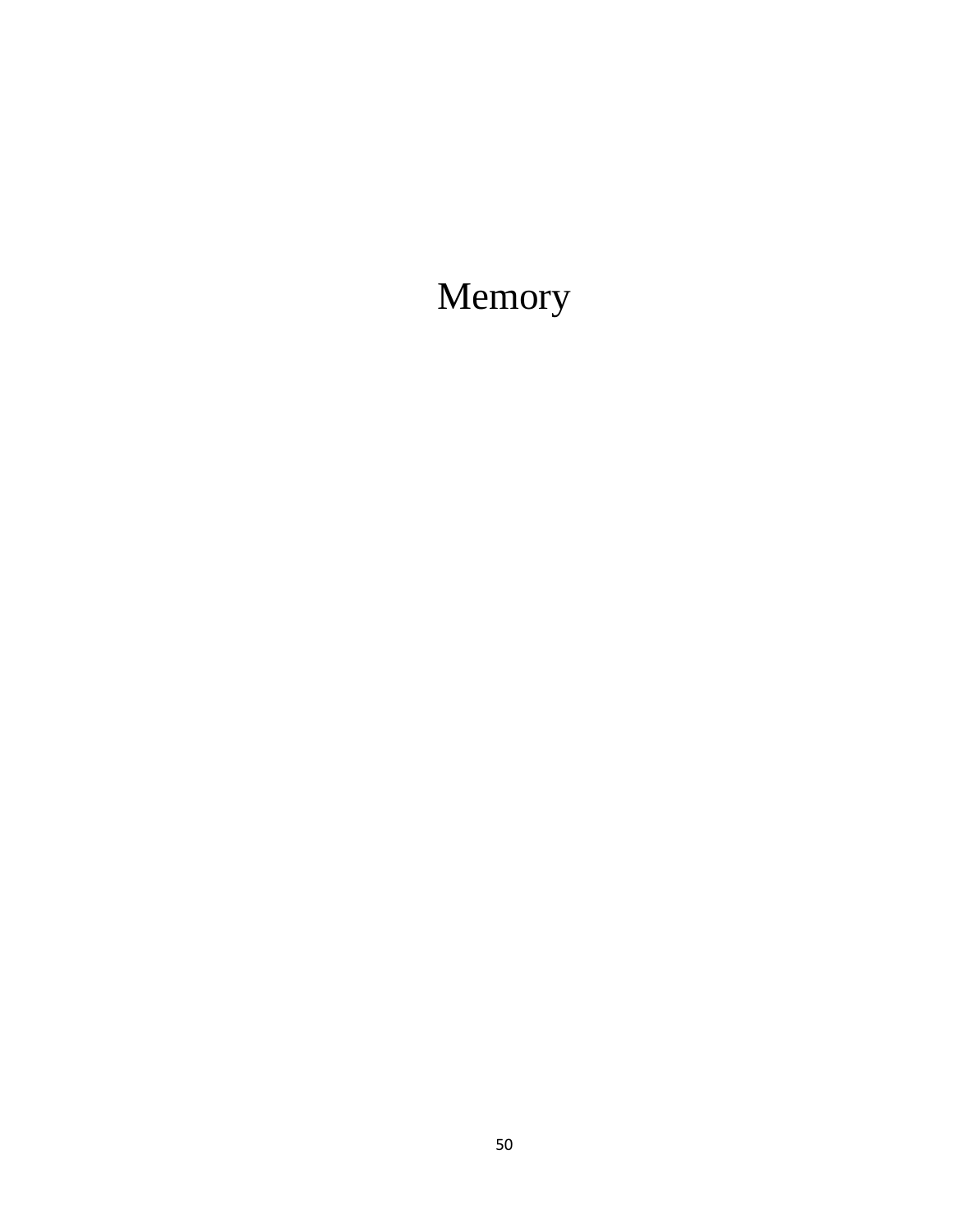# Memory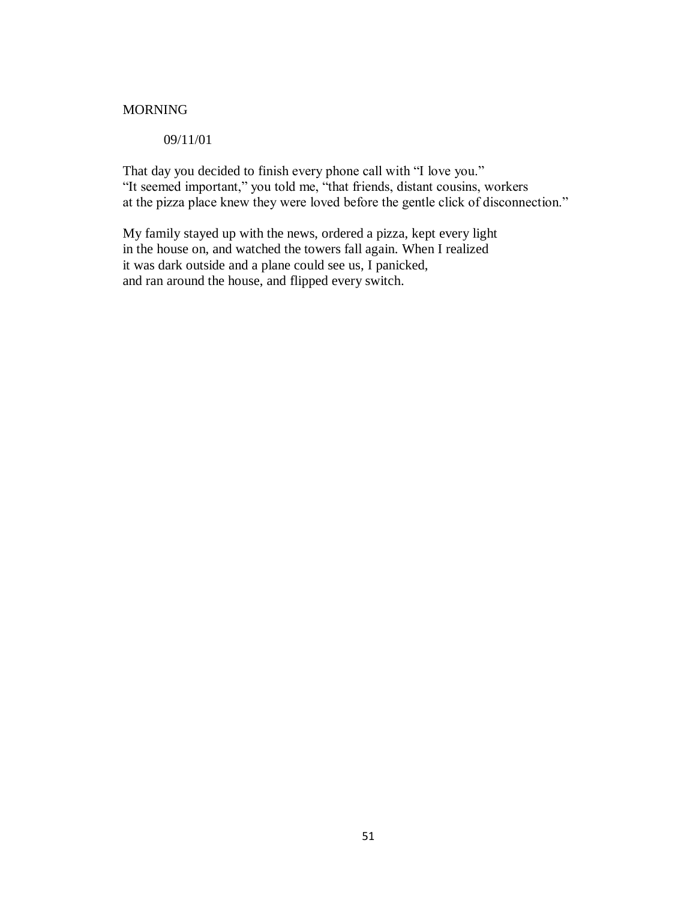## MORNING

09/11/01

That day you decided to finish every phone call with "I love you."
"It seemed important," you told me, "that friends, distant cousins, workers
at the pizza place knew they were loved before the gentle click of disconnection."

My family stayed up with the news, ordered a pizza, kept every light
in the house on, and watched the towers fall again. When I realized
it was dark outside and a plane could see us, I panicked,
and ran around the house, and flipped every switch.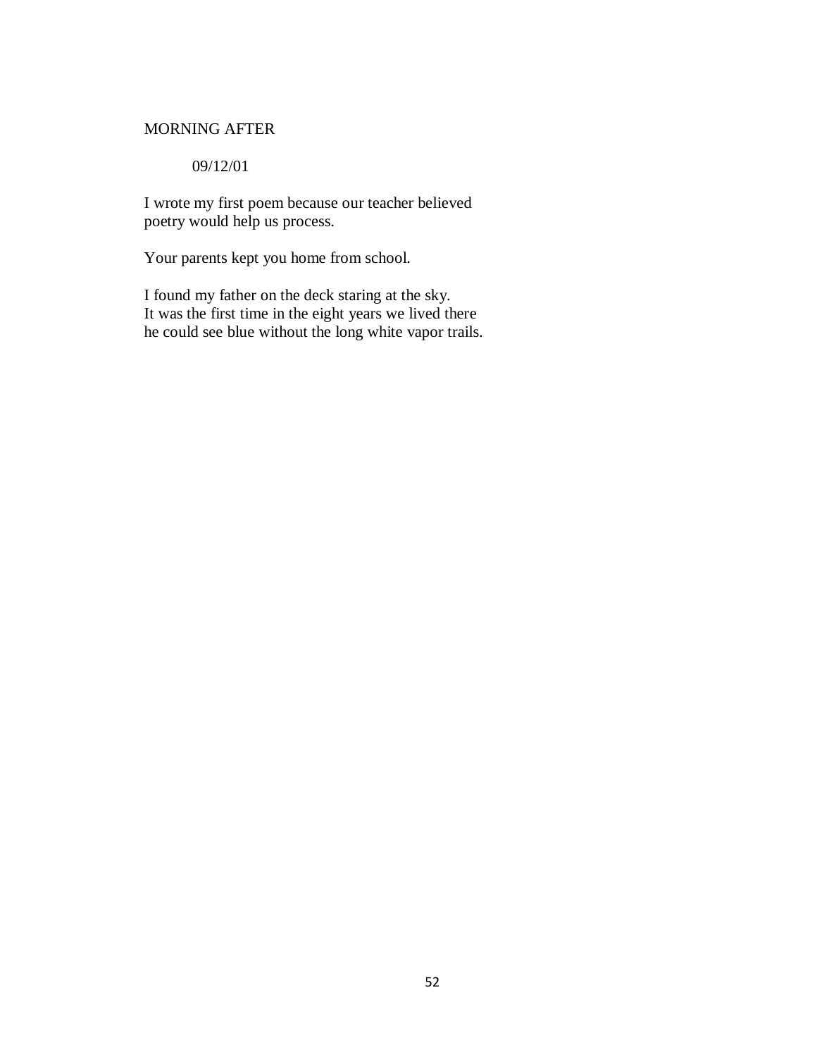## MORNING AFTER

09/12/01

I wrote my first poem because our teacher believed
poetry would help us process.

Your parents kept you home from school.

I found my father on the deck staring at the sky.
It was the first time in the eight years we lived there
he could see blue without the long white vapor trails.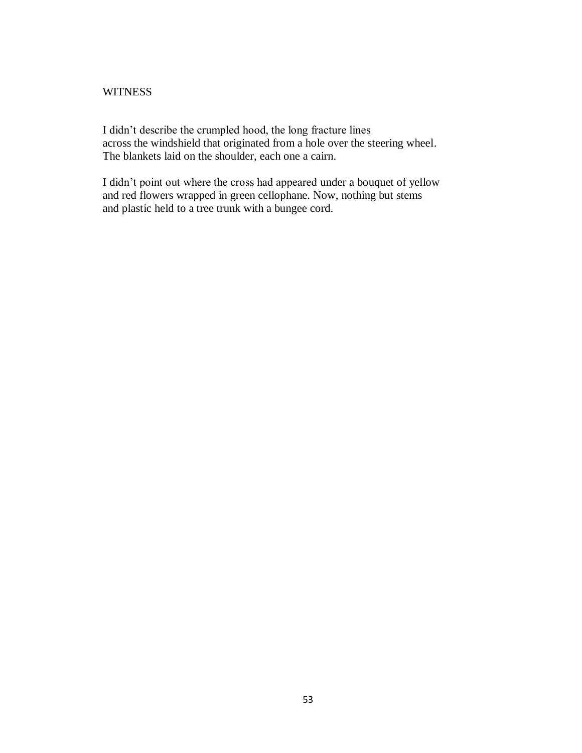## WITNESS

I didn't describe the crumpled hood, the long fracture lines  
across the windshield that originated from a hole over the steering wheel.  
The blankets laid on the shoulder, each one a cairn.

I didn't point out where the cross had appeared under a bouquet of yellow  
and red flowers wrapped in green cellophane. Now, nothing but stems  
and plastic held to a tree trunk with a bungee cord.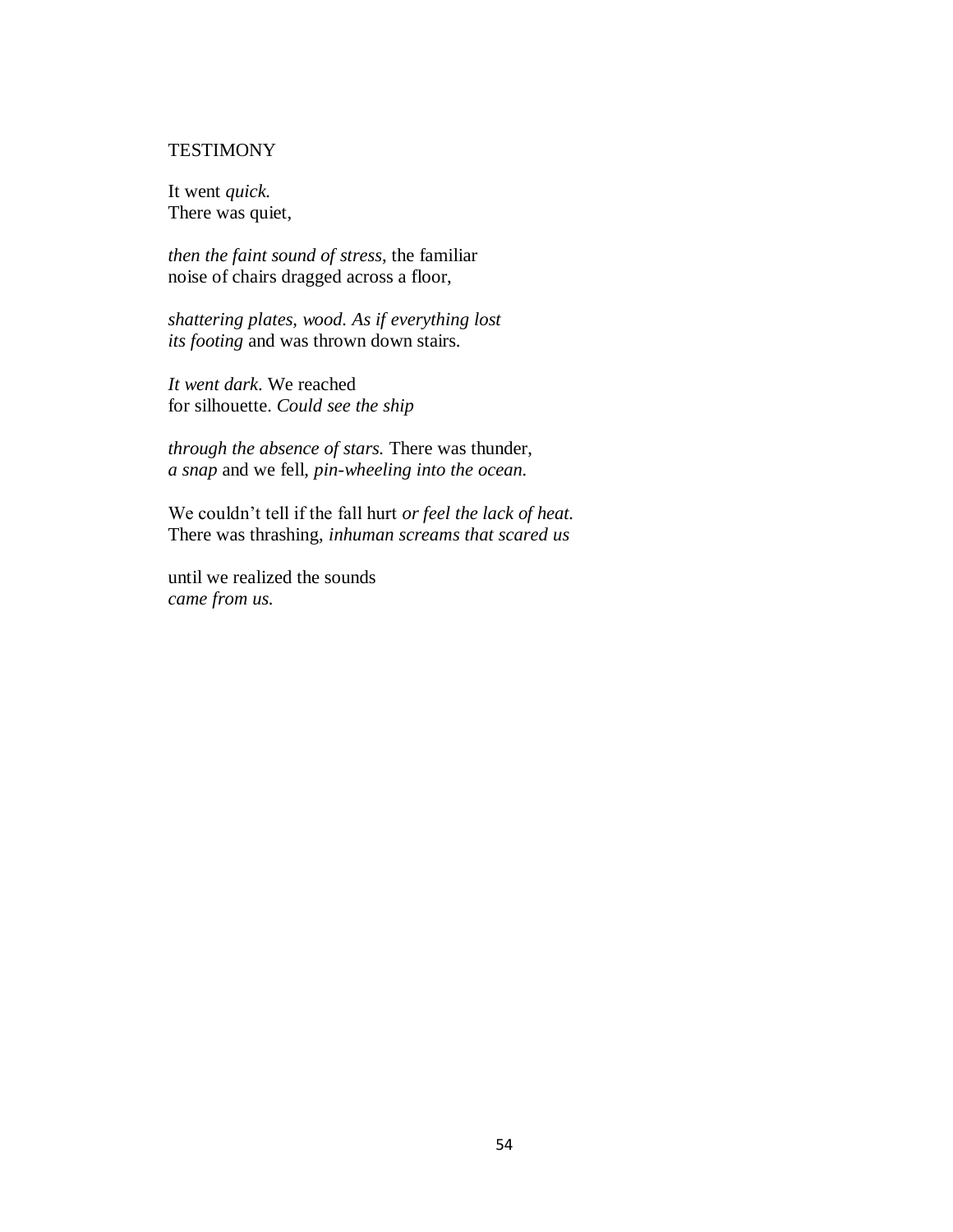## TESTIMONY

It went *quick.*
There was quiet,

*then the faint sound of stress*, the familiar
noise of chairs dragged across a floor,

*shattering plates, wood. As if everything lost*
*its footing* and was thrown down stairs.

*It went dark*. We reached
for silhouette. *Could see the ship*

*through the absence of stars.* There was thunder,
*a snap* and we fell, *pin-wheeling into the ocean.*

We couldn't tell if the fall hurt *or feel the lack of heat.*
There was thrashing, *inhuman screams that scared us*

until we realized the sounds
*came from us.*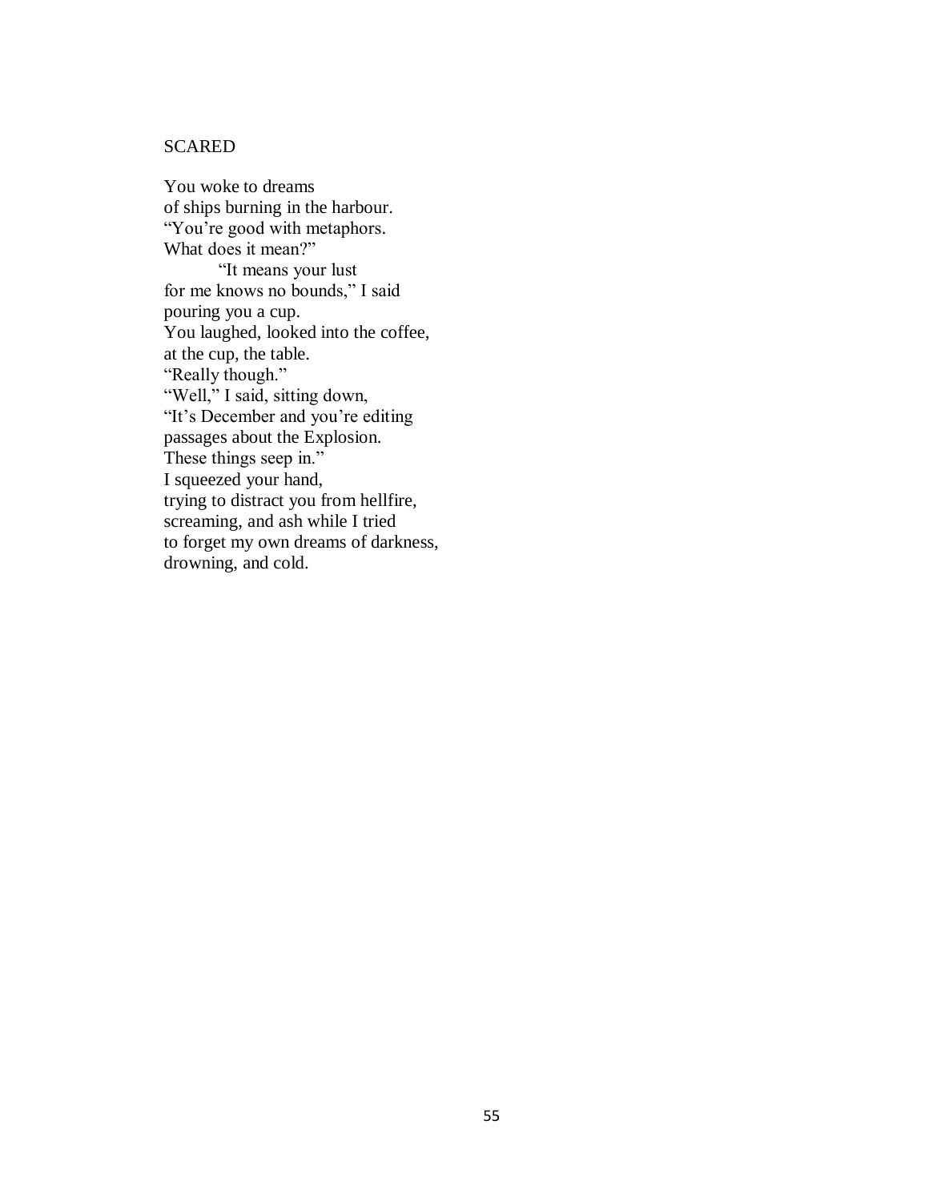## SCARED

You woke to dreams
of ships burning in the harbour.
"You're good with metaphors.
What does it mean?"
        "It means your lust
for me knows no bounds," I said
pouring you a cup.
You laughed, looked into the coffee,
at the cup, the table.
"Really though."
"Well," I said, sitting down,
"It's December and you're editing
passages about the Explosion.
These things seep in."
I squeezed your hand,
trying to distract you from hellfire,
screaming, and ash while I tried
to forget my own dreams of darkness,
drowning, and cold.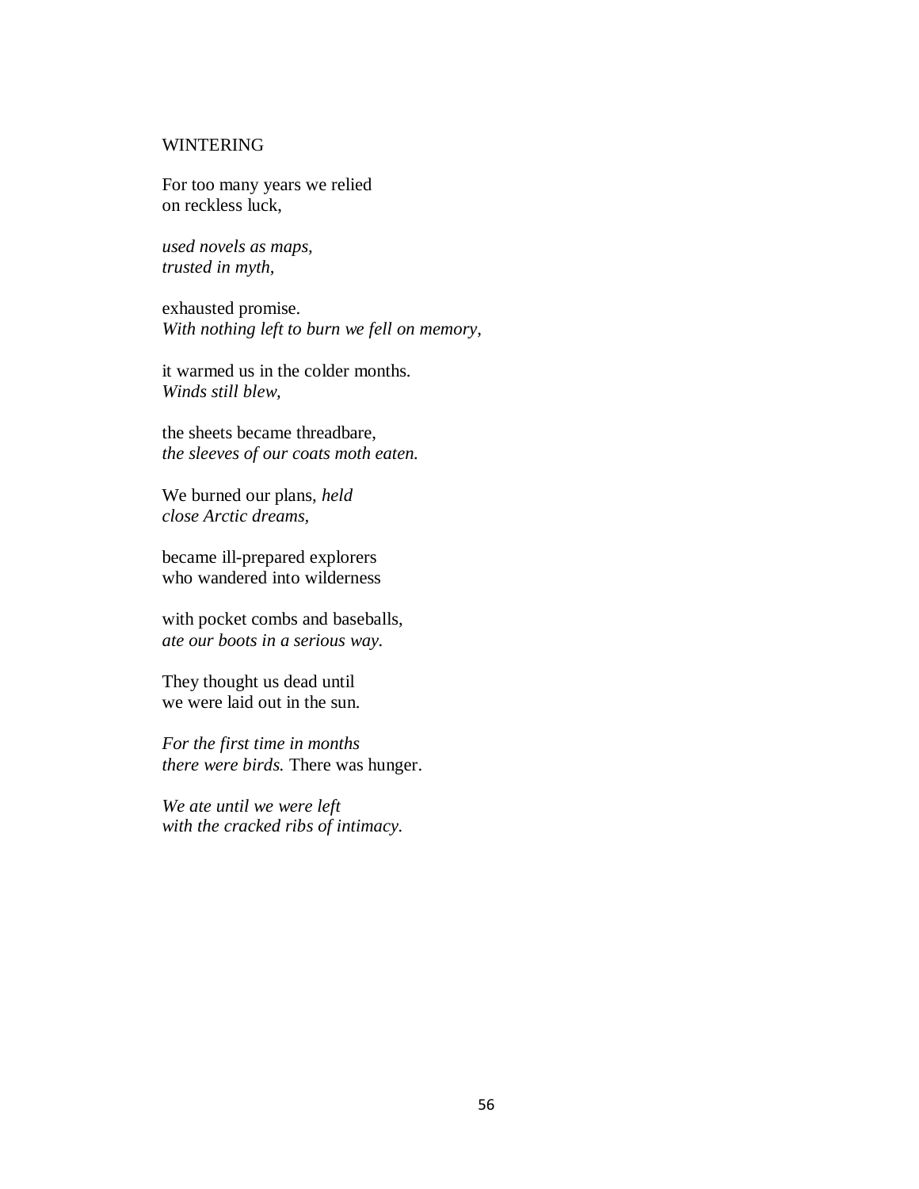# WINTERING

For too many years we relied
on reckless luck,

*used novels as maps,*
*trusted in myth,*

exhausted promise.
*With nothing left to burn we fell on memory,*

it warmed us in the colder months.
*Winds still blew,*

the sheets became threadbare,
*the sleeves of our coats moth eaten.*

We burned our plans, *held*
*close Arctic dreams,*

became ill-prepared explorers
who wandered into wilderness

with pocket combs and baseballs,
*ate our boots in a serious way.*

They thought us dead until
we were laid out in the sun.

*For the first time in months*
*there were birds.* There was hunger.

*We ate until we were left*
*with the cracked ribs of intimacy.*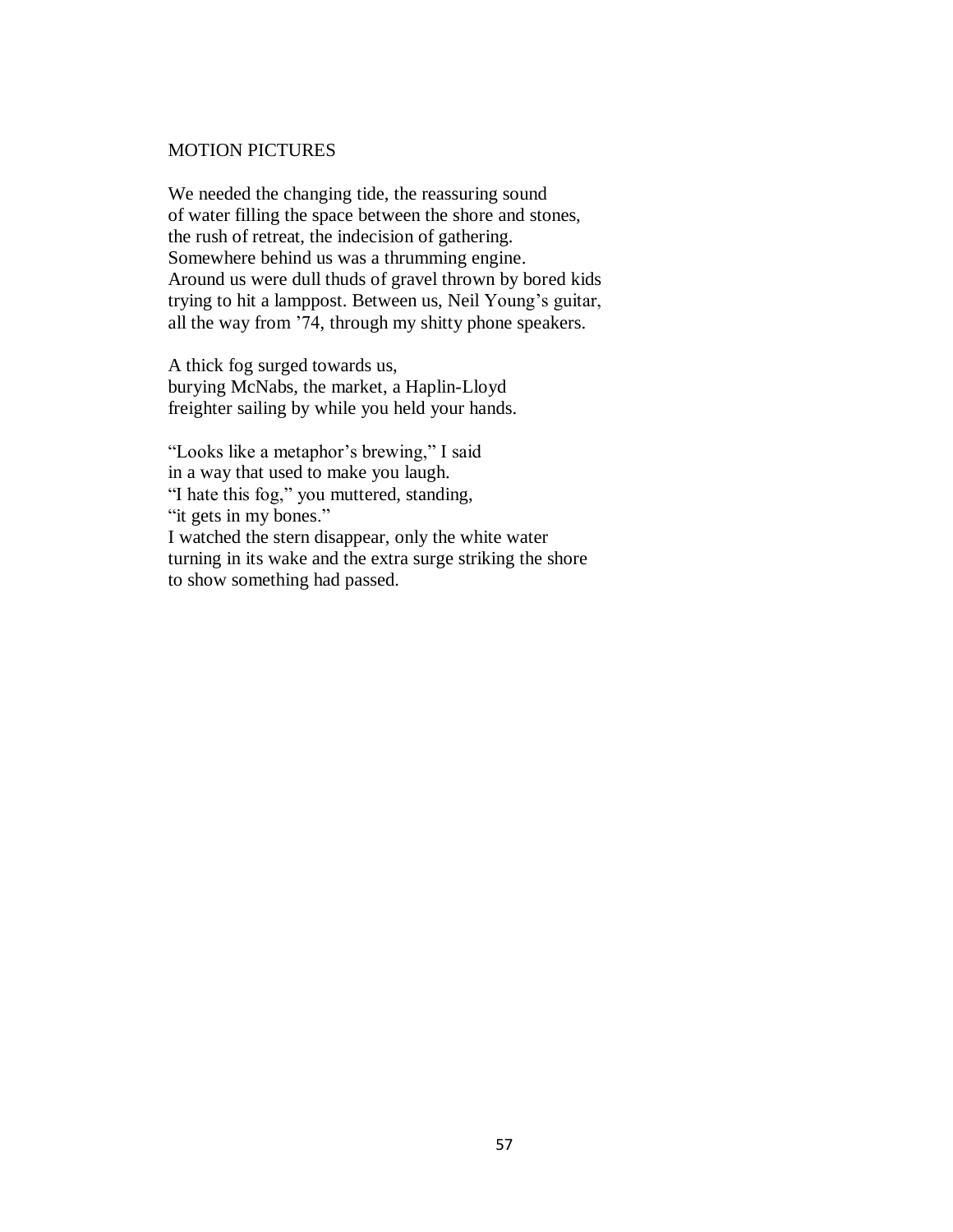## MOTION PICTURES

We needed the changing tide, the reassuring sound  
of water filling the space between the shore and stones,  
the rush of retreat, the indecision of gathering.  
Somewhere behind us was a thrumming engine.  
Around us were dull thuds of gravel thrown by bored kids  
trying to hit a lamppost. Between us, Neil Young's guitar,  
all the way from '74, through my shitty phone speakers.

A thick fog surged towards us,  
burying McNabs, the market, a Haplin-Lloyd  
freighter sailing by while you held your hands.

"Looks like a metaphor's brewing," I said  
in a way that used to make you laugh.  
"I hate this fog," you muttered, standing,  
"it gets in my bones."  
I watched the stern disappear, only the white water  
turning in its wake and the extra surge striking the shore  
to show something had passed.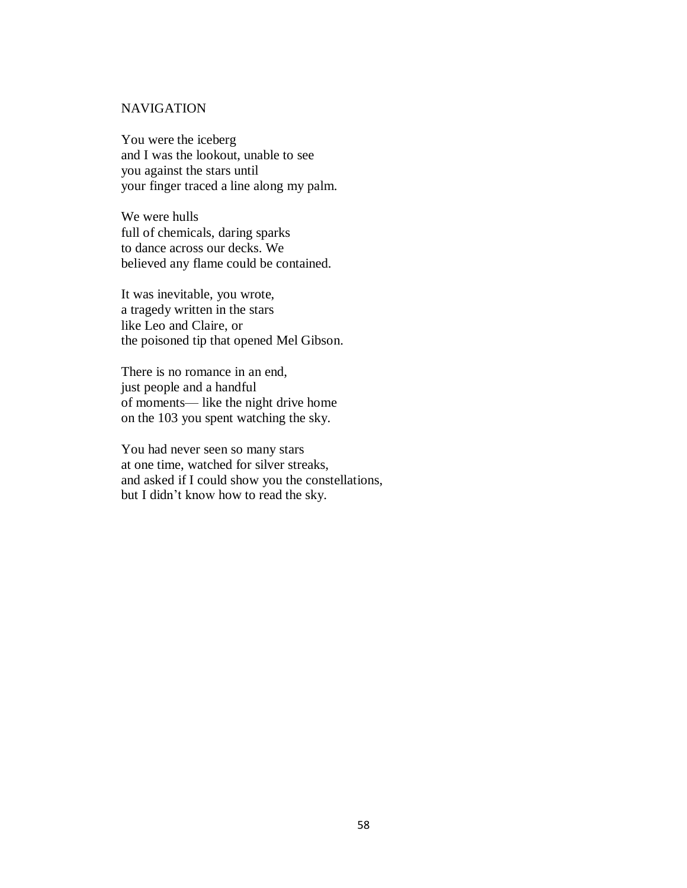## NAVIGATION

You were the iceberg  
and I was the lookout, unable to see  
you against the stars until  
your finger traced a line along my palm.

We were hulls  
full of chemicals, daring sparks  
to dance across our decks. We  
believed any flame could be contained.

It was inevitable, you wrote,  
a tragedy written in the stars  
like Leo and Claire, or  
the poisoned tip that opened Mel Gibson.

There is no romance in an end,  
just people and a handful  
of moments— like the night drive home  
on the 103 you spent watching the sky.

You had never seen so many stars  
at one time, watched for silver streaks,  
and asked if I could show you the constellations,  
but I didn't know how to read the sky.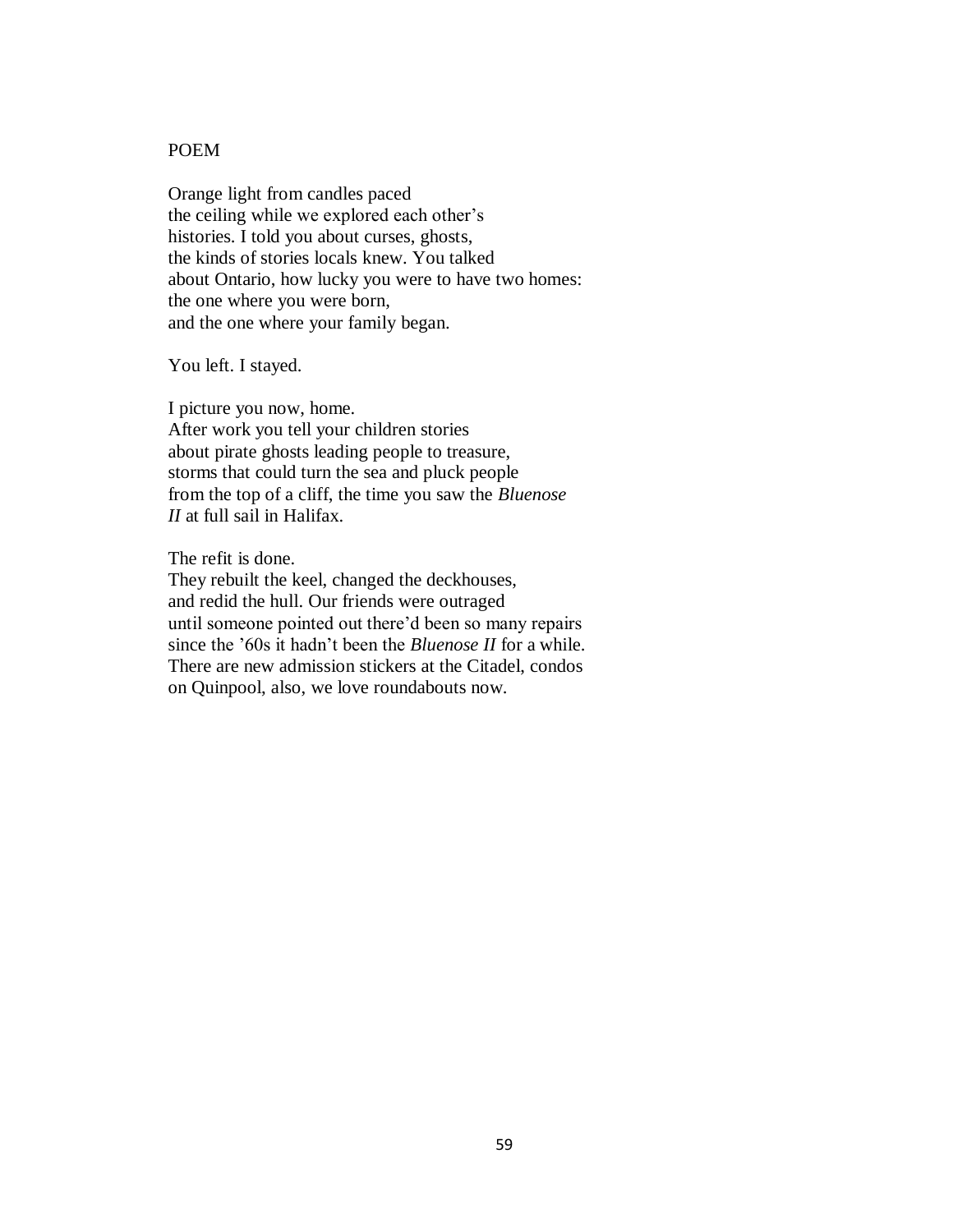POEM

Orange light from candles paced  
the ceiling while we explored each other's  
histories. I told you about curses, ghosts,  
the kinds of stories locals knew. You talked  
about Ontario, how lucky you were to have two homes:  
the one where you were born,  
and the one where your family began.

You left. I stayed.

I picture you now, home.  
After work you tell your children stories  
about pirate ghosts leading people to treasure,  
storms that could turn the sea and pluck people  
from the top of a cliff, the time you saw the *Bluenose*  
*II* at full sail in Halifax.

The refit is done.  
They rebuilt the keel, changed the deckhouses,  
and redid the hull. Our friends were outraged  
until someone pointed out there'd been so many repairs  
since the '60s it hadn't been the *Bluenose II* for a while.  
There are new admission stickers at the Citadel, condos  
on Quinpool, also, we love roundabouts now.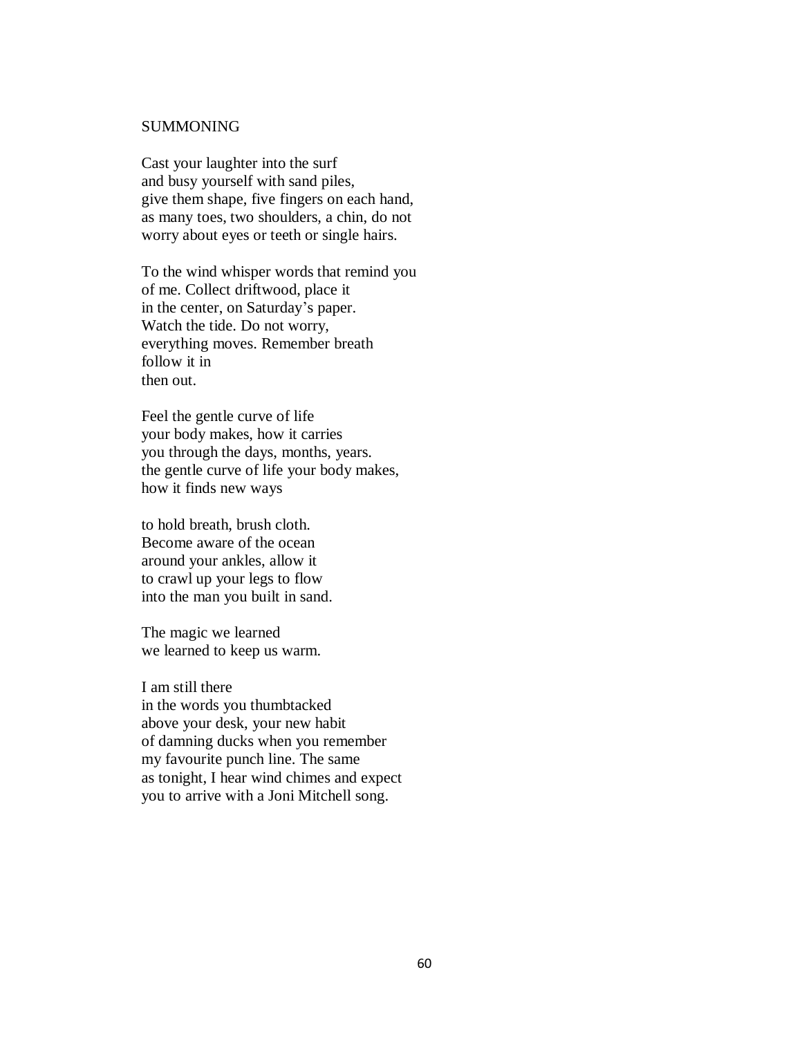# SUMMONING

Cast your laughter into the surf  
and busy yourself with sand piles,  
give them shape, five fingers on each hand,  
as many toes, two shoulders, a chin, do not  
worry about eyes or teeth or single hairs.

To the wind whisper words that remind you  
of me. Collect driftwood, place it  
in the center, on Saturday's paper.  
Watch the tide. Do not worry,  
everything moves. Remember breath  
follow it in  
then out.

Feel the gentle curve of life  
your body makes, how it carries  
you through the days, months, years.  
the gentle curve of life your body makes,  
how it finds new ways

to hold breath, brush cloth.  
Become aware of the ocean  
around your ankles, allow it  
to crawl up your legs to flow  
into the man you built in sand.

The magic we learned  
we learned to keep us warm.

I am still there  
in the words you thumbtacked  
above your desk, your new habit  
of damning ducks when you remember  
my favourite punch line. The same  
as tonight, I hear wind chimes and expect  
you to arrive with a Joni Mitchell song.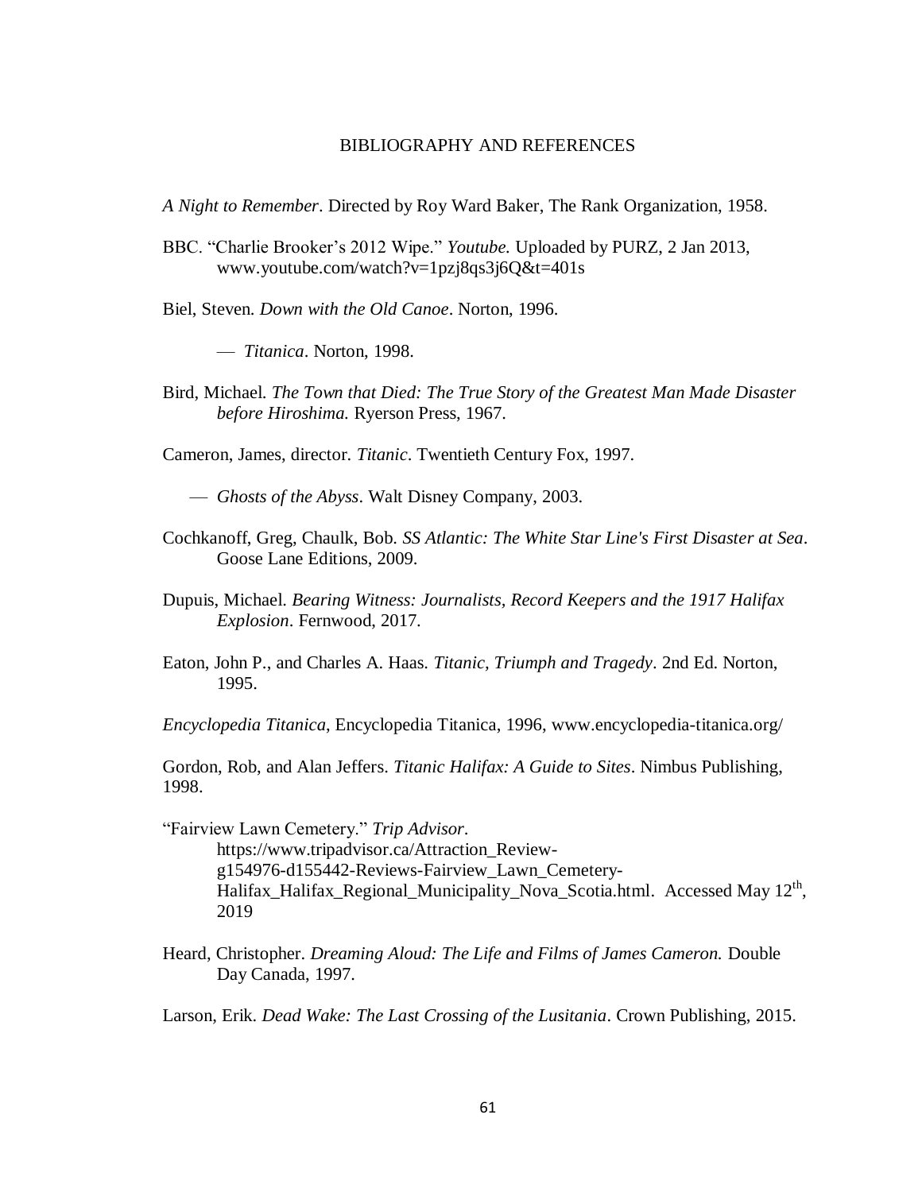# BIBLIOGRAPHY AND REFERENCES

*A Night to Remember*. Directed by Roy Ward Baker, The Rank Organization, 1958.

BBC. "Charlie Brooker's 2012 Wipe." *Youtube.* Uploaded by PURZ, 2 Jan 2013, www.youtube.com/watch?v=1pzj8qs3j6Q&t=401s

Biel, Steven. *Down with the Old Canoe*. Norton, 1996.

— *Titanica*. Norton, 1998.

Bird, Michael. *The Town that Died: The True Story of the Greatest Man Made Disaster before Hiroshima.* Ryerson Press, 1967.

Cameron, James, director. *Titanic*. Twentieth Century Fox, 1997.

— *Ghosts of the Abyss*. Walt Disney Company, 2003.

Cochkanoff, Greg, Chaulk, Bob. *SS Atlantic: The White Star Line's First Disaster at Sea*. Goose Lane Editions, 2009.

Dupuis, Michael. *Bearing Witness: Journalists, Record Keepers and the 1917 Halifax Explosion*. Fernwood, 2017.

Eaton, John P., and Charles A. Haas. *Titanic, Triumph and Tragedy*. 2nd Ed. Norton, 1995.

*Encyclopedia Titanica*, Encyclopedia Titanica, 1996, www.encyclopedia-titanica.org/

Gordon, Rob, and Alan Jeffers. *Titanic Halifax: A Guide to Sites*. Nimbus Publishing, 1998.

"Fairview Lawn Cemetery." *Trip Advisor*. https://www.tripadvisor.ca/Attraction_Review-g154976-d155442-Reviews-Fairview_Lawn_Cemetery-Halifax_Halifax_Regional_Municipality_Nova_Scotia.html. Accessed May 12th, 2019

Heard, Christopher. *Dreaming Aloud: The Life and Films of James Cameron.* Double Day Canada, 1997.

Larson, Erik. *Dead Wake: The Last Crossing of the Lusitania*. Crown Publishing, 2015.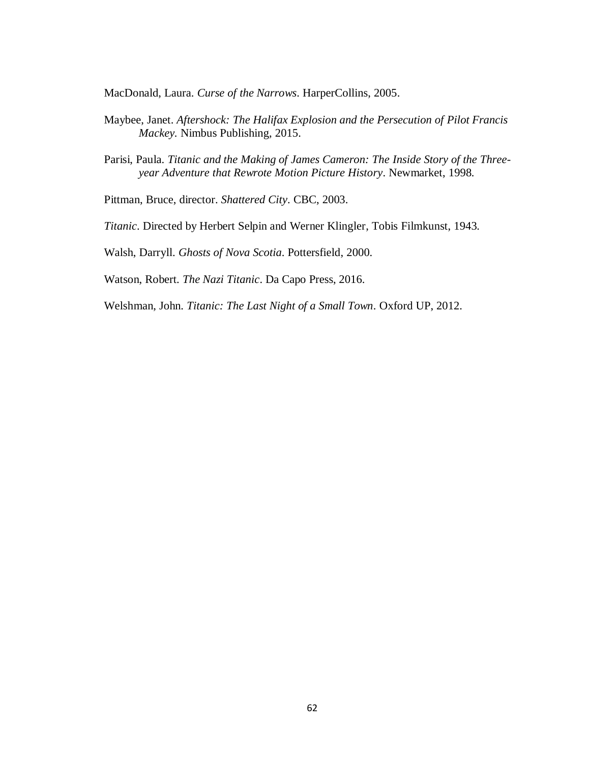MacDonald, Laura. *Curse of the Narrows*. HarperCollins, 2005.

Maybee, Janet. *Aftershock: The Halifax Explosion and the Persecution of Pilot Francis Mackey.* Nimbus Publishing, 2015.

Parisi, Paula. *Titanic and the Making of James Cameron: The Inside Story of the Three-year Adventure that Rewrote Motion Picture History*. Newmarket, 1998.

Pittman, Bruce, director. *Shattered City*. CBC, 2003.

*Titanic*. Directed by Herbert Selpin and Werner Klingler, Tobis Filmkunst, 1943.

Walsh, Darryll. *Ghosts of Nova Scotia*. Pottersfield, 2000.

Watson, Robert. *The Nazi Titanic*. Da Capo Press, 2016.

Welshman, John. *Titanic: The Last Night of a Small Town*. Oxford UP, 2012.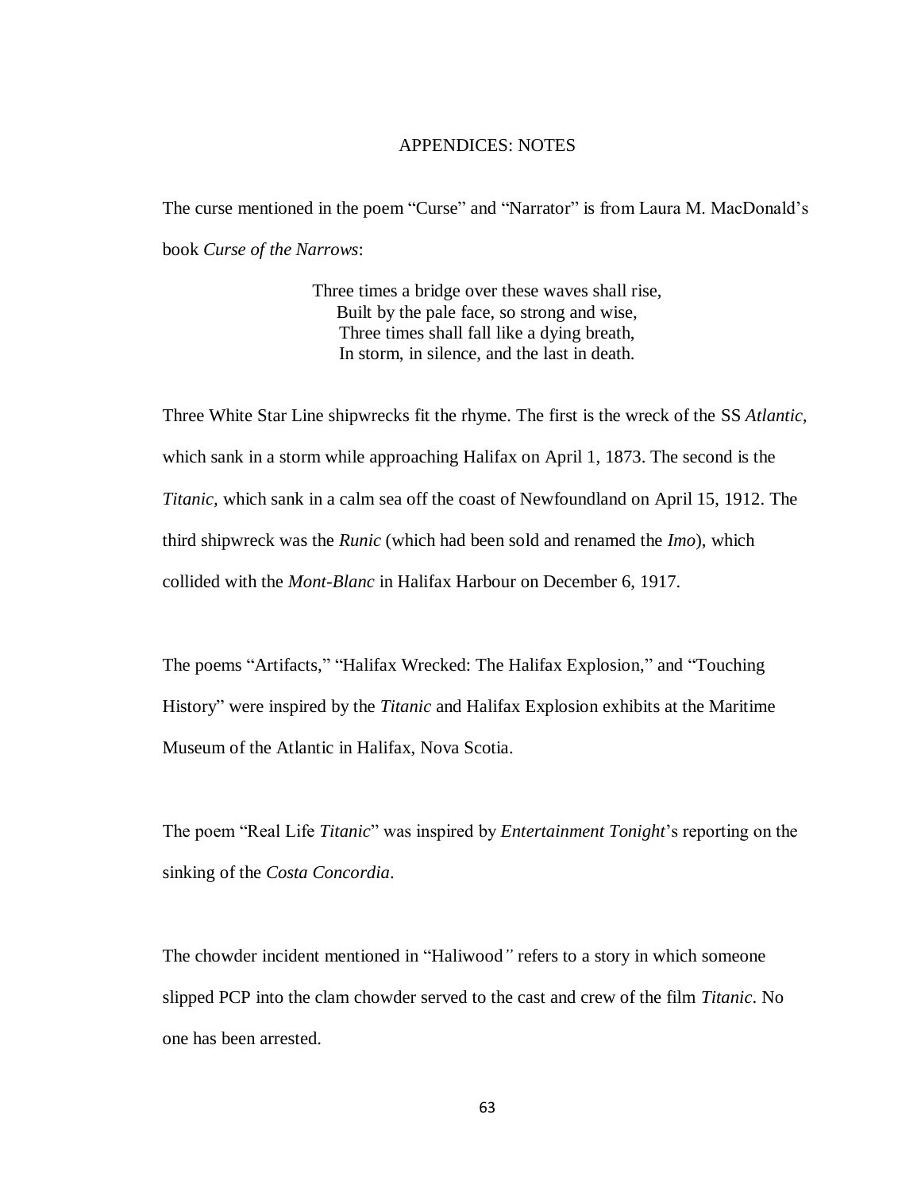# APPENDICES: NOTES

The curse mentioned in the poem "Curse" and "Narrator" is from Laura M. MacDonald's book *Curse of the Narrows*:

> Three times a bridge over these waves shall rise,
> Built by the pale face, so strong and wise,
> Three times shall fall like a dying breath,
> In storm, in silence, and the last in death.

Three White Star Line shipwrecks fit the rhyme. The first is the wreck of the SS *Atlantic*, which sank in a storm while approaching Halifax on April 1, 1873. The second is the *Titanic*, which sank in a calm sea off the coast of Newfoundland on April 15, 1912. The third shipwreck was the *Runic* (which had been sold and renamed the *Imo*), which collided with the *Mont-Blanc* in Halifax Harbour on December 6, 1917.

The poems "Artifacts," "Halifax Wrecked: The Halifax Explosion," and "Touching History" were inspired by the *Titanic* and Halifax Explosion exhibits at the Maritime Museum of the Atlantic in Halifax, Nova Scotia.

The poem "Real Life *Titanic*" was inspired by *Entertainment Tonight*'s reporting on the sinking of the *Costa Concordia*.

The chowder incident mentioned in "Haliwood" refers to a story in which someone slipped PCP into the clam chowder served to the cast and crew of the film *Titanic*. No one has been arrested.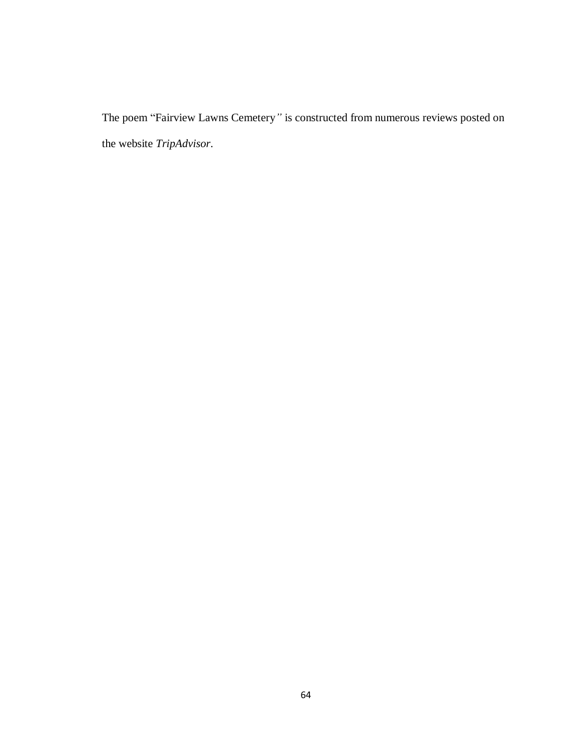The poem "Fairview Lawns Cemetery" is constructed from numerous reviews posted on the website *TripAdvisor*.